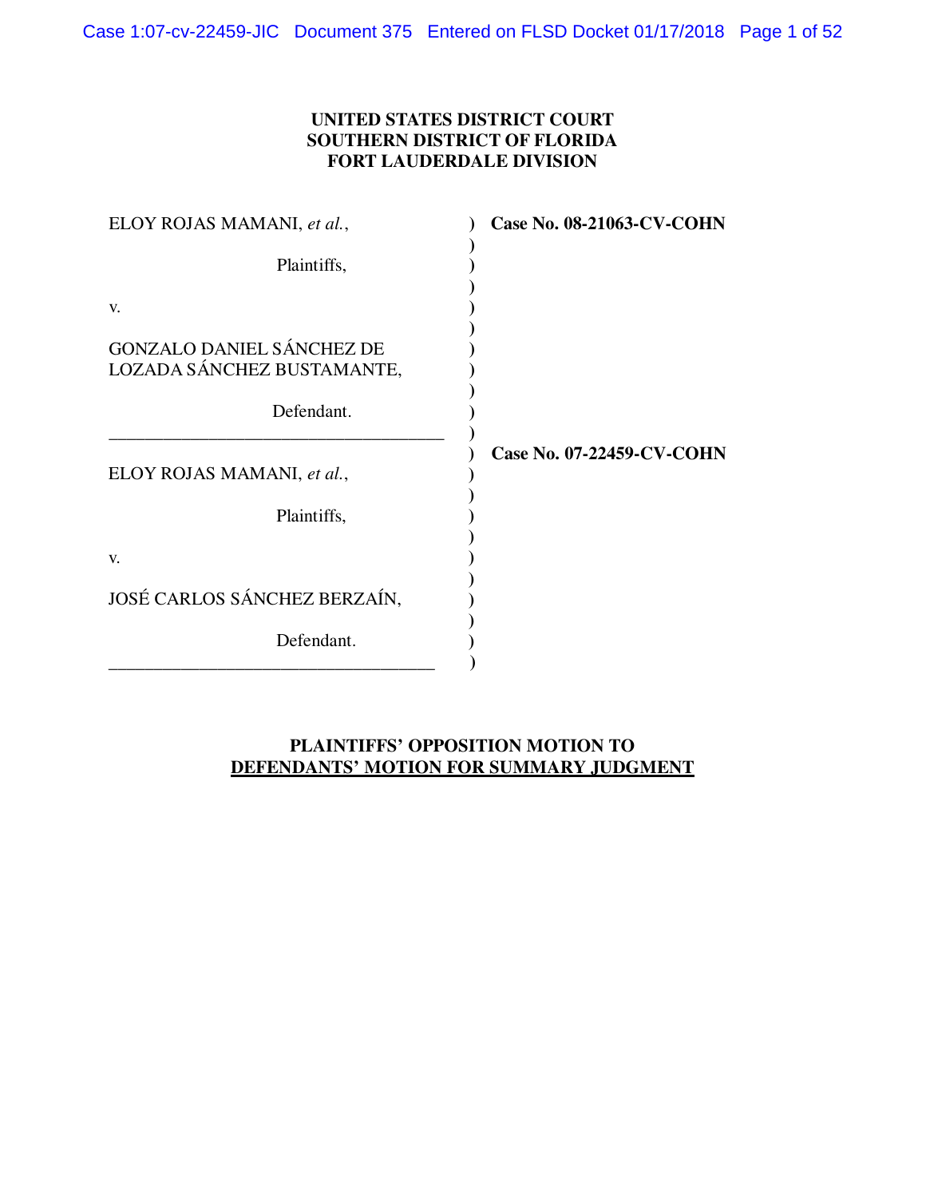**UNITED STATES DISTRICT COURT**
**SOUTHERN DISTRICT OF FLORIDA**
**FORT LAUDERDALE DIVISION**

| | |
|---|---|
| ELOY ROJAS MAMANI, *et al.*,<br><br>Plaintiffs,<br><br>v.<br><br>GONZALO DANIEL SÁNCHEZ DE LOZADA SÁNCHEZ BUSTAMANTE,<br><br>Defendant. | **Case No. 08-21063-CV-COHN** |
| ELOY ROJAS MAMANI, *et al.*,<br><br>Plaintiffs,<br><br>v.<br><br>JOSÉ CARLOS SÁNCHEZ BERZAÍN,<br><br>Defendant. | **Case No. 07-22459-CV-COHN** |

**PLAINTIFFS' OPPOSITION MOTION TO**
**DEFENDANTS' MOTION FOR SUMMARY JUDGMENT**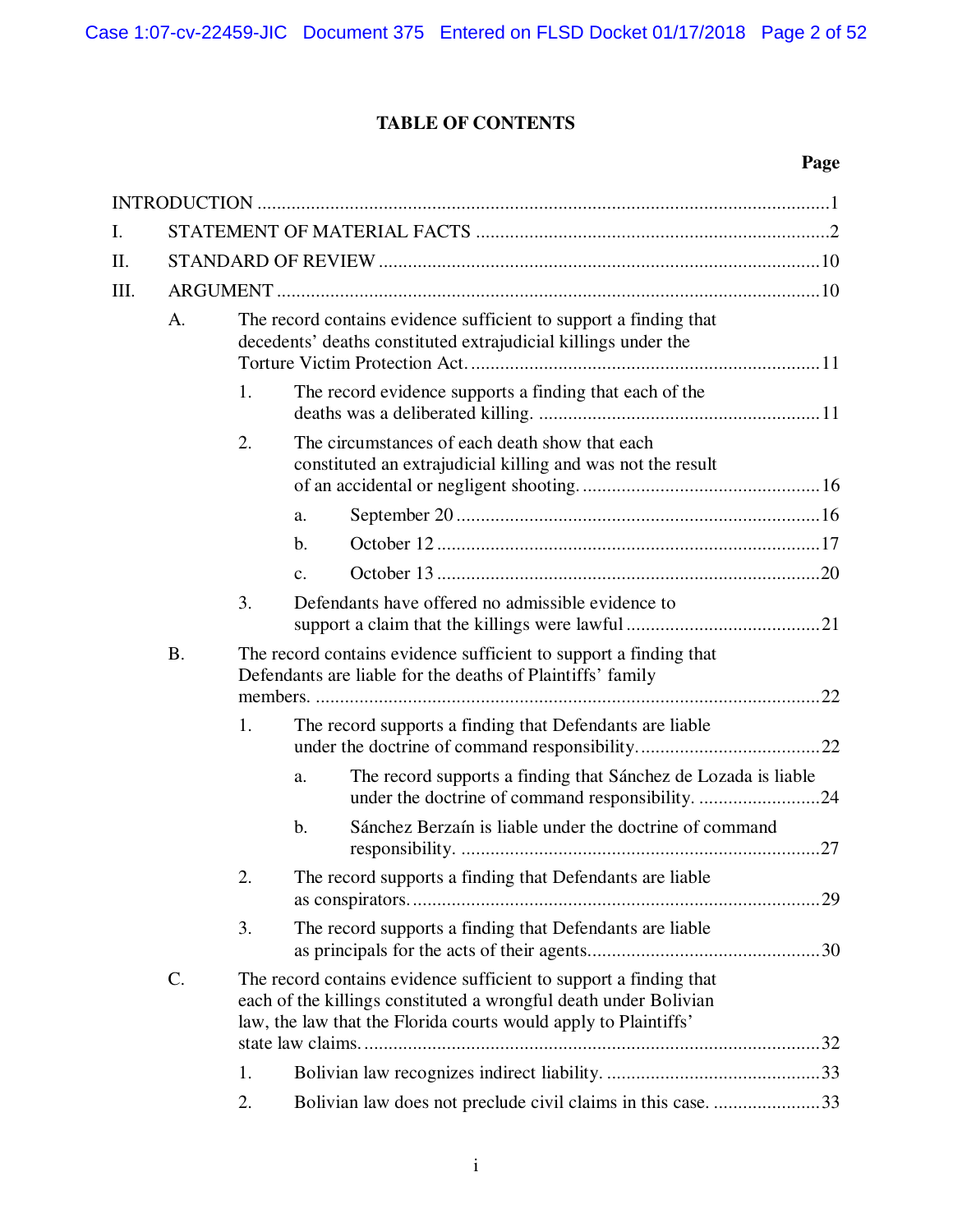## TABLE OF CONTENTS

Page

INTRODUCTION .....................................................................................................................1

I. STATEMENT OF MATERIAL FACTS .........................................................................2

II. STANDARD OF REVIEW ..........................................................................................10

III. ARGUMENT ...............................................................................................................10

- A. The record contains evidence sufficient to support a finding that decedents' deaths constituted extrajudicial killings under the Torture Victim Protection Act. .......................................................................11
  - 1. The record evidence supports a finding that each of the deaths was a deliberated killing. ..........................................................11
  - 2. The circumstances of each death show that each constituted an extrajudicial killing and was not the result of an accidental or negligent shooting. .................................................16
    - a. September 20 ..........................................................................16
    - b. October 12 ...............................................................................17
    - c. October 13 ...............................................................................20
  - 3. Defendants have offered no admissible evidence to support a claim that the killings were lawful ........................................21
- B. The record contains evidence sufficient to support a finding that Defendants are liable for the deaths of Plaintiffs' family members. ......................................................................................................22
  - 1. The record supports a finding that Defendants are liable under the doctrine of command responsibility......................................22
    - a. The record supports a finding that Sánchez de Lozada is liable under the doctrine of command responsibility. .........................24
    - b. Sánchez Berzaín is liable under the doctrine of command responsibility. .........................................................................27
  - 2. The record supports a finding that Defendants are liable as conspirators....................................................................................29
  - 3. The record supports a finding that Defendants are liable as principals for the acts of their agents................................................30
- C. The record contains evidence sufficient to support a finding that each of the killings constituted a wrongful death under Bolivian law, the law that the Florida courts would apply to Plaintiffs' state law claims. .............................................................................................32
  - 1. Bolivian law recognizes indirect liability. ............................................33
  - 2. Bolivian law does not preclude civil claims in this case. ......................33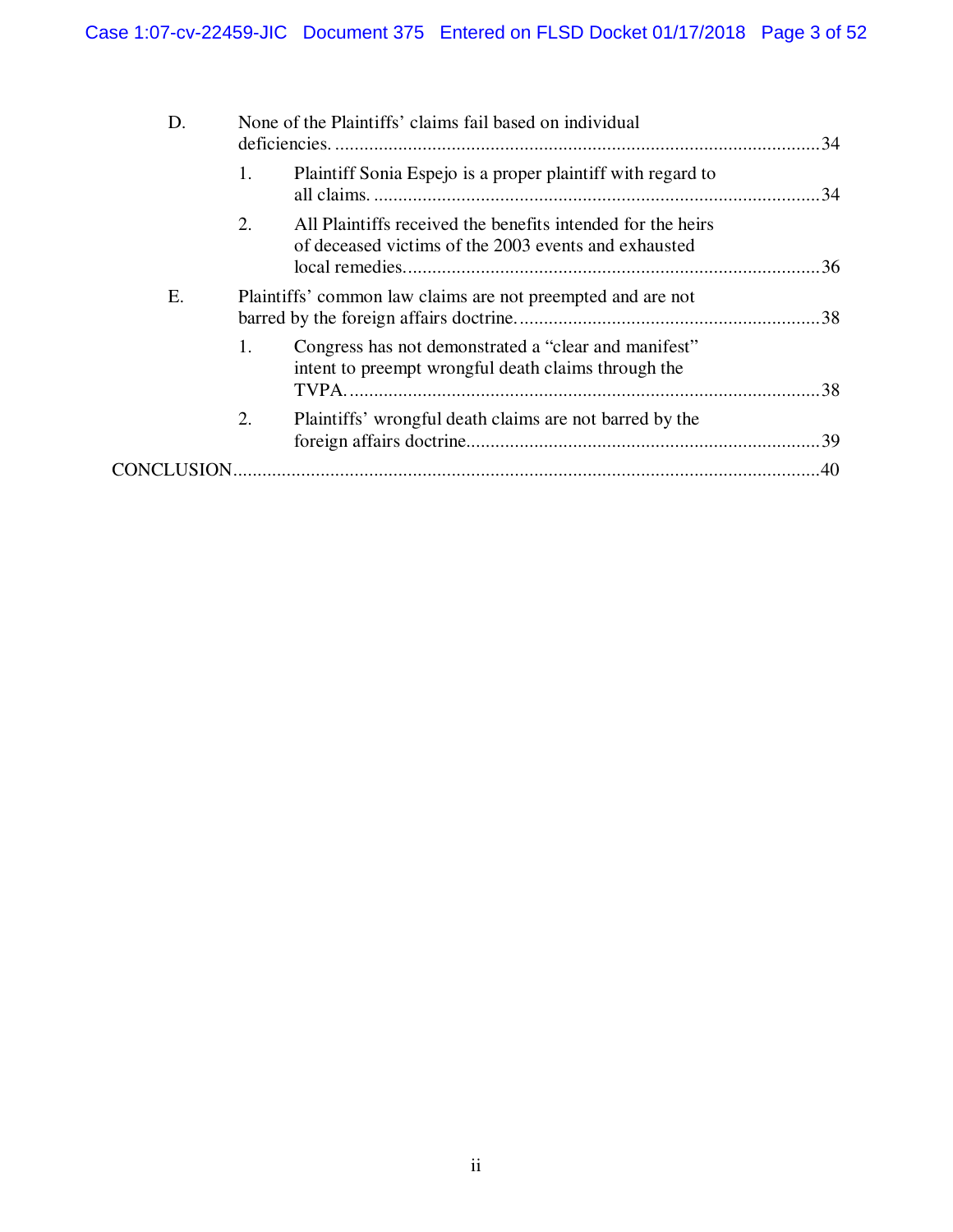D. None of the Plaintiffs' claims fail based on individual deficiencies. ....................................................................................................34

1. Plaintiff Sonia Espejo is a proper plaintiff with regard to all claims. ..........................................................................................34

2. All Plaintiffs received the benefits intended for the heirs of deceased victims of the 2003 events and exhausted local remedies. ....................................................................................36

E. Plaintiffs' common law claims are not preempted and are not barred by the foreign affairs doctrine. .............................................................38

1. Congress has not demonstrated a "clear and manifest" intent to preempt wrongful death claims through the TVPA. ...............................................................................................38

2. Plaintiffs' wrongful death claims are not barred by the foreign affairs doctrine. .......................................................................39

CONCLUSION .......................................................................................................................40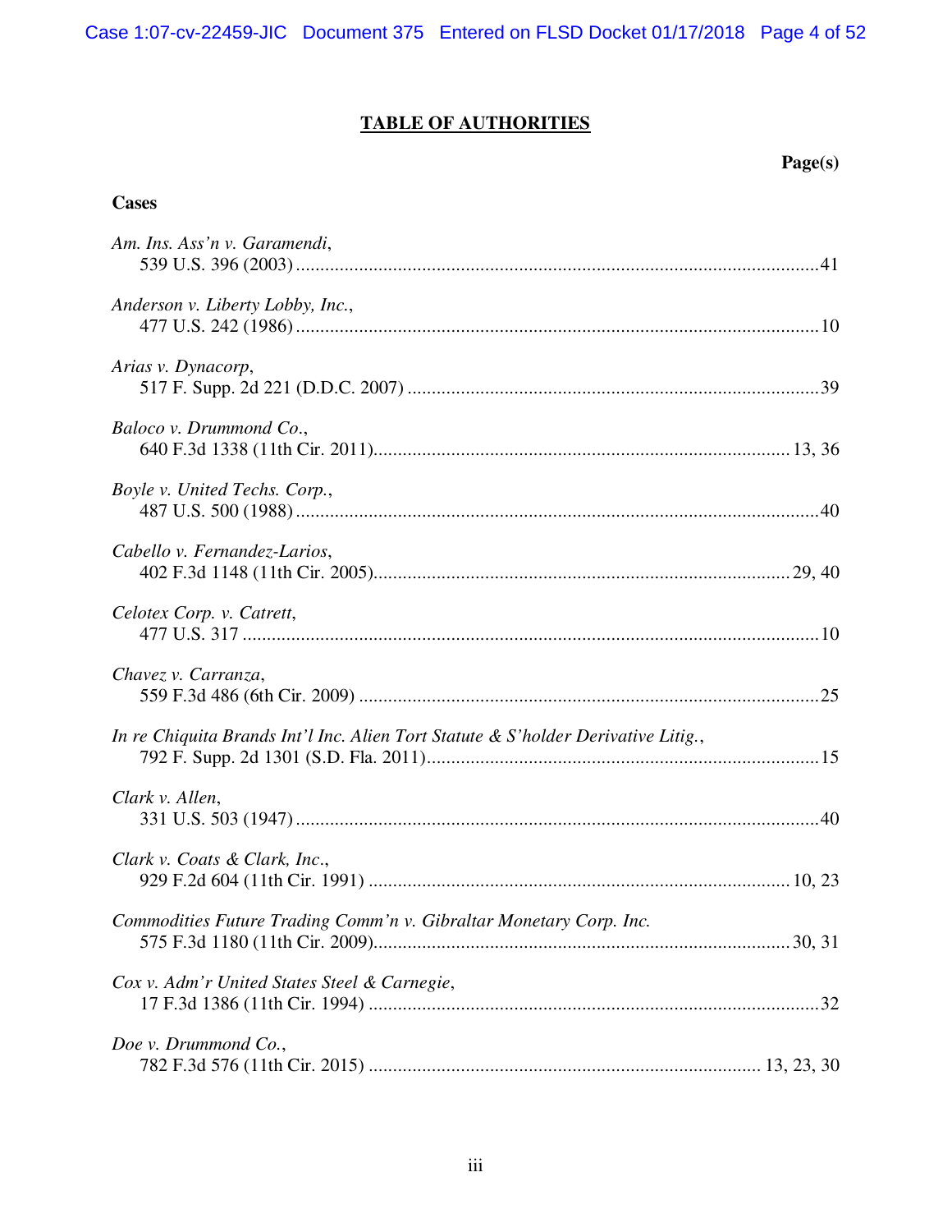# TABLE OF AUTHORITIES

**Page(s)**

**Cases**

*Am. Ins. Ass'n v. Garamendi*,
539 U.S. 396 (2003) .......... 41

*Anderson v. Liberty Lobby, Inc.*,
477 U.S. 242 (1986) .......... 10

*Arias v. Dynacorp*,
517 F. Supp. 2d 221 (D.D.C. 2007) .......... 39

*Baloco v. Drummond Co.*,
640 F.3d 1338 (11th Cir. 2011) .......... 13, 36

*Boyle v. United Techs. Corp.*,
487 U.S. 500 (1988) .......... 40

*Cabello v. Fernandez-Larios*,
402 F.3d 1148 (11th Cir. 2005) .......... 29, 40

*Celotex Corp. v. Catrett*,
477 U.S. 317 .......... 10

*Chavez v. Carranza*,
559 F.3d 486 (6th Cir. 2009) .......... 25

*In re Chiquita Brands Int'l Inc. Alien Tort Statute & S'holder Derivative Litig.*,
792 F. Supp. 2d 1301 (S.D. Fla. 2011) .......... 15

*Clark v. Allen*,
331 U.S. 503 (1947) .......... 40

*Clark v. Coats & Clark, Inc.*,
929 F.2d 604 (11th Cir. 1991) .......... 10, 23

*Commodities Future Trading Comm'n v. Gibraltar Monetary Corp. Inc.*
575 F.3d 1180 (11th Cir. 2009) .......... 30, 31

*Cox v. Adm'r United States Steel & Carnegie*,
17 F.3d 1386 (11th Cir. 1994) .......... 32

*Doe v. Drummond Co.*,
782 F.3d 576 (11th Cir. 2015) .......... 13, 23, 30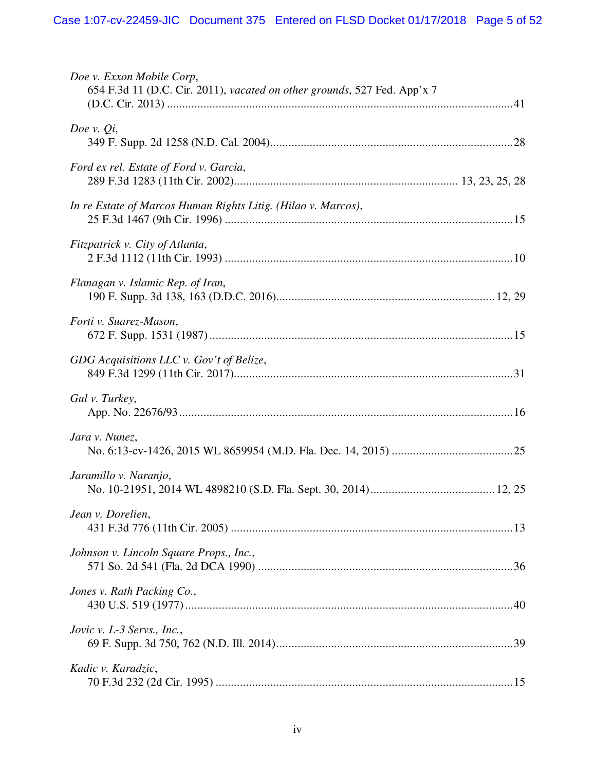*Doe v. Exxon Mobile Corp*,
654 F.3d 11 (D.C. Cir. 2011), *vacated on other grounds*, 527 Fed. App'x 7 (D.C. Cir. 2013) ................................................................................................................41

*Doe v. Qi*,
349 F. Supp. 2d 1258 (N.D. Cal. 2004)...............................................................................28

*Ford ex rel. Estate of Ford v. Garcia*,
289 F.3d 1283 (11th Cir. 2002)......................................................................... 13, 23, 25, 28

*In re Estate of Marcos Human Rights Litig. (Hilao v. Marcos)*,
25 F.3d 1467 (9th Cir. 1996) ..............................................................................................15

*Fitzpatrick v. City of Atlanta*,
2 F.3d 1112 (11th Cir. 1993) ..............................................................................................10

*Flanagan v. Islamic Rep. of Iran*,
190 F. Supp. 3d 138, 163 (D.D.C. 2016)....................................................................... 12, 29

*Forti v. Suarez-Mason*,
672 F. Supp. 1531 (1987) ....................................................................................................15

*GDG Acquisitions LLC v. Gov't of Belize*,
849 F.3d 1299 (11th Cir. 2017)...........................................................................................31

*Gul v. Turkey*,
App. No. 22676/93 .............................................................................................................16

*Jara v. Nunez*,
No. 6:13-cv-1426, 2015 WL 8659954 (M.D. Fla. Dec. 14, 2015) .......................................25

*Jaramillo v. Naranjo*,
No. 10-21951, 2014 WL 4898210 (S.D. Fla. Sept. 30, 2014)......................................... 12, 25

*Jean v. Dorelien*,
431 F.3d 776 (11th Cir. 2005) ............................................................................................13

*Johnson v. Lincoln Square Props., Inc.*,
571 So. 2d 541 (Fla. 2d DCA 1990) ...................................................................................36

*Jones v. Rath Packing Co.*,
430 U.S. 519 (1977) ...........................................................................................................40

*Jovic v. L-3 Servs., Inc.*,
69 F. Supp. 3d 750, 762 (N.D. Ill. 2014).............................................................................39

*Kadic v. Karadzic*,
70 F.3d 232 (2d Cir. 1995) .................................................................................................15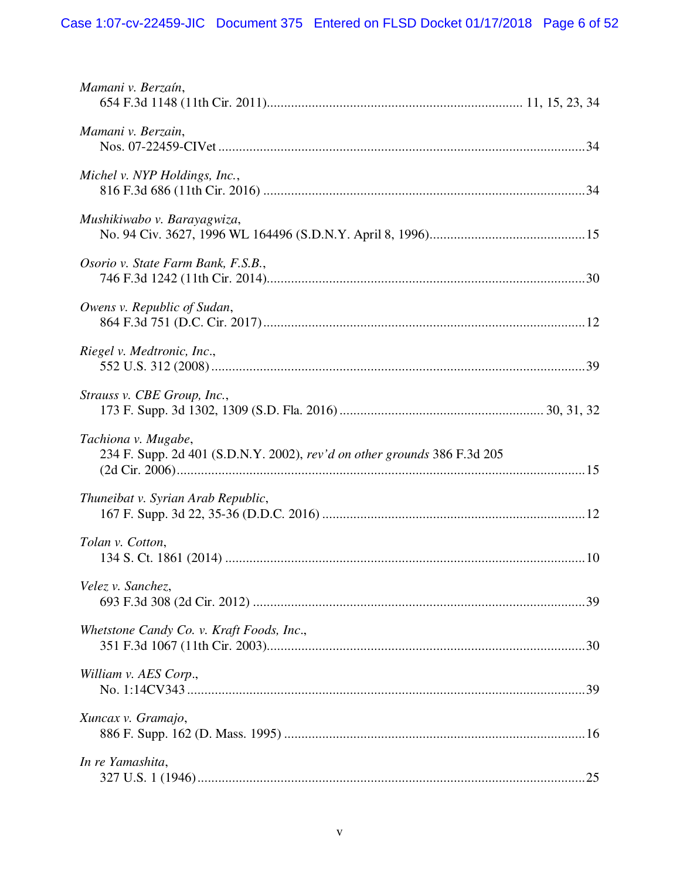*Mamani v. Berzaín*,
654 F.3d 1148 (11th Cir. 2011)........................................................................ 11, 15, 23, 34

*Mamani v. Berzain*,
Nos. 07-22459-CIVet ........................................................................................................34

*Michel v. NYP Holdings, Inc.*,
816 F.3d 686 (11th Cir. 2016) ...........................................................................................34

*Mushikiwabo v. Barayagwiza*,
No. 94 Civ. 3627, 1996 WL 164496 (S.D.N.Y. April 8, 1996)............................................15

*Osorio v. State Farm Bank, F.S.B.*,
746 F.3d 1242 (11th Cir. 2014)..........................................................................................30

*Owens v. Republic of Sudan*,
864 F.3d 751 (D.C. Cir. 2017)...........................................................................................12

*Riegel v. Medtronic, Inc*.,
552 U.S. 312 (2008) ..........................................................................................................39

*Strauss v. CBE Group, Inc.*,
173 F. Supp. 3d 1302, 1309 (S.D. Fla. 2016) ......................................................... 30, 31, 32

*Tachiona v. Mugabe*,
234 F. Supp. 2d 401 (S.D.N.Y. 2002), *rev'd on other grounds* 386 F.3d 205
(2d Cir. 2006).....................................................................................................................15

*Thuneibat v. Syrian Arab Republic*,
167 F. Supp. 3d 22, 35-36 (D.D.C. 2016) ..........................................................................12

*Tolan v. Cotton*,
134 S. Ct. 1861 (2014) .......................................................................................................10

*Velez v. Sanchez*,
693 F.3d 308 (2d Cir. 2012) ...............................................................................................39

*Whetstone Candy Co. v. Kraft Foods, Inc*.,
351 F.3d 1067 (11th Cir. 2003)..........................................................................................30

*William v. AES Corp*.,
No. 1:14CV343 .................................................................................................................39

*Xuncax v. Gramajo*,
886 F. Supp. 162 (D. Mass. 1995) .....................................................................................16

*In re Yamashita*,
327 U.S. 1 (1946)...............................................................................................................25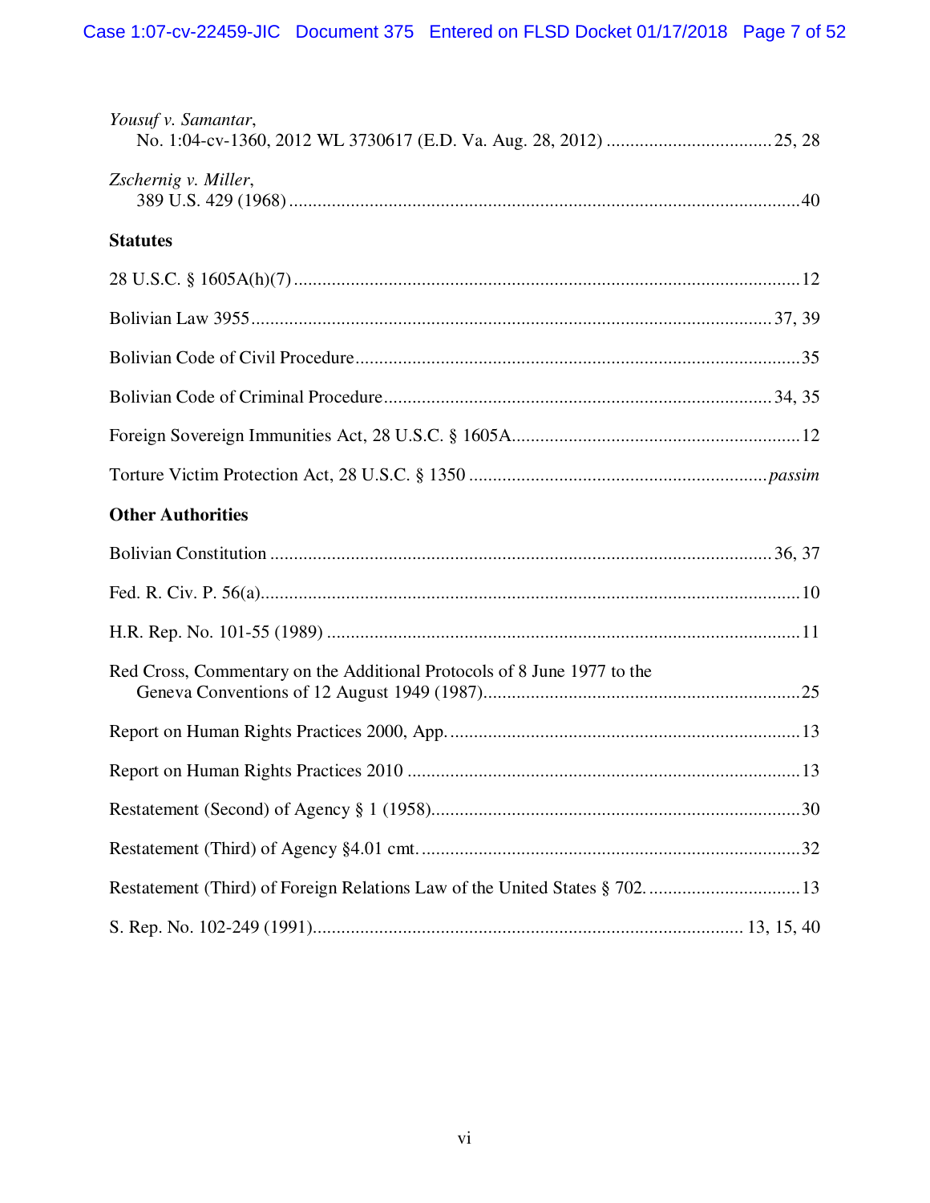*Yousuf v. Samantar*,
No. 1:04-cv-1360, 2012 WL 3730617 (E.D. Va. Aug. 28, 2012) .................................. 25, 28

*Zschernig v. Miller*,
389 U.S. 429 (1968) .......................................................................................................... 40

**Statutes**

28 U.S.C. § 1605A(h)(7) ......................................................................................................... 12

Bolivian Law 3955 ............................................................................................................. 37, 39

Bolivian Code of Civil Procedure ........................................................................................... 35

Bolivian Code of Criminal Procedure ................................................................................ 34, 35

Foreign Sovereign Immunities Act, 28 U.S.C. § 1605A ........................................................... 12

Torture Victim Protection Act, 28 U.S.C. § 1350 .............................................................. *passim*

**Other Authorities**

Bolivian Constitution ......................................................................................................... 36, 37

Fed. R. Civ. P. 56(a) ................................................................................................................ 10

H.R. Rep. No. 101-55 (1989) ................................................................................................... 11

Red Cross, Commentary on the Additional Protocols of 8 June 1977 to the
Geneva Conventions of 12 August 1949 (1987) ................................................................. 25

Report on Human Rights Practices 2000, App. ......................................................................... 13

Report on Human Rights Practices 2010 .................................................................................. 13

Restatement (Second) of Agency § 1 (1958) ............................................................................. 30

Restatement (Third) of Agency §4.01 cmt. ............................................................................... 32

Restatement (Third) of Foreign Relations Law of the United States § 702. ............................... 13

S. Rep. No. 102-249 (1991) ........................................................................................ 13, 15, 40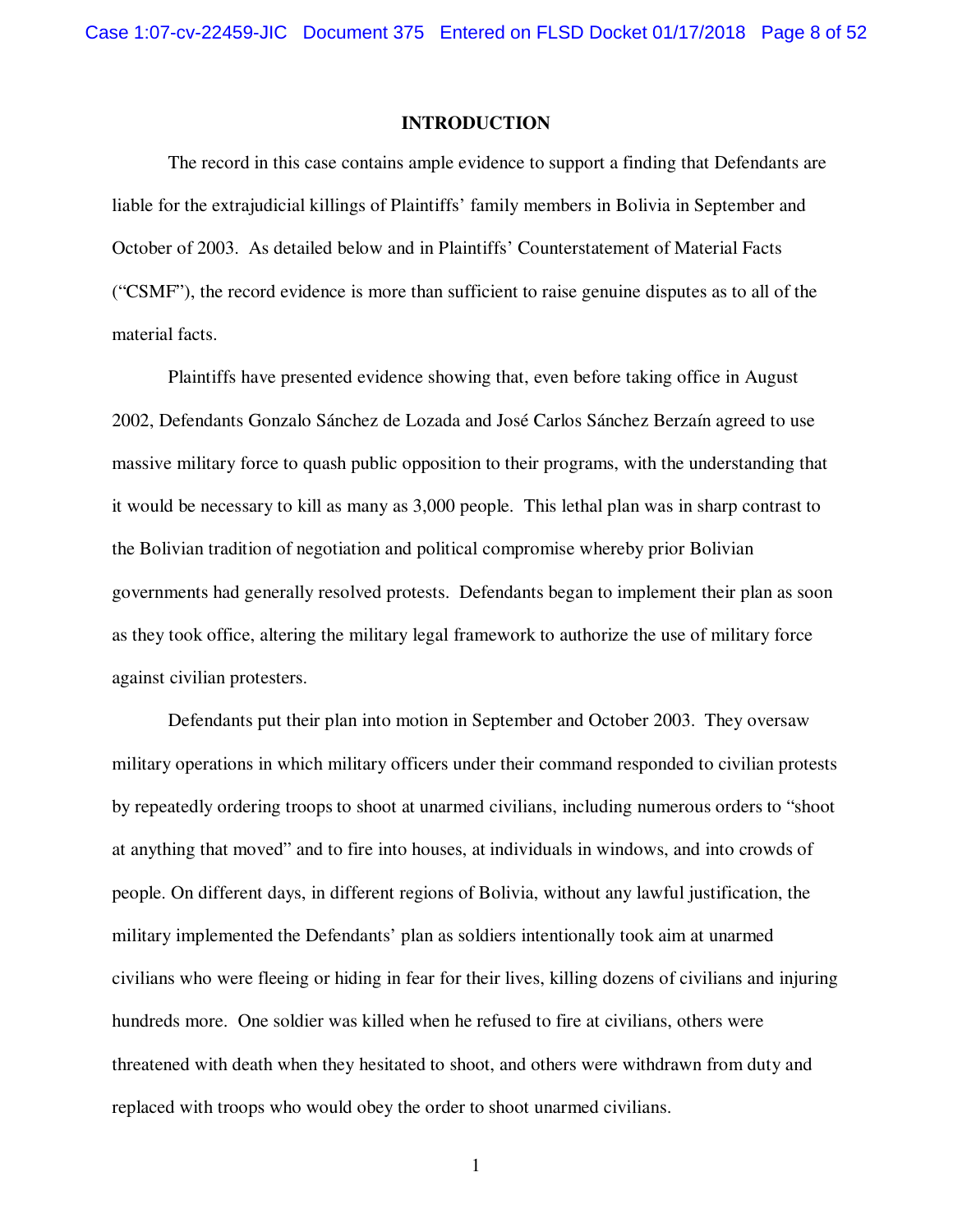## INTRODUCTION

The record in this case contains ample evidence to support a finding that Defendants are liable for the extrajudicial killings of Plaintiffs' family members in Bolivia in September and October of 2003. As detailed below and in Plaintiffs' Counterstatement of Material Facts ("CSMF"), the record evidence is more than sufficient to raise genuine disputes as to all of the material facts.

Plaintiffs have presented evidence showing that, even before taking office in August 2002, Defendants Gonzalo Sánchez de Lozada and José Carlos Sánchez Berzaín agreed to use massive military force to quash public opposition to their programs, with the understanding that it would be necessary to kill as many as 3,000 people. This lethal plan was in sharp contrast to the Bolivian tradition of negotiation and political compromise whereby prior Bolivian governments had generally resolved protests. Defendants began to implement their plan as soon as they took office, altering the military legal framework to authorize the use of military force against civilian protesters.

Defendants put their plan into motion in September and October 2003. They oversaw military operations in which military officers under their command responded to civilian protests by repeatedly ordering troops to shoot at unarmed civilians, including numerous orders to "shoot at anything that moved" and to fire into houses, at individuals in windows, and into crowds of people. On different days, in different regions of Bolivia, without any lawful justification, the military implemented the Defendants' plan as soldiers intentionally took aim at unarmed civilians who were fleeing or hiding in fear for their lives, killing dozens of civilians and injuring hundreds more. One soldier was killed when he refused to fire at civilians, others were threatened with death when they hesitated to shoot, and others were withdrawn from duty and replaced with troops who would obey the order to shoot unarmed civilians.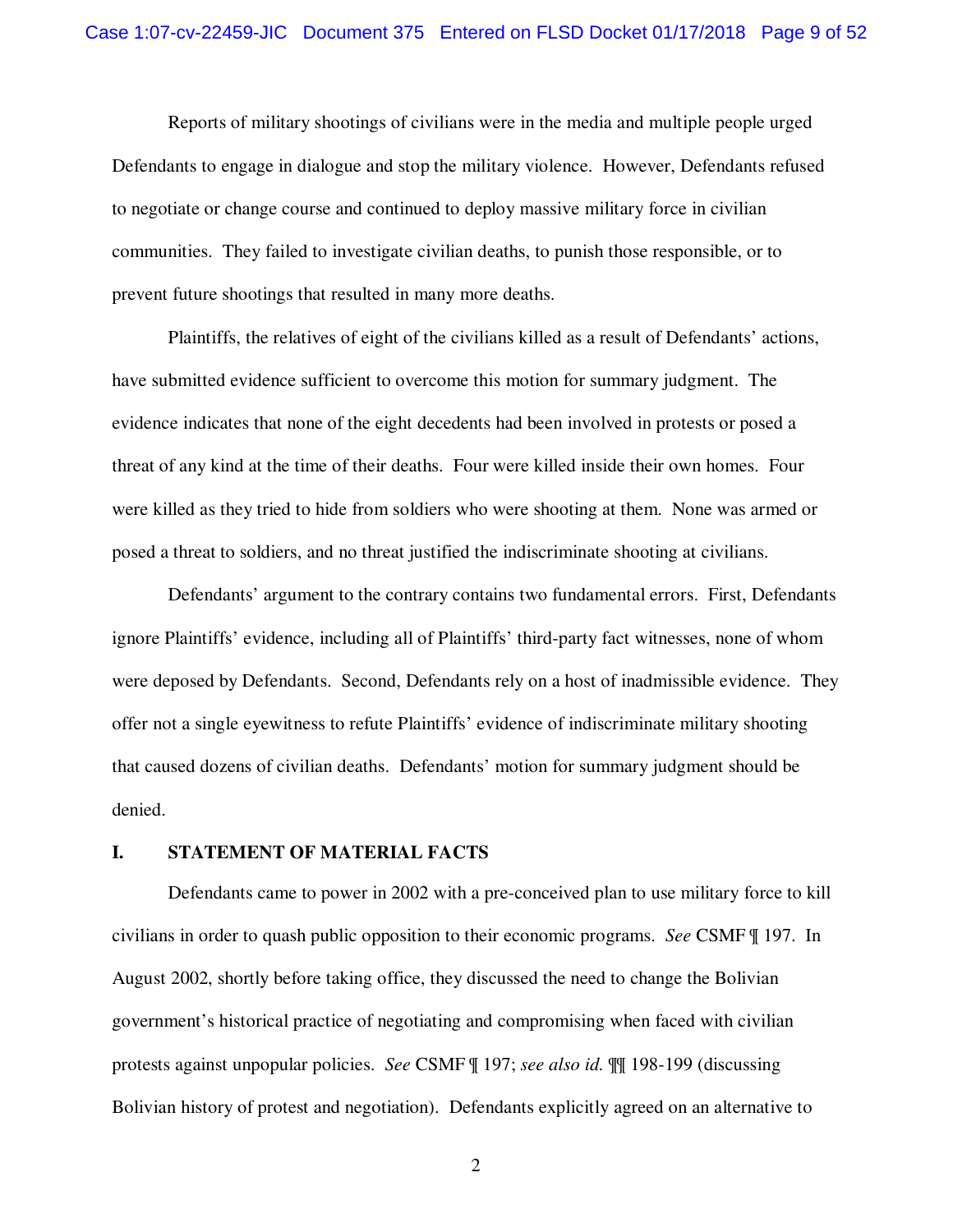Reports of military shootings of civilians were in the media and multiple people urged Defendants to engage in dialogue and stop the military violence. However, Defendants refused to negotiate or change course and continued to deploy massive military force in civilian communities. They failed to investigate civilian deaths, to punish those responsible, or to prevent future shootings that resulted in many more deaths.

Plaintiffs, the relatives of eight of the civilians killed as a result of Defendants' actions, have submitted evidence sufficient to overcome this motion for summary judgment. The evidence indicates that none of the eight decedents had been involved in protests or posed a threat of any kind at the time of their deaths. Four were killed inside their own homes. Four were killed as they tried to hide from soldiers who were shooting at them. None was armed or posed a threat to soldiers, and no threat justified the indiscriminate shooting at civilians.

Defendants' argument to the contrary contains two fundamental errors. First, Defendants ignore Plaintiffs' evidence, including all of Plaintiffs' third-party fact witnesses, none of whom were deposed by Defendants. Second, Defendants rely on a host of inadmissible evidence. They offer not a single eyewitness to refute Plaintiffs' evidence of indiscriminate military shooting that caused dozens of civilian deaths. Defendants' motion for summary judgment should be denied.

## I. STATEMENT OF MATERIAL FACTS

Defendants came to power in 2002 with a pre-conceived plan to use military force to kill civilians in order to quash public opposition to their economic programs. *See* CSMF ¶ 197. In August 2002, shortly before taking office, they discussed the need to change the Bolivian government's historical practice of negotiating and compromising when faced with civilian protests against unpopular policies. *See* CSMF ¶ 197; *see also id.* ¶¶ 198-199 (discussing Bolivian history of protest and negotiation). Defendants explicitly agreed on an alternative to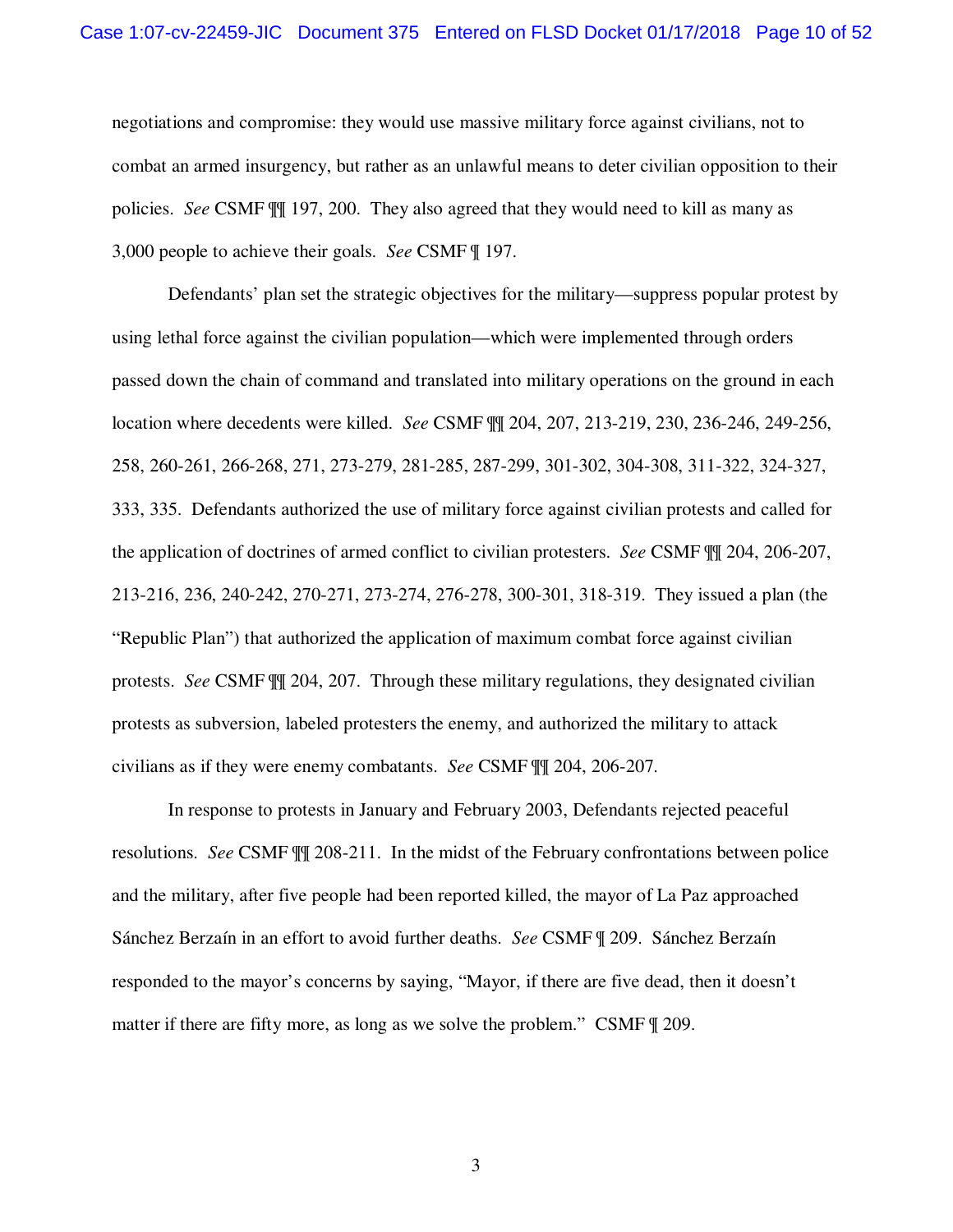negotiations and compromise: they would use massive military force against civilians, not to combat an armed insurgency, but rather as an unlawful means to deter civilian opposition to their policies. *See* CSMF ¶¶ 197, 200. They also agreed that they would need to kill as many as 3,000 people to achieve their goals. *See* CSMF ¶ 197.

Defendants' plan set the strategic objectives for the military—suppress popular protest by using lethal force against the civilian population—which were implemented through orders passed down the chain of command and translated into military operations on the ground in each location where decedents were killed. *See* CSMF ¶¶ 204, 207, 213-219, 230, 236-246, 249-256, 258, 260-261, 266-268, 271, 273-279, 281-285, 287-299, 301-302, 304-308, 311-322, 324-327, 333, 335. Defendants authorized the use of military force against civilian protests and called for the application of doctrines of armed conflict to civilian protesters. *See* CSMF ¶¶ 204, 206-207, 213-216, 236, 240-242, 270-271, 273-274, 276-278, 300-301, 318-319. They issued a plan (the "Republic Plan") that authorized the application of maximum combat force against civilian protests. *See* CSMF ¶¶ 204, 207. Through these military regulations, they designated civilian protests as subversion, labeled protesters the enemy, and authorized the military to attack civilians as if they were enemy combatants. *See* CSMF ¶¶ 204, 206-207.

In response to protests in January and February 2003, Defendants rejected peaceful resolutions. *See* CSMF ¶¶ 208-211. In the midst of the February confrontations between police and the military, after five people had been reported killed, the mayor of La Paz approached Sánchez Berzaín in an effort to avoid further deaths. *See* CSMF ¶ 209. Sánchez Berzaín responded to the mayor's concerns by saying, "Mayor, if there are five dead, then it doesn't matter if there are fifty more, as long as we solve the problem." CSMF ¶ 209.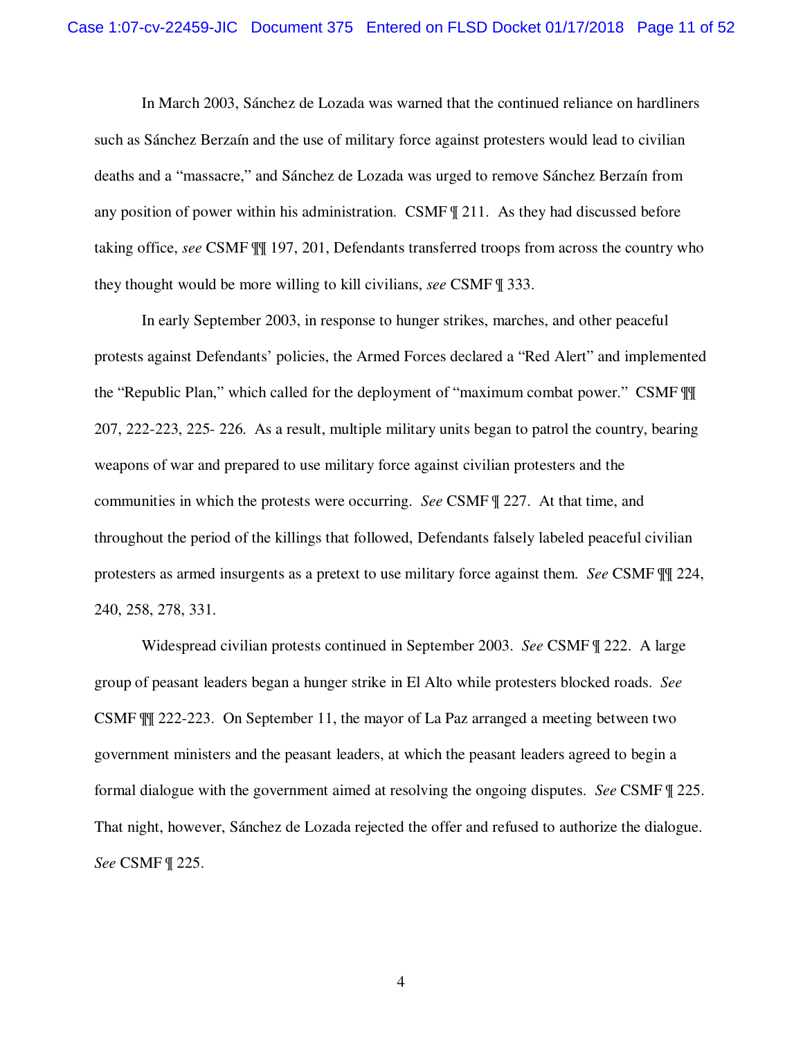In March 2003, Sánchez de Lozada was warned that the continued reliance on hardliners such as Sánchez Berzaín and the use of military force against protesters would lead to civilian deaths and a "massacre," and Sánchez de Lozada was urged to remove Sánchez Berzaín from any position of power within his administration. CSMF ¶ 211. As they had discussed before taking office, *see* CSMF ¶¶ 197, 201, Defendants transferred troops from across the country who they thought would be more willing to kill civilians, *see* CSMF ¶ 333.

In early September 2003, in response to hunger strikes, marches, and other peaceful protests against Defendants' policies, the Armed Forces declared a "Red Alert" and implemented the "Republic Plan," which called for the deployment of "maximum combat power." CSMF ¶¶ 207, 222-223, 225- 226. As a result, multiple military units began to patrol the country, bearing weapons of war and prepared to use military force against civilian protesters and the communities in which the protests were occurring. *See* CSMF ¶ 227. At that time, and throughout the period of the killings that followed, Defendants falsely labeled peaceful civilian protesters as armed insurgents as a pretext to use military force against them. *See* CSMF ¶¶ 224, 240, 258, 278, 331.

Widespread civilian protests continued in September 2003. *See* CSMF ¶ 222. A large group of peasant leaders began a hunger strike in El Alto while protesters blocked roads. *See* CSMF ¶¶ 222-223. On September 11, the mayor of La Paz arranged a meeting between two government ministers and the peasant leaders, at which the peasant leaders agreed to begin a formal dialogue with the government aimed at resolving the ongoing disputes. *See* CSMF ¶ 225. That night, however, Sánchez de Lozada rejected the offer and refused to authorize the dialogue. *See* CSMF ¶ 225.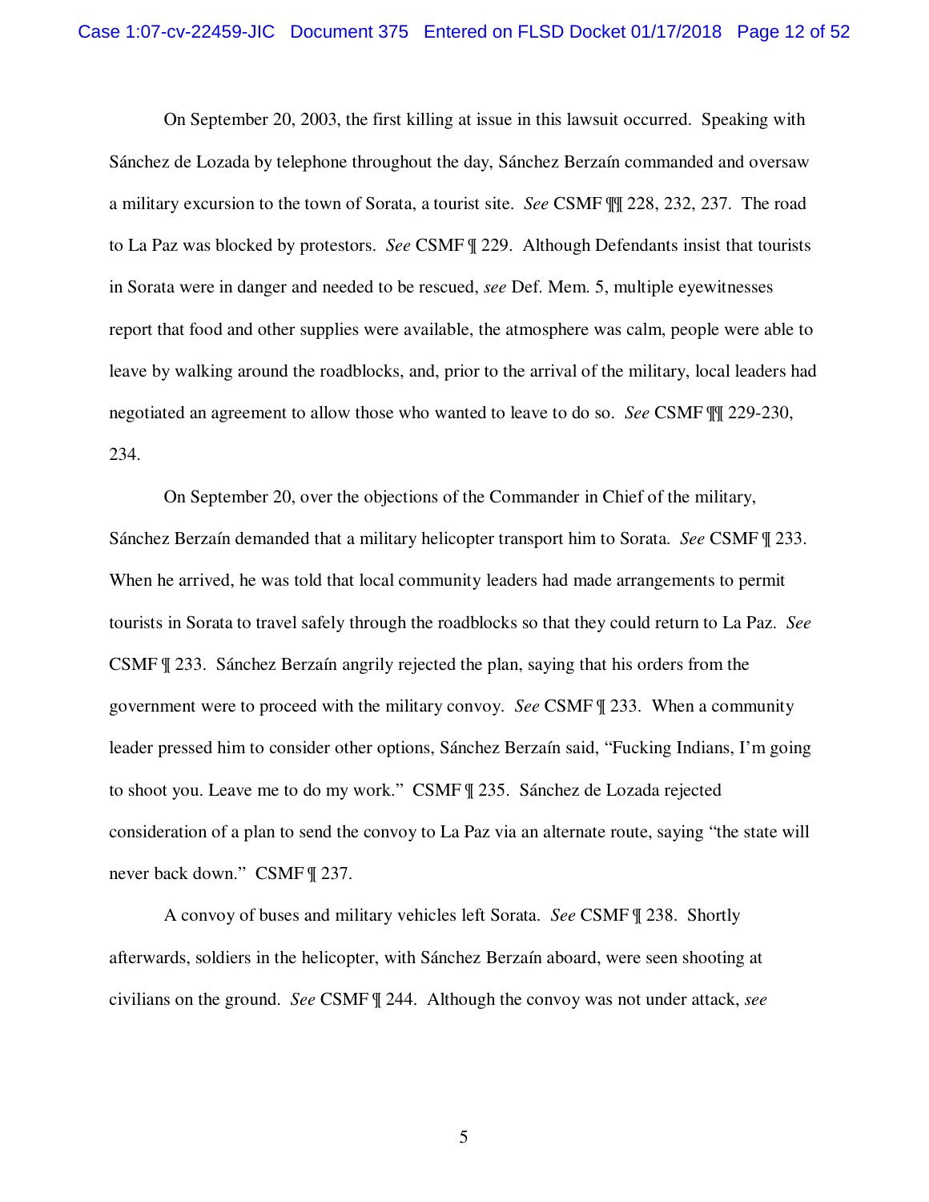On September 20, 2003, the first killing at issue in this lawsuit occurred. Speaking with Sánchez de Lozada by telephone throughout the day, Sánchez Berzaín commanded and oversaw a military excursion to the town of Sorata, a tourist site. *See* CSMF ¶¶ 228, 232, 237. The road to La Paz was blocked by protestors. *See* CSMF ¶ 229. Although Defendants insist that tourists in Sorata were in danger and needed to be rescued, *see* Def. Mem. 5, multiple eyewitnesses report that food and other supplies were available, the atmosphere was calm, people were able to leave by walking around the roadblocks, and, prior to the arrival of the military, local leaders had negotiated an agreement to allow those who wanted to leave to do so. *See* CSMF ¶¶ 229-230, 234.

On September 20, over the objections of the Commander in Chief of the military, Sánchez Berzaín demanded that a military helicopter transport him to Sorata. *See* CSMF ¶ 233. When he arrived, he was told that local community leaders had made arrangements to permit tourists in Sorata to travel safely through the roadblocks so that they could return to La Paz. *See* CSMF ¶ 233. Sánchez Berzaín angrily rejected the plan, saying that his orders from the government were to proceed with the military convoy. *See* CSMF ¶ 233. When a community leader pressed him to consider other options, Sánchez Berzaín said, "Fucking Indians, I'm going to shoot you. Leave me to do my work." CSMF ¶ 235. Sánchez de Lozada rejected consideration of a plan to send the convoy to La Paz via an alternate route, saying "the state will never back down." CSMF ¶ 237.

A convoy of buses and military vehicles left Sorata. *See* CSMF ¶ 238. Shortly afterwards, soldiers in the helicopter, with Sánchez Berzaín aboard, were seen shooting at civilians on the ground. *See* CSMF ¶ 244. Although the convoy was not under attack, *see*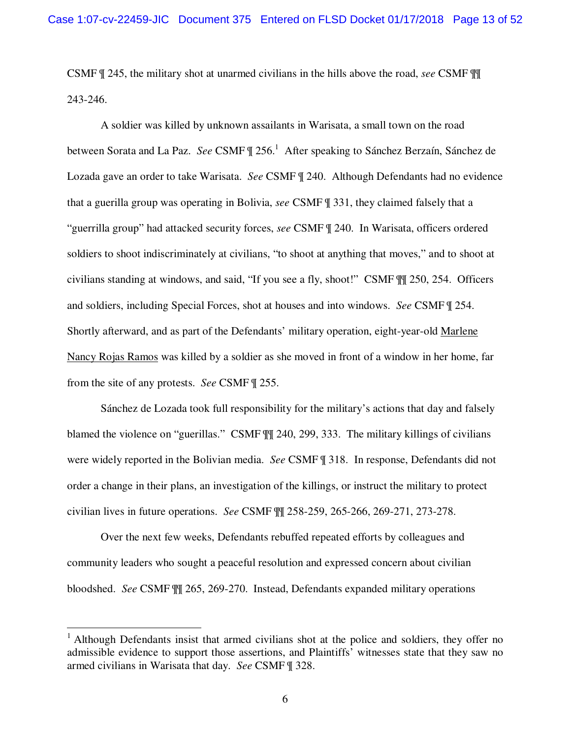CSMF ¶ 245, the military shot at unarmed civilians in the hills above the road, *see* CSMF ¶¶ 243-246.

A soldier was killed by unknown assailants in Warisata, a small town on the road between Sorata and La Paz. *See* CSMF ¶ 256.[1] After speaking to Sánchez Berzaín, Sánchez de Lozada gave an order to take Warisata. *See* CSMF ¶ 240. Although Defendants had no evidence that a guerilla group was operating in Bolivia, *see* CSMF ¶ 331, they claimed falsely that a "guerrilla group" had attacked security forces, *see* CSMF ¶ 240. In Warisata, officers ordered soldiers to shoot indiscriminately at civilians, "to shoot at anything that moves," and to shoot at civilians standing at windows, and said, "If you see a fly, shoot!" CSMF ¶¶ 250, 254. Officers and soldiers, including Special Forces, shot at houses and into windows. *See* CSMF ¶ 254. Shortly afterward, and as part of the Defendants' military operation, eight-year-old <u>Marlene Nancy Rojas Ramos</u> was killed by a soldier as she moved in front of a window in her home, far from the site of any protests. *See* CSMF ¶ 255.

Sánchez de Lozada took full responsibility for the military's actions that day and falsely blamed the violence on "guerillas." CSMF ¶¶ 240, 299, 333. The military killings of civilians were widely reported in the Bolivian media. *See* CSMF ¶ 318. In response, Defendants did not order a change in their plans, an investigation of the killings, or instruct the military to protect civilian lives in future operations. *See* CSMF ¶¶ 258-259, 265-266, 269-271, 273-278.

Over the next few weeks, Defendants rebuffed repeated efforts by colleagues and community leaders who sought a peaceful resolution and expressed concern about civilian bloodshed. *See* CSMF ¶¶ 265, 269-270. Instead, Defendants expanded military operations

---

[1] Although Defendants insist that armed civilians shot at the police and soldiers, they offer no admissible evidence to support those assertions, and Plaintiffs' witnesses state that they saw no armed civilians in Warisata that day. *See* CSMF ¶ 328.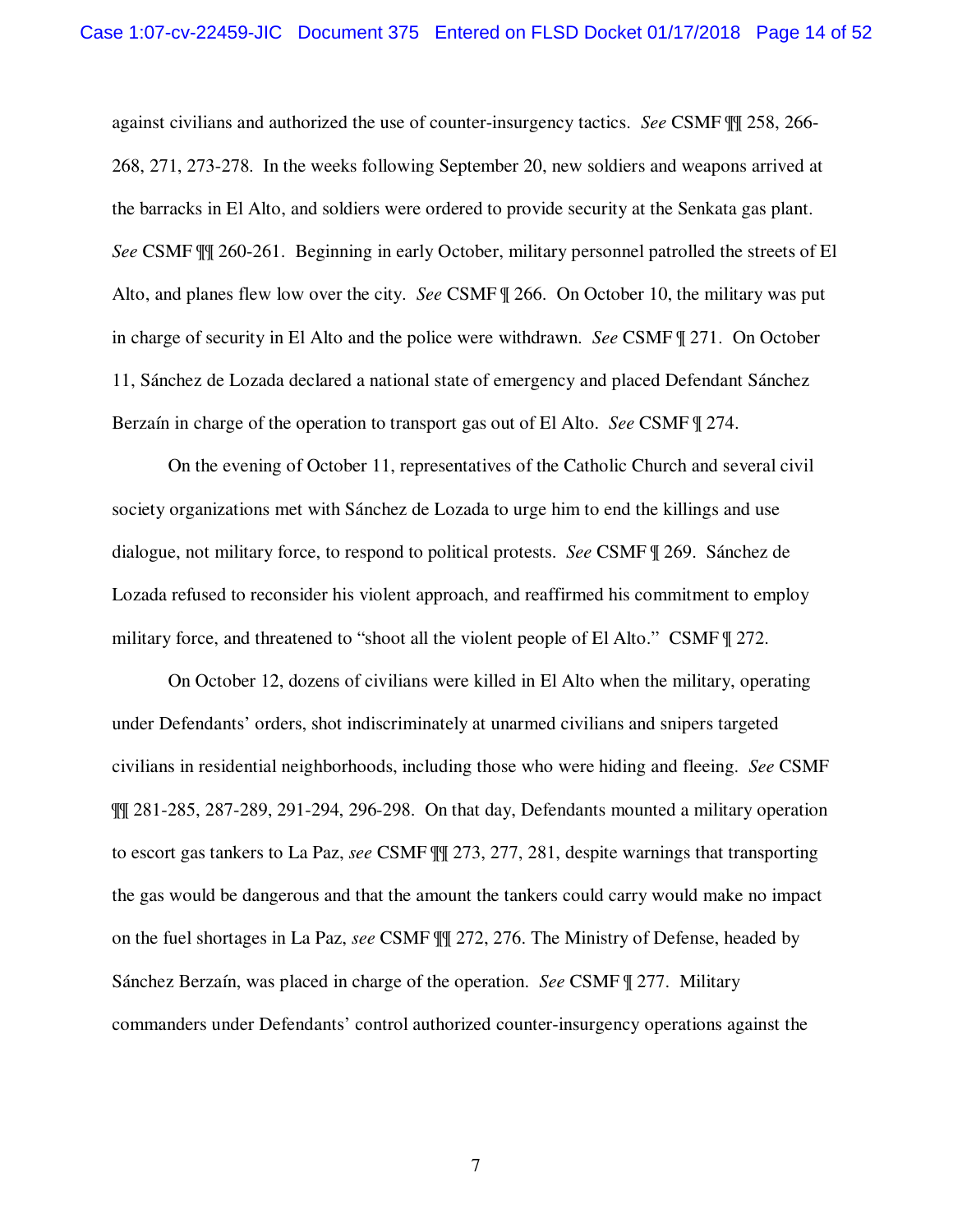against civilians and authorized the use of counter-insurgency tactics. *See* CSMF ¶¶ 258, 266-268, 271, 273-278. In the weeks following September 20, new soldiers and weapons arrived at the barracks in El Alto, and soldiers were ordered to provide security at the Senkata gas plant. *See* CSMF ¶¶ 260-261. Beginning in early October, military personnel patrolled the streets of El Alto, and planes flew low over the city. *See* CSMF ¶ 266. On October 10, the military was put in charge of security in El Alto and the police were withdrawn. *See* CSMF ¶ 271. On October 11, Sánchez de Lozada declared a national state of emergency and placed Defendant Sánchez Berzaín in charge of the operation to transport gas out of El Alto. *See* CSMF ¶ 274.

On the evening of October 11, representatives of the Catholic Church and several civil society organizations met with Sánchez de Lozada to urge him to end the killings and use dialogue, not military force, to respond to political protests. *See* CSMF ¶ 269. Sánchez de Lozada refused to reconsider his violent approach, and reaffirmed his commitment to employ military force, and threatened to "shoot all the violent people of El Alto." CSMF ¶ 272.

On October 12, dozens of civilians were killed in El Alto when the military, operating under Defendants' orders, shot indiscriminately at unarmed civilians and snipers targeted civilians in residential neighborhoods, including those who were hiding and fleeing. *See* CSMF ¶¶ 281-285, 287-289, 291-294, 296-298. On that day, Defendants mounted a military operation to escort gas tankers to La Paz, *see* CSMF ¶¶ 273, 277, 281, despite warnings that transporting the gas would be dangerous and that the amount the tankers could carry would make no impact on the fuel shortages in La Paz, *see* CSMF ¶¶ 272, 276. The Ministry of Defense, headed by Sánchez Berzaín, was placed in charge of the operation. *See* CSMF ¶ 277. Military commanders under Defendants' control authorized counter-insurgency operations against the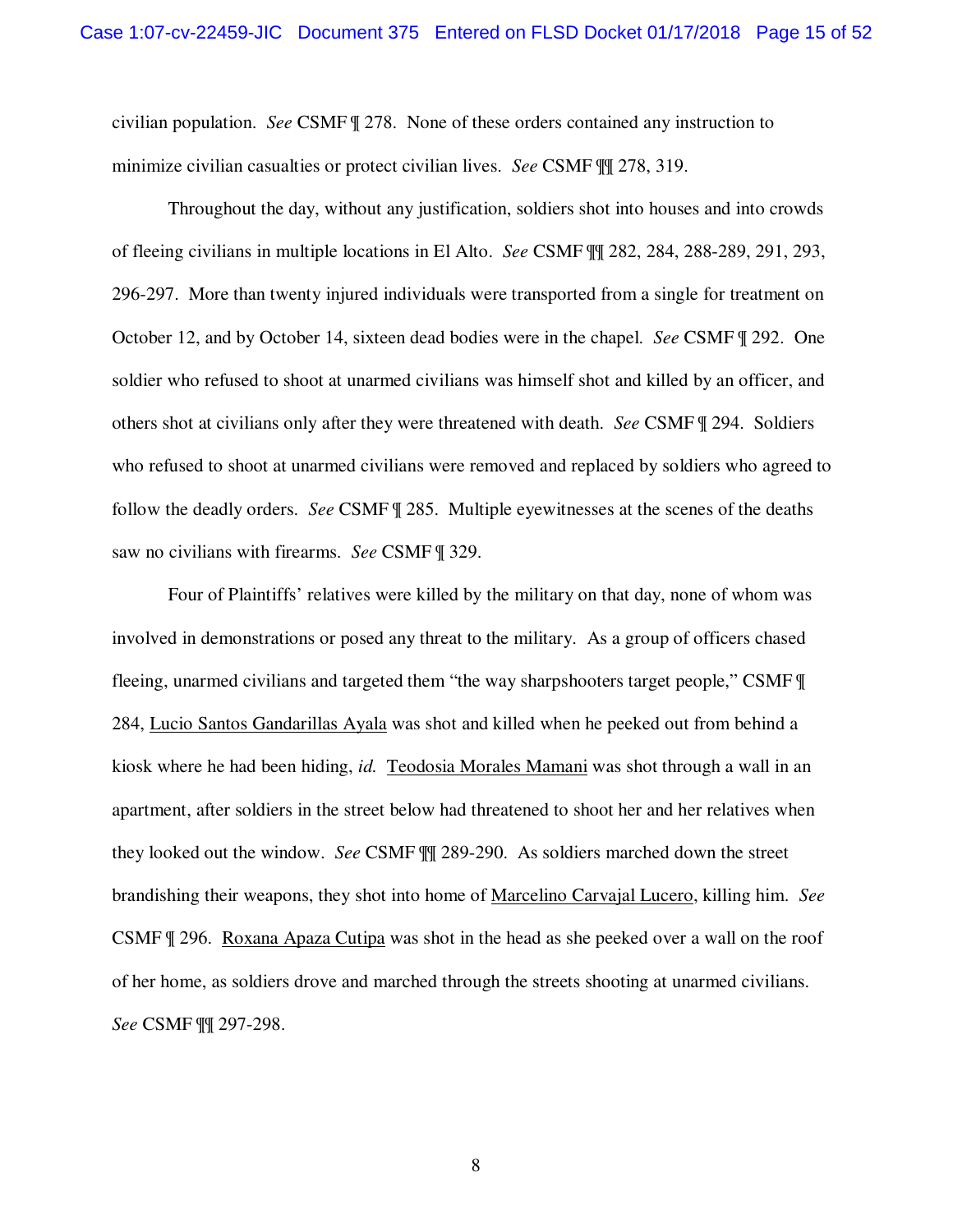civilian population. *See* CSMF ¶ 278. None of these orders contained any instruction to minimize civilian casualties or protect civilian lives. *See* CSMF ¶¶ 278, 319.

Throughout the day, without any justification, soldiers shot into houses and into crowds of fleeing civilians in multiple locations in El Alto. *See* CSMF ¶¶ 282, 284, 288-289, 291, 293, 296-297. More than twenty injured individuals were transported from a single for treatment on October 12, and by October 14, sixteen dead bodies were in the chapel. *See* CSMF ¶ 292. One soldier who refused to shoot at unarmed civilians was himself shot and killed by an officer, and others shot at civilians only after they were threatened with death. *See* CSMF ¶ 294. Soldiers who refused to shoot at unarmed civilians were removed and replaced by soldiers who agreed to follow the deadly orders. *See* CSMF ¶ 285. Multiple eyewitnesses at the scenes of the deaths saw no civilians with firearms. *See* CSMF ¶ 329.

Four of Plaintiffs' relatives were killed by the military on that day, none of whom was involved in demonstrations or posed any threat to the military. As a group of officers chased fleeing, unarmed civilians and targeted them "the way sharpshooters target people," CSMF ¶ 284, Lucio Santos Gandarillas Ayala was shot and killed when he peeked out from behind a kiosk where he had been hiding, *id.* Teodosia Morales Mamani was shot through a wall in an apartment, after soldiers in the street below had threatened to shoot her and her relatives when they looked out the window. *See* CSMF ¶¶ 289-290. As soldiers marched down the street brandishing their weapons, they shot into home of Marcelino Carvajal Lucero, killing him. *See* CSMF ¶ 296. Roxana Apaza Cutipa was shot in the head as she peeked over a wall on the roof of her home, as soldiers drove and marched through the streets shooting at unarmed civilians. *See* CSMF ¶¶ 297-298.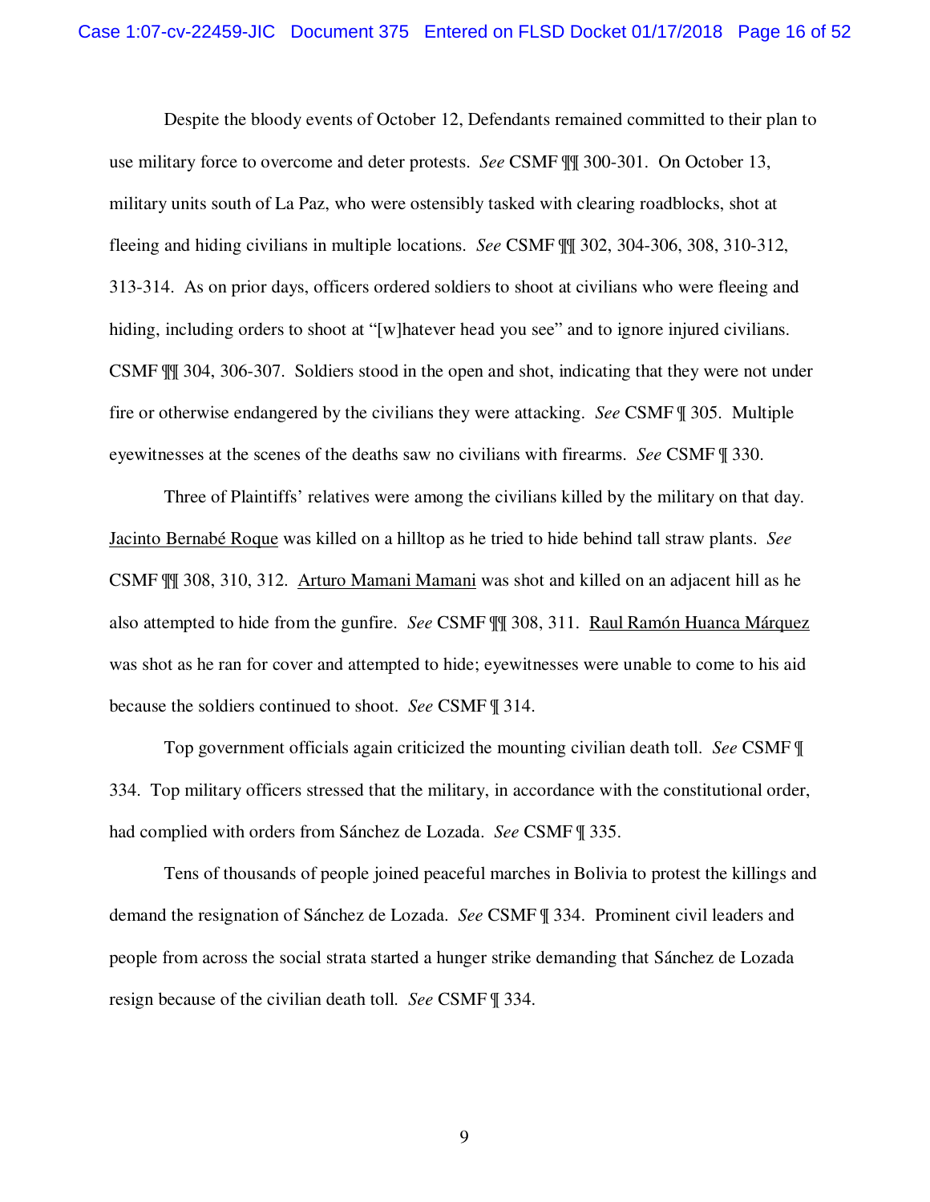Despite the bloody events of October 12, Defendants remained committed to their plan to use military force to overcome and deter protests. *See* CSMF ¶¶ 300-301. On October 13, military units south of La Paz, who were ostensibly tasked with clearing roadblocks, shot at fleeing and hiding civilians in multiple locations. *See* CSMF ¶¶ 302, 304-306, 308, 310-312, 313-314. As on prior days, officers ordered soldiers to shoot at civilians who were fleeing and hiding, including orders to shoot at "[w]hatever head you see" and to ignore injured civilians. CSMF ¶¶ 304, 306-307. Soldiers stood in the open and shot, indicating that they were not under fire or otherwise endangered by the civilians they were attacking. *See* CSMF ¶ 305. Multiple eyewitnesses at the scenes of the deaths saw no civilians with firearms. *See* CSMF ¶ 330.

Three of Plaintiffs' relatives were among the civilians killed by the military on that day. <u>Jacinto Bernabé Roque</u> was killed on a hilltop as he tried to hide behind tall straw plants. *See* CSMF ¶¶ 308, 310, 312. <u>Arturo Mamani Mamani</u> was shot and killed on an adjacent hill as he also attempted to hide from the gunfire. *See* CSMF ¶¶ 308, 311. <u>Raul Ramón Huanca Márquez</u> was shot as he ran for cover and attempted to hide; eyewitnesses were unable to come to his aid because the soldiers continued to shoot. *See* CSMF ¶ 314.

Top government officials again criticized the mounting civilian death toll. *See* CSMF ¶ 334. Top military officers stressed that the military, in accordance with the constitutional order, had complied with orders from Sánchez de Lozada. *See* CSMF ¶ 335.

Tens of thousands of people joined peaceful marches in Bolivia to protest the killings and demand the resignation of Sánchez de Lozada. *See* CSMF ¶ 334. Prominent civil leaders and people from across the social strata started a hunger strike demanding that Sánchez de Lozada resign because of the civilian death toll. *See* CSMF ¶ 334.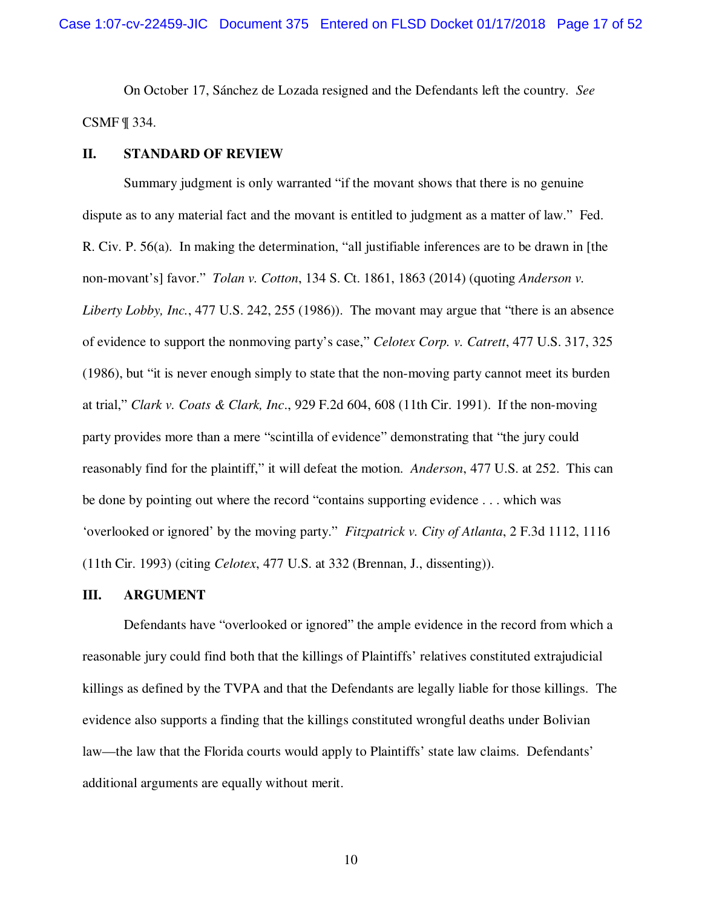On October 17, Sánchez de Lozada resigned and the Defendants left the country. *See* CSMF ¶ 334.

## II. STANDARD OF REVIEW

Summary judgment is only warranted "if the movant shows that there is no genuine dispute as to any material fact and the movant is entitled to judgment as a matter of law." Fed. R. Civ. P. 56(a). In making the determination, "all justifiable inferences are to be drawn in [the non-movant's] favor." *Tolan v. Cotton*, 134 S. Ct. 1861, 1863 (2014) (quoting *Anderson v. Liberty Lobby, Inc.*, 477 U.S. 242, 255 (1986)). The movant may argue that "there is an absence of evidence to support the nonmoving party's case," *Celotex Corp. v. Catrett*, 477 U.S. 317, 325 (1986), but "it is never enough simply to state that the non-moving party cannot meet its burden at trial," *Clark v. Coats & Clark, Inc*., 929 F.2d 604, 608 (11th Cir. 1991). If the non-moving party provides more than a mere "scintilla of evidence" demonstrating that "the jury could reasonably find for the plaintiff," it will defeat the motion. *Anderson*, 477 U.S. at 252. This can be done by pointing out where the record "contains supporting evidence . . . which was 'overlooked or ignored' by the moving party." *Fitzpatrick v. City of Atlanta*, 2 F.3d 1112, 1116 (11th Cir. 1993) (citing *Celotex*, 477 U.S. at 332 (Brennan, J., dissenting)).

## III. ARGUMENT

Defendants have "overlooked or ignored" the ample evidence in the record from which a reasonable jury could find both that the killings of Plaintiffs' relatives constituted extrajudicial killings as defined by the TVPA and that the Defendants are legally liable for those killings. The evidence also supports a finding that the killings constituted wrongful deaths under Bolivian law—the law that the Florida courts would apply to Plaintiffs' state law claims. Defendants' additional arguments are equally without merit.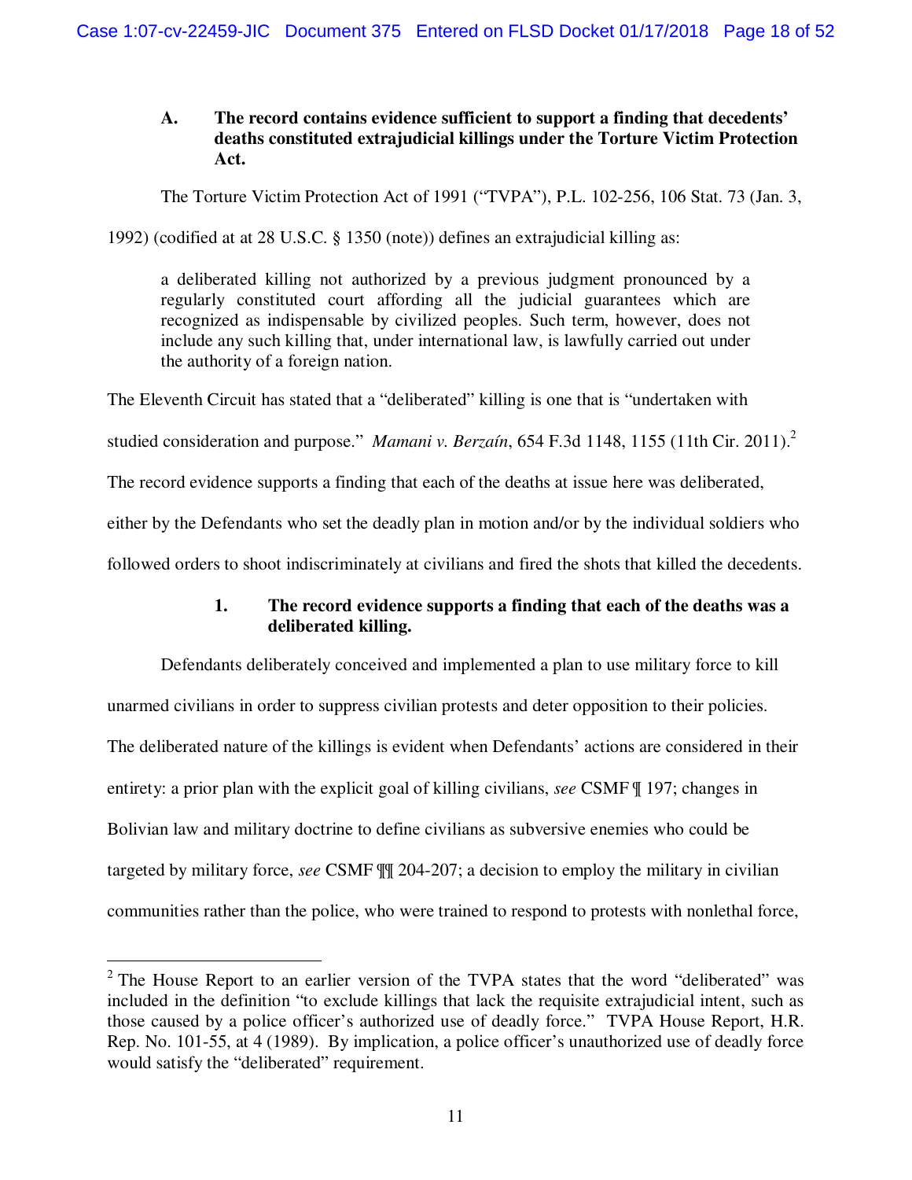### A. The record contains evidence sufficient to support a finding that decedents' deaths constituted extrajudicial killings under the Torture Victim Protection Act.

The Torture Victim Protection Act of 1991 ("TVPA"), P.L. 102-256, 106 Stat. 73 (Jan. 3, 1992) (codified at at 28 U.S.C. § 1350 (note)) defines an extrajudicial killing as:

> a deliberated killing not authorized by a previous judgment pronounced by a regularly constituted court affording all the judicial guarantees which are recognized as indispensable by civilized peoples. Such term, however, does not include any such killing that, under international law, is lawfully carried out under the authority of a foreign nation.

The Eleventh Circuit has stated that a "deliberated" killing is one that is "undertaken with studied consideration and purpose." *Mamani v. Berzaín*, 654 F.3d 1148, 1155 (11th Cir. 2011).[2] The record evidence supports a finding that each of the deaths at issue here was deliberated, either by the Defendants who set the deadly plan in motion and/or by the individual soldiers who followed orders to shoot indiscriminately at civilians and fired the shots that killed the decedents.

#### 1. The record evidence supports a finding that each of the deaths was a deliberated killing.

Defendants deliberately conceived and implemented a plan to use military force to kill unarmed civilians in order to suppress civilian protests and deter opposition to their policies. The deliberated nature of the killings is evident when Defendants' actions are considered in their entirety: a prior plan with the explicit goal of killing civilians, *see* CSMF ¶ 197; changes in Bolivian law and military doctrine to define civilians as subversive enemies who could be targeted by military force, *see* CSMF ¶¶ 204-207; a decision to employ the military in civilian communities rather than the police, who were trained to respond to protests with nonlethal force,

[2] The House Report to an earlier version of the TVPA states that the word "deliberated" was included in the definition "to exclude killings that lack the requisite extrajudicial intent, such as those caused by a police officer's authorized use of deadly force." TVPA House Report, H.R. Rep. No. 101-55, at 4 (1989). By implication, a police officer's unauthorized use of deadly force would satisfy the "deliberated" requirement.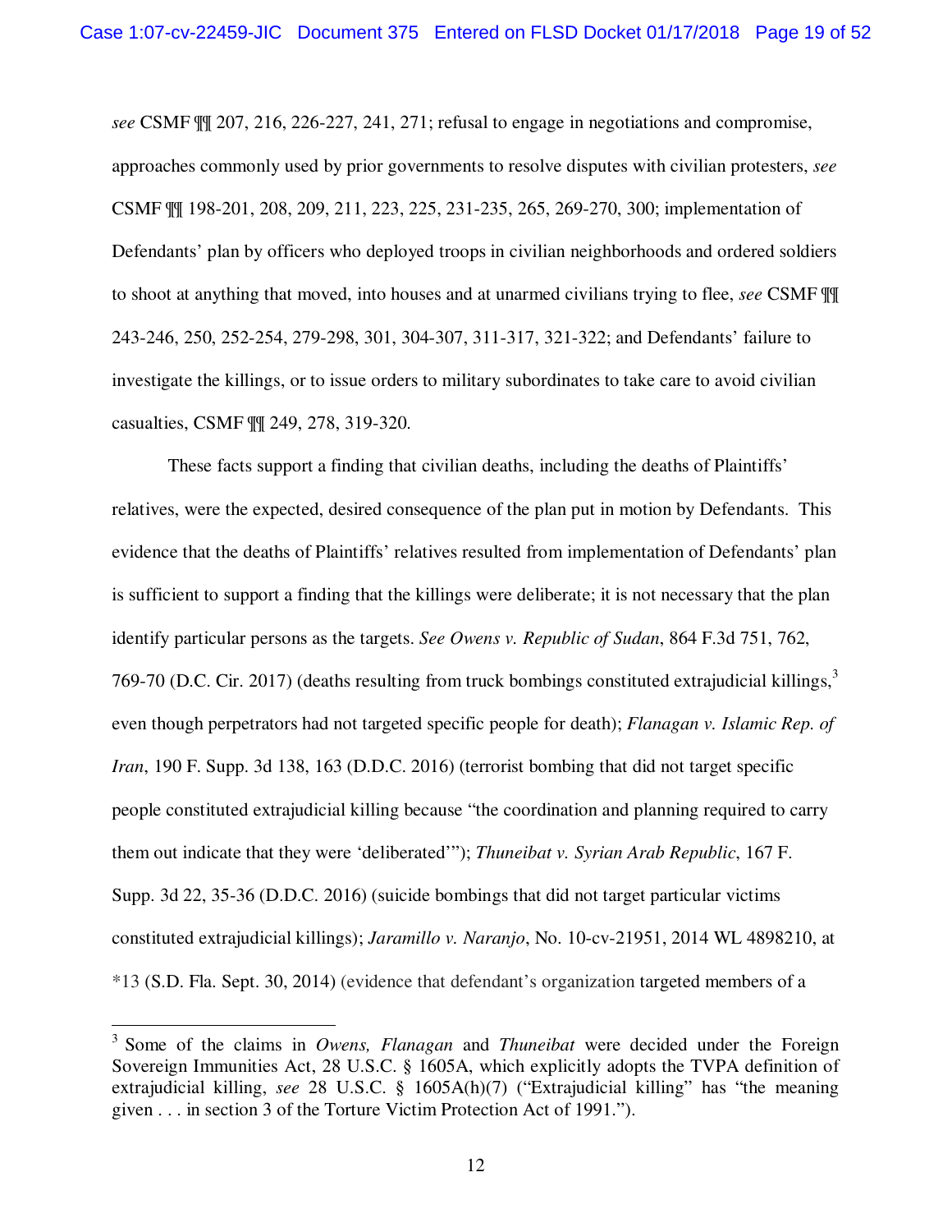*see* CSMF ¶¶ 207, 216, 226-227, 241, 271; refusal to engage in negotiations and compromise, approaches commonly used by prior governments to resolve disputes with civilian protesters, *see* CSMF ¶¶ 198-201, 208, 209, 211, 223, 225, 231-235, 265, 269-270, 300; implementation of Defendants' plan by officers who deployed troops in civilian neighborhoods and ordered soldiers to shoot at anything that moved, into houses and at unarmed civilians trying to flee, *see* CSMF ¶¶ 243-246, 250, 252-254, 279-298, 301, 304-307, 311-317, 321-322; and Defendants' failure to investigate the killings, or to issue orders to military subordinates to take care to avoid civilian casualties, CSMF ¶¶ 249, 278, 319-320.

These facts support a finding that civilian deaths, including the deaths of Plaintiffs' relatives, were the expected, desired consequence of the plan put in motion by Defendants. This evidence that the deaths of Plaintiffs' relatives resulted from implementation of Defendants' plan is sufficient to support a finding that the killings were deliberate; it is not necessary that the plan identify particular persons as the targets. *See Owens v. Republic of Sudan*, 864 F.3d 751, 762, 769-70 (D.C. Cir. 2017) (deaths resulting from truck bombings constituted extrajudicial killings,[3] even though perpetrators had not targeted specific people for death); *Flanagan v. Islamic Rep. of Iran*, 190 F. Supp. 3d 138, 163 (D.D.C. 2016) (terrorist bombing that did not target specific people constituted extrajudicial killing because "the coordination and planning required to carry them out indicate that they were 'deliberated'"); *Thuneibat v. Syrian Arab Republic*, 167 F. Supp. 3d 22, 35-36 (D.D.C. 2016) (suicide bombings that did not target particular victims constituted extrajudicial killings); *Jaramillo v. Naranjo*, No. 10-cv-21951, 2014 WL 4898210, at *13 (S.D. Fla. Sept. 30, 2014) (evidence that defendant's organization targeted members of a

---

[3] Some of the claims in *Owens, Flanagan* and *Thuneibat* were decided under the Foreign Sovereign Immunities Act, 28 U.S.C. § 1605A, which explicitly adopts the TVPA definition of extrajudicial killing, *see* 28 U.S.C. § 1605A(h)(7) ("Extrajudicial killing" has "the meaning given . . . in section 3 of the Torture Victim Protection Act of 1991.").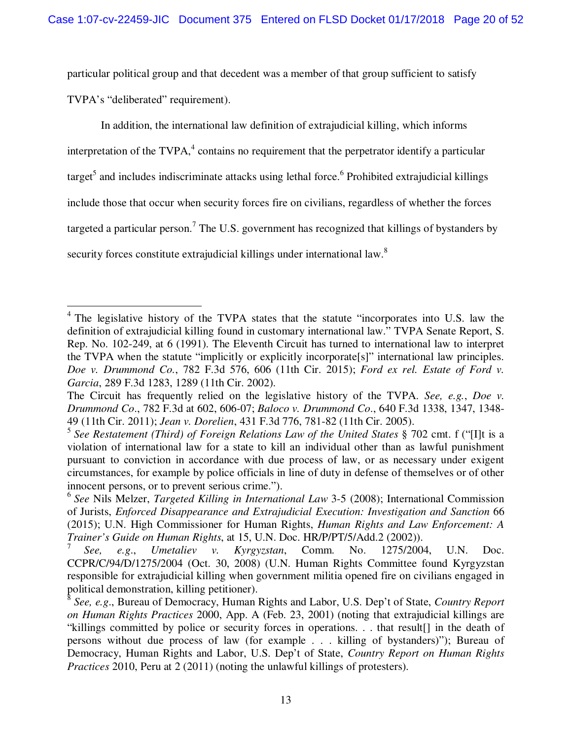particular political group and that decedent was a member of that group sufficient to satisfy TVPA's "deliberated" requirement).

In addition, the international law definition of extrajudicial killing, which informs interpretation of the TVPA,[4] contains no requirement that the perpetrator identify a particular target[5] and includes indiscriminate attacks using lethal force.[6] Prohibited extrajudicial killings include those that occur when security forces fire on civilians, regardless of whether the forces targeted a particular person.[7] The U.S. government has recognized that killings of bystanders by security forces constitute extrajudicial killings under international law.[8]

---

[4] The legislative history of the TVPA states that the statute "incorporates into U.S. law the definition of extrajudicial killing found in customary international law." TVPA Senate Report, S. Rep. No. 102-249, at 6 (1991). The Eleventh Circuit has turned to international law to interpret the TVPA when the statute "implicitly or explicitly incorporate[s]" international law principles. *Doe v. Drummond Co.*, 782 F.3d 576, 606 (11th Cir. 2015); *Ford ex rel. Estate of Ford v. Garcia*, 289 F.3d 1283, 1289 (11th Cir. 2002).

The Circuit has frequently relied on the legislative history of the TVPA. *See, e.g.*, *Doe v. Drummond Co*., 782 F.3d at 602, 606-07; *Baloco v. Drummond Co*., 640 F.3d 1338, 1347, 1348-49 (11th Cir. 2011); *Jean v. Dorelien*, 431 F.3d 776, 781-82 (11th Cir. 2005).

[5] *See Restatement (Third) of Foreign Relations Law of the United States* § 702 cmt. f ("[I]t is a violation of international law for a state to kill an individual other than as lawful punishment pursuant to conviction in accordance with due process of law, or as necessary under exigent circumstances, for example by police officials in line of duty in defense of themselves or of other innocent persons, or to prevent serious crime.").

[6] *See* Nils Melzer, *Targeted Killing in International Law* 3-5 (2008); International Commission of Jurists, *Enforced Disappearance and Extrajudicial Execution: Investigation and Sanction* 66 (2015); U.N. High Commissioner for Human Rights, *Human Rights and Law Enforcement: A Trainer's Guide on Human Rights*, at 15, U.N. Doc. HR/P/PT/5/Add.2 (2002)).

[7] *See, e.g.*, *Umetaliev v. Kyrgyzstan*, Comm. No. 1275/2004, U.N. Doc. CCPR/C/94/D/1275/2004 (Oct. 30, 2008) (U.N. Human Rights Committee found Kyrgyzstan responsible for extrajudicial killing when government militia opened fire on civilians engaged in political demonstration, killing petitioner).

[8] *See, e.g.*, Bureau of Democracy, Human Rights and Labor, U.S. Dep't of State, *Country Report on Human Rights Practices* 2000, App. A (Feb. 23, 2001) (noting that extrajudicial killings are "killings committed by police or security forces in operations. . . that result[] in the death of persons without due process of law (for example . . . killing of bystanders)"); Bureau of Democracy, Human Rights and Labor, U.S. Dep't of State, *Country Report on Human Rights Practices* 2010, Peru at 2 (2011) (noting the unlawful killings of protesters).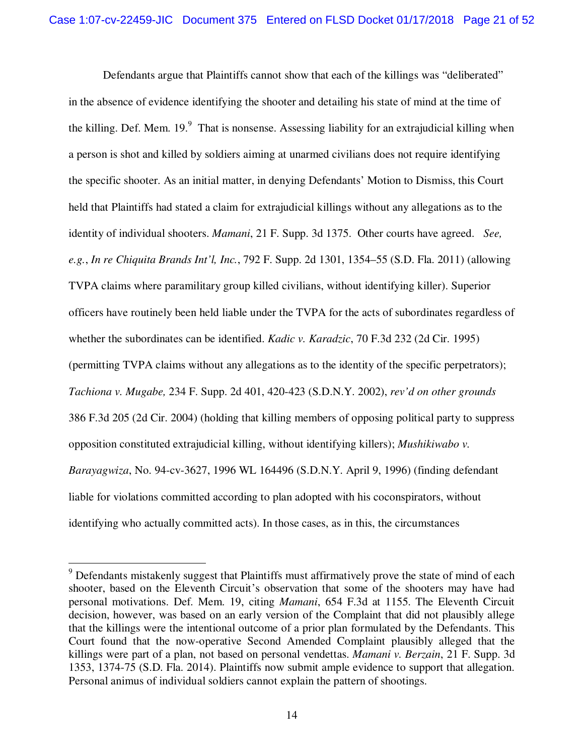Defendants argue that Plaintiffs cannot show that each of the killings was "deliberated" in the absence of evidence identifying the shooter and detailing his state of mind at the time of the killing. Def. Mem. 19.[9] That is nonsense. Assessing liability for an extrajudicial killing when a person is shot and killed by soldiers aiming at unarmed civilians does not require identifying the specific shooter. As an initial matter, in denying Defendants' Motion to Dismiss, this Court held that Plaintiffs had stated a claim for extrajudicial killings without any allegations as to the identity of individual shooters. *Mamani*, 21 F. Supp. 3d 1375. Other courts have agreed. *See, e.g.*, *In re Chiquita Brands Int'l, Inc.*, 792 F. Supp. 2d 1301, 1354–55 (S.D. Fla. 2011) (allowing TVPA claims where paramilitary group killed civilians, without identifying killer). Superior officers have routinely been held liable under the TVPA for the acts of subordinates regardless of whether the subordinates can be identified. *Kadic v. Karadzic*, 70 F.3d 232 (2d Cir. 1995) (permitting TVPA claims without any allegations as to the identity of the specific perpetrators); *Tachiona v. Mugabe,* 234 F. Supp. 2d 401, 420-423 (S.D.N.Y. 2002), *rev'd on other grounds* 386 F.3d 205 (2d Cir. 2004) (holding that killing members of opposing political party to suppress opposition constituted extrajudicial killing, without identifying killers); *Mushikiwabo v. Barayagwiza*, No. 94-cv-3627, 1996 WL 164496 (S.D.N.Y. April 9, 1996) (finding defendant liable for violations committed according to plan adopted with his coconspirators, without identifying who actually committed acts). In those cases, as in this, the circumstances

---

[9] Defendants mistakenly suggest that Plaintiffs must affirmatively prove the state of mind of each shooter, based on the Eleventh Circuit's observation that some of the shooters may have had personal motivations. Def. Mem. 19, citing *Mamani*, 654 F.3d at 1155. The Eleventh Circuit decision, however, was based on an early version of the Complaint that did not plausibly allege that the killings were the intentional outcome of a prior plan formulated by the Defendants. This Court found that the now-operative Second Amended Complaint plausibly alleged that the killings were part of a plan, not based on personal vendettas. *Mamani v. Berzain*, 21 F. Supp. 3d 1353, 1374-75 (S.D. Fla. 2014). Plaintiffs now submit ample evidence to support that allegation. Personal animus of individual soldiers cannot explain the pattern of shootings.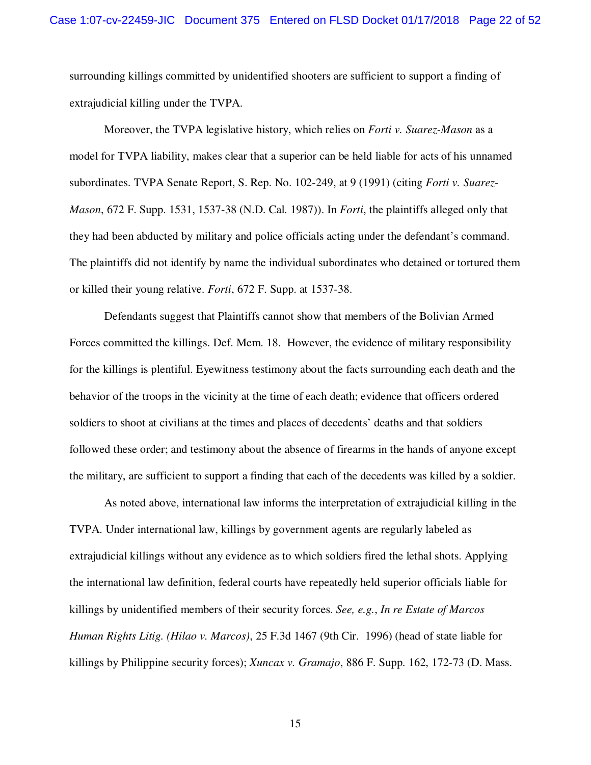surrounding killings committed by unidentified shooters are sufficient to support a finding of extrajudicial killing under the TVPA.

Moreover, the TVPA legislative history, which relies on *Forti v. Suarez-Mason* as a model for TVPA liability, makes clear that a superior can be held liable for acts of his unnamed subordinates. TVPA Senate Report, S. Rep. No. 102-249, at 9 (1991) (citing *Forti v. Suarez-Mason*, 672 F. Supp. 1531, 1537-38 (N.D. Cal. 1987)). In *Forti*, the plaintiffs alleged only that they had been abducted by military and police officials acting under the defendant's command. The plaintiffs did not identify by name the individual subordinates who detained or tortured them or killed their young relative. *Forti*, 672 F. Supp. at 1537-38.

Defendants suggest that Plaintiffs cannot show that members of the Bolivian Armed Forces committed the killings. Def. Mem. 18. However, the evidence of military responsibility for the killings is plentiful. Eyewitness testimony about the facts surrounding each death and the behavior of the troops in the vicinity at the time of each death; evidence that officers ordered soldiers to shoot at civilians at the times and places of decedents' deaths and that soldiers followed these order; and testimony about the absence of firearms in the hands of anyone except the military, are sufficient to support a finding that each of the decedents was killed by a soldier.

As noted above, international law informs the interpretation of extrajudicial killing in the TVPA. Under international law, killings by government agents are regularly labeled as extrajudicial killings without any evidence as to which soldiers fired the lethal shots. Applying the international law definition, federal courts have repeatedly held superior officials liable for killings by unidentified members of their security forces. *See, e.g.*, *In re Estate of Marcos Human Rights Litig. (Hilao v. Marcos)*, 25 F.3d 1467 (9th Cir. 1996) (head of state liable for killings by Philippine security forces); *Xuncax v. Gramajo*, 886 F. Supp. 162, 172-73 (D. Mass.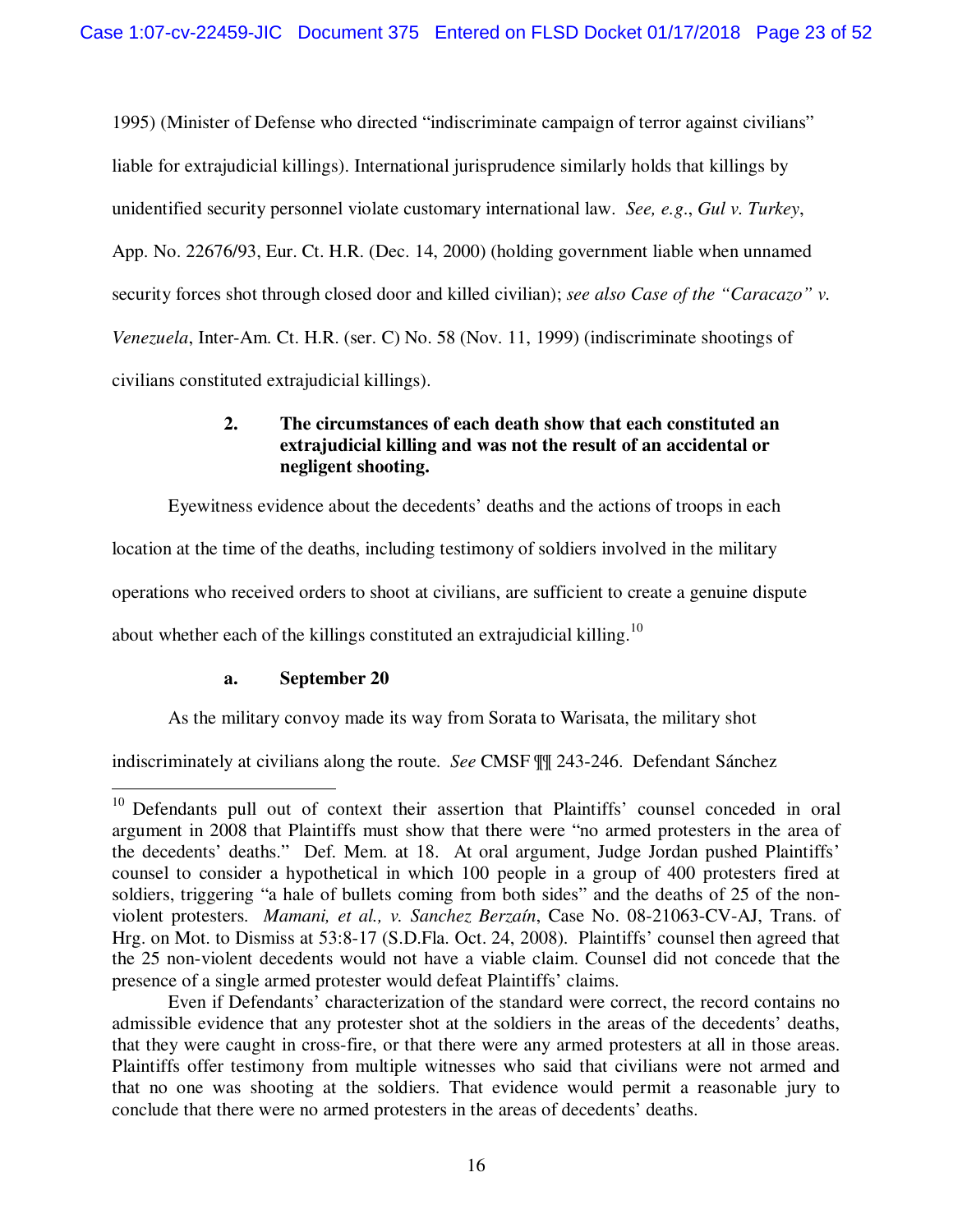1995) (Minister of Defense who directed "indiscriminate campaign of terror against civilians" liable for extrajudicial killings). International jurisprudence similarly holds that killings by unidentified security personnel violate customary international law. *See, e.g.*, *Gul v. Turkey*, App. No. 22676/93, Eur. Ct. H.R. (Dec. 14, 2000) (holding government liable when unnamed security forces shot through closed door and killed civilian); *see also Case of the "Caracazo" v. Venezuela*, Inter-Am. Ct. H.R. (ser. C) No. 58 (Nov. 11, 1999) (indiscriminate shootings of civilians constituted extrajudicial killings).

### 2. The circumstances of each death show that each constituted an extrajudicial killing and was not the result of an accidental or negligent shooting.

Eyewitness evidence about the decedents' deaths and the actions of troops in each location at the time of the deaths, including testimony of soldiers involved in the military operations who received orders to shoot at civilians, are sufficient to create a genuine dispute about whether each of the killings constituted an extrajudicial killing.[10]

#### a. September 20

As the military convoy made its way from Sorata to Warisata, the military shot indiscriminately at civilians along the route. *See* CMSF ¶¶ 243-246. Defendant Sánchez

---

[10] Defendants pull out of context their assertion that Plaintiffs' counsel conceded in oral argument in 2008 that Plaintiffs must show that there were "no armed protesters in the area of the decedents' deaths." Def. Mem. at 18. At oral argument, Judge Jordan pushed Plaintiffs' counsel to consider a hypothetical in which 100 people in a group of 400 protesters fired at soldiers, triggering "a hale of bullets coming from both sides" and the deaths of 25 of the non-violent protesters. *Mamani, et al., v. Sanchez Berzaín*, Case No. 08-21063-CV-AJ, Trans. of Hrg. on Mot. to Dismiss at 53:8-17 (S.D.Fla. Oct. 24, 2008). Plaintiffs' counsel then agreed that the 25 non-violent decedents would not have a viable claim. Counsel did not concede that the presence of a single armed protester would defeat Plaintiffs' claims.

Even if Defendants' characterization of the standard were correct, the record contains no admissible evidence that any protester shot at the soldiers in the areas of the decedents' deaths, that they were caught in cross-fire, or that there were any armed protesters at all in those areas. Plaintiffs offer testimony from multiple witnesses who said that civilians were not armed and that no one was shooting at the soldiers. That evidence would permit a reasonable jury to conclude that there were no armed protesters in the areas of decedents' deaths.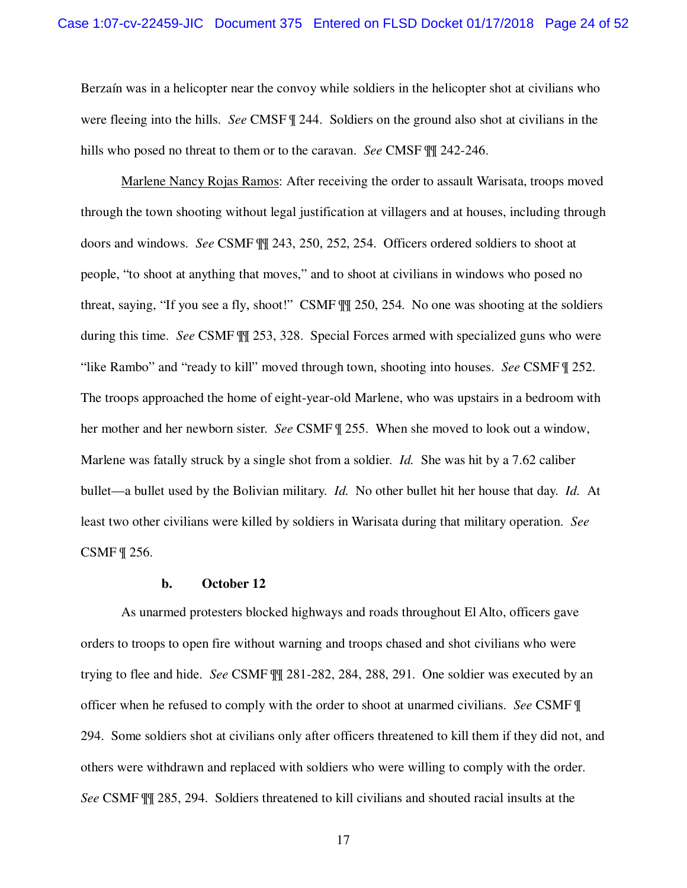Berzaín was in a helicopter near the convoy while soldiers in the helicopter shot at civilians who were fleeing into the hills. *See* CMSF ¶ 244. Soldiers on the ground also shot at civilians in the hills who posed no threat to them or to the caravan. *See* CMSF ¶¶ 242-246.

Marlene Nancy Rojas Ramos: After receiving the order to assault Warisata, troops moved through the town shooting without legal justification at villagers and at houses, including through doors and windows. *See* CSMF ¶¶ 243, 250, 252, 254. Officers ordered soldiers to shoot at people, "to shoot at anything that moves," and to shoot at civilians in windows who posed no threat, saying, "If you see a fly, shoot!" CSMF ¶¶ 250, 254. No one was shooting at the soldiers during this time. *See* CSMF ¶¶ 253, 328. Special Forces armed with specialized guns who were "like Rambo" and "ready to kill" moved through town, shooting into houses. *See* CSMF ¶ 252. The troops approached the home of eight-year-old Marlene, who was upstairs in a bedroom with her mother and her newborn sister. *See* CSMF ¶ 255. When she moved to look out a window, Marlene was fatally struck by a single shot from a soldier. *Id.* She was hit by a 7.62 caliber bullet—a bullet used by the Bolivian military. *Id.* No other bullet hit her house that day. *Id.* At least two other civilians were killed by soldiers in Warisata during that military operation. *See* CSMF ¶ 256.

### b. October 12

As unarmed protesters blocked highways and roads throughout El Alto, officers gave orders to troops to open fire without warning and troops chased and shot civilians who were trying to flee and hide. *See* CSMF ¶¶ 281-282, 284, 288, 291. One soldier was executed by an officer when he refused to comply with the order to shoot at unarmed civilians. *See* CSMF ¶ 294. Some soldiers shot at civilians only after officers threatened to kill them if they did not, and others were withdrawn and replaced with soldiers who were willing to comply with the order. *See* CSMF ¶¶ 285, 294. Soldiers threatened to kill civilians and shouted racial insults at the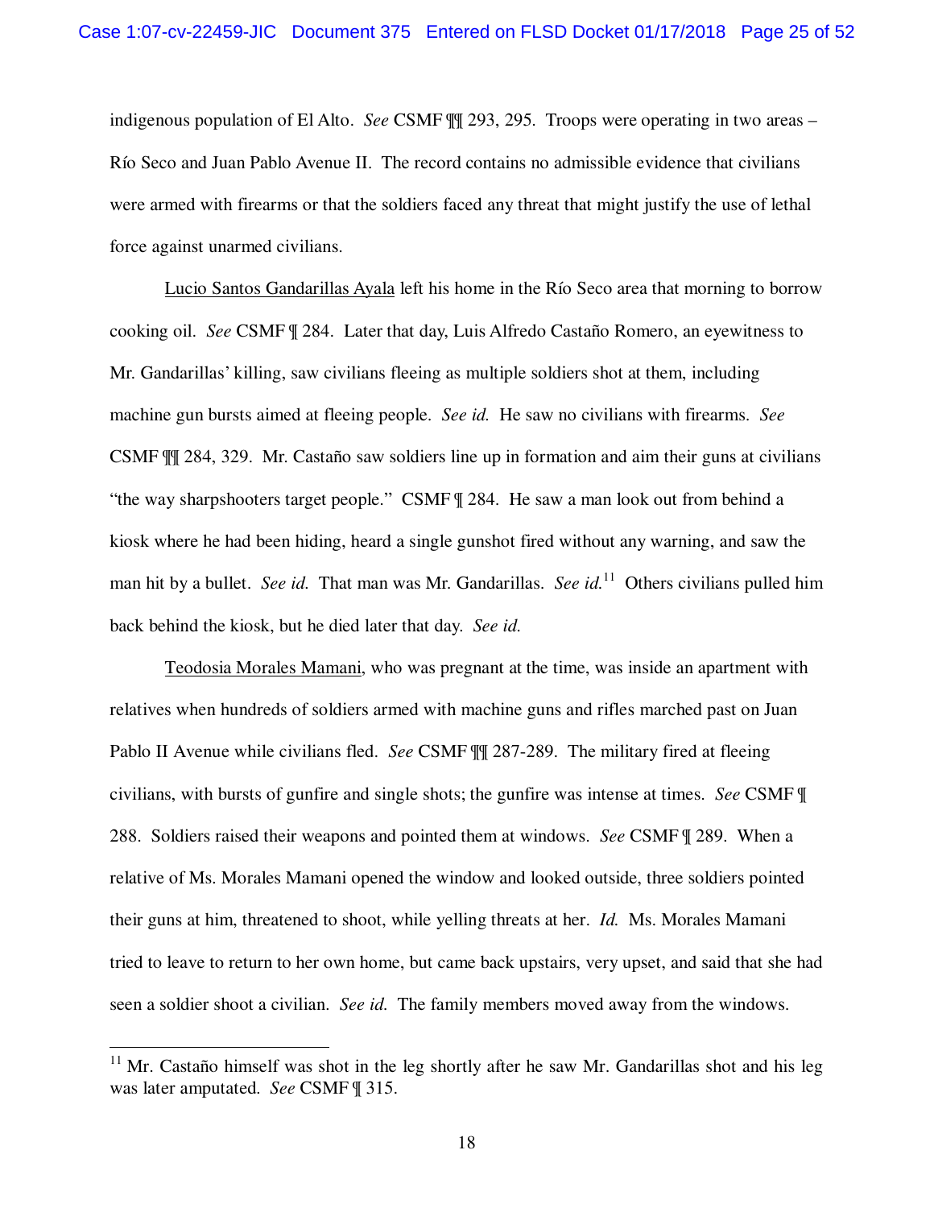indigenous population of El Alto. *See* CSMF ¶¶ 293, 295. Troops were operating in two areas – Río Seco and Juan Pablo Avenue II. The record contains no admissible evidence that civilians were armed with firearms or that the soldiers faced any threat that might justify the use of lethal force against unarmed civilians.

<u>Lucio Santos Gandarillas Ayala</u> left his home in the Río Seco area that morning to borrow cooking oil. *See* CSMF ¶ 284. Later that day, Luis Alfredo Castaño Romero, an eyewitness to Mr. Gandarillas' killing, saw civilians fleeing as multiple soldiers shot at them, including machine gun bursts aimed at fleeing people. *See id.* He saw no civilians with firearms. *See* CSMF ¶¶ 284, 329. Mr. Castaño saw soldiers line up in formation and aim their guns at civilians "the way sharpshooters target people." CSMF ¶ 284. He saw a man look out from behind a kiosk where he had been hiding, heard a single gunshot fired without any warning, and saw the man hit by a bullet. *See id.* That man was Mr. Gandarillas. *See id.*[11] Others civilians pulled him back behind the kiosk, but he died later that day. *See id.*

<u>Teodosia Morales Mamani</u>, who was pregnant at the time, was inside an apartment with relatives when hundreds of soldiers armed with machine guns and rifles marched past on Juan Pablo II Avenue while civilians fled. *See* CSMF ¶¶ 287-289. The military fired at fleeing civilians, with bursts of gunfire and single shots; the gunfire was intense at times. *See* CSMF ¶ 288. Soldiers raised their weapons and pointed them at windows. *See* CSMF ¶ 289. When a relative of Ms. Morales Mamani opened the window and looked outside, three soldiers pointed their guns at him, threatened to shoot, while yelling threats at her. *Id.* Ms. Morales Mamani tried to leave to return to her own home, but came back upstairs, very upset, and said that she had seen a soldier shoot a civilian. *See id.* The family members moved away from the windows.

---

[11] Mr. Castaño himself was shot in the leg shortly after he saw Mr. Gandarillas shot and his leg was later amputated. *See* CSMF ¶ 315.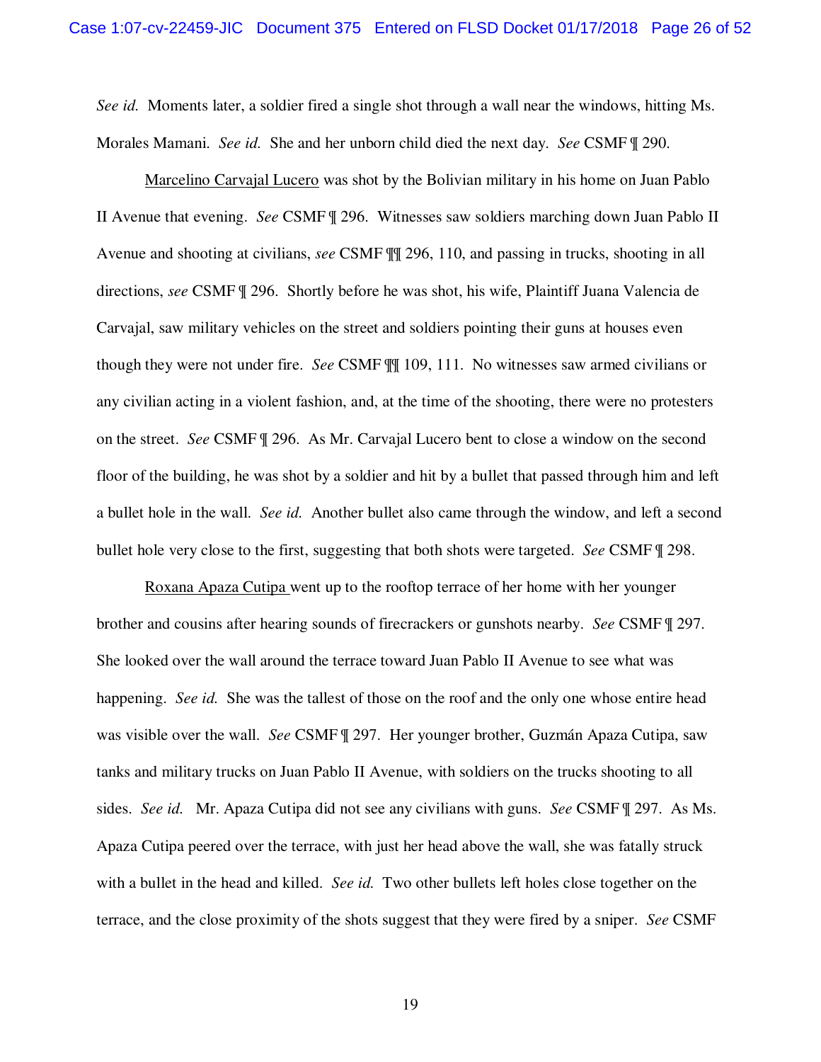*See id.* Moments later, a soldier fired a single shot through a wall near the windows, hitting Ms. Morales Mamani. *See id.* She and her unborn child died the next day. *See* CSMF ¶ 290.

Marcelino Carvajal Lucero was shot by the Bolivian military in his home on Juan Pablo II Avenue that evening. *See* CSMF ¶ 296. Witnesses saw soldiers marching down Juan Pablo II Avenue and shooting at civilians, *see* CSMF ¶¶ 296, 110, and passing in trucks, shooting in all directions, *see* CSMF ¶ 296. Shortly before he was shot, his wife, Plaintiff Juana Valencia de Carvajal, saw military vehicles on the street and soldiers pointing their guns at houses even though they were not under fire. *See* CSMF ¶¶ 109, 111. No witnesses saw armed civilians or any civilian acting in a violent fashion, and, at the time of the shooting, there were no protesters on the street. *See* CSMF ¶ 296. As Mr. Carvajal Lucero bent to close a window on the second floor of the building, he was shot by a soldier and hit by a bullet that passed through him and left a bullet hole in the wall. *See id.* Another bullet also came through the window, and left a second bullet hole very close to the first, suggesting that both shots were targeted. *See* CSMF ¶ 298.

Roxana Apaza Cutipa went up to the rooftop terrace of her home with her younger brother and cousins after hearing sounds of firecrackers or gunshots nearby. *See* CSMF ¶ 297. She looked over the wall around the terrace toward Juan Pablo II Avenue to see what was happening. *See id.* She was the tallest of those on the roof and the only one whose entire head was visible over the wall. *See* CSMF ¶ 297. Her younger brother, Guzmán Apaza Cutipa, saw tanks and military trucks on Juan Pablo II Avenue, with soldiers on the trucks shooting to all sides. *See id.* Mr. Apaza Cutipa did not see any civilians with guns. *See* CSMF ¶ 297. As Ms. Apaza Cutipa peered over the terrace, with just her head above the wall, she was fatally struck with a bullet in the head and killed. *See id.* Two other bullets left holes close together on the terrace, and the close proximity of the shots suggest that they were fired by a sniper. *See* CSMF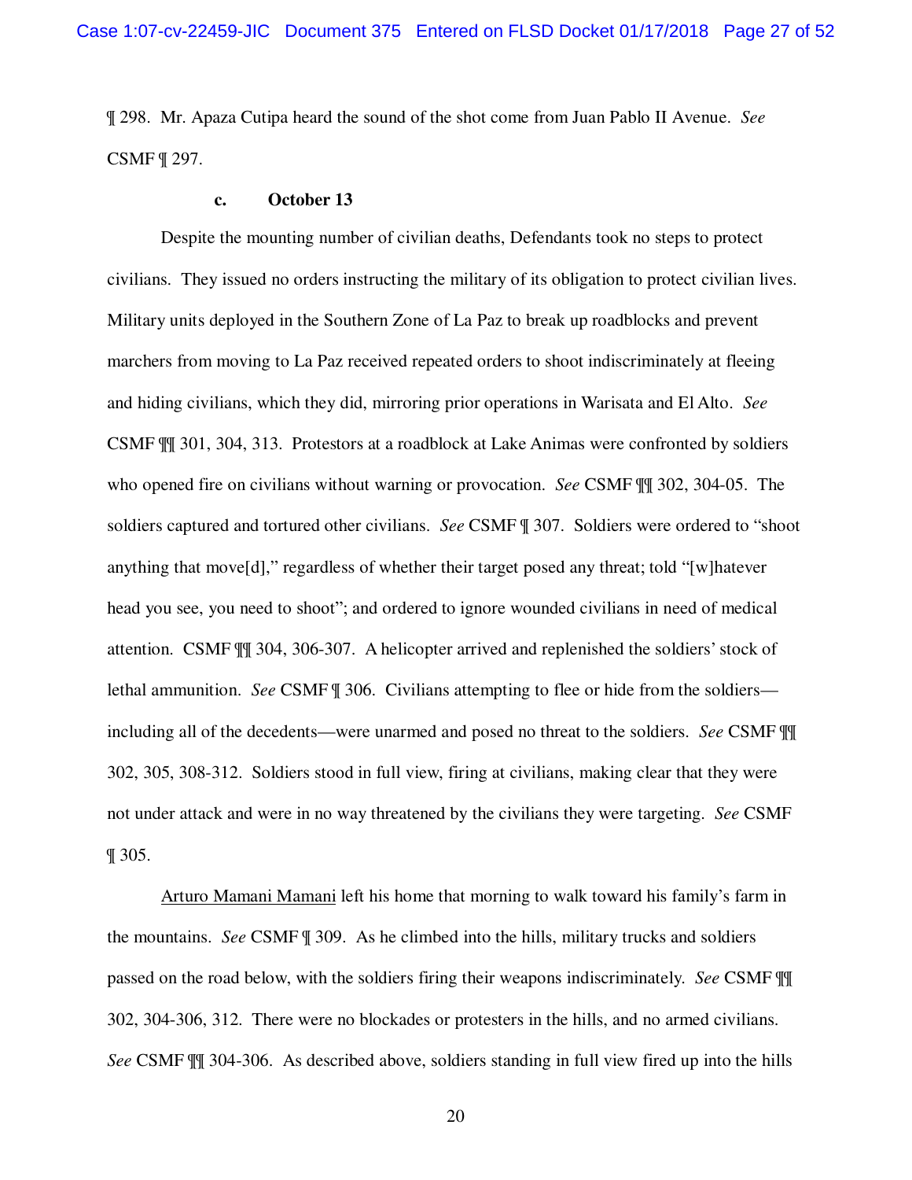¶ 298. Mr. Apaza Cutipa heard the sound of the shot come from Juan Pablo II Avenue. *See* CSMF ¶ 297.

### c. October 13

Despite the mounting number of civilian deaths, Defendants took no steps to protect civilians. They issued no orders instructing the military of its obligation to protect civilian lives. Military units deployed in the Southern Zone of La Paz to break up roadblocks and prevent marchers from moving to La Paz received repeated orders to shoot indiscriminately at fleeing and hiding civilians, which they did, mirroring prior operations in Warisata and El Alto. *See* CSMF ¶¶ 301, 304, 313. Protestors at a roadblock at Lake Animas were confronted by soldiers who opened fire on civilians without warning or provocation. *See* CSMF ¶¶ 302, 304-05. The soldiers captured and tortured other civilians. *See* CSMF ¶ 307. Soldiers were ordered to "shoot anything that move[d]," regardless of whether their target posed any threat; told "[w]hatever head you see, you need to shoot"; and ordered to ignore wounded civilians in need of medical attention. CSMF ¶¶ 304, 306-307. A helicopter arrived and replenished the soldiers' stock of lethal ammunition. *See* CSMF ¶ 306. Civilians attempting to flee or hide from the soldiers—including all of the decedents—were unarmed and posed no threat to the soldiers. *See* CSMF ¶¶ 302, 305, 308-312. Soldiers stood in full view, firing at civilians, making clear that they were not under attack and were in no way threatened by the civilians they were targeting. *See* CSMF ¶ 305.

<u>Arturo Mamani Mamani</u> left his home that morning to walk toward his family's farm in the mountains. *See* CSMF ¶ 309. As he climbed into the hills, military trucks and soldiers passed on the road below, with the soldiers firing their weapons indiscriminately. *See* CSMF ¶¶ 302, 304-306, 312. There were no blockades or protesters in the hills, and no armed civilians. *See* CSMF ¶¶ 304-306. As described above, soldiers standing in full view fired up into the hills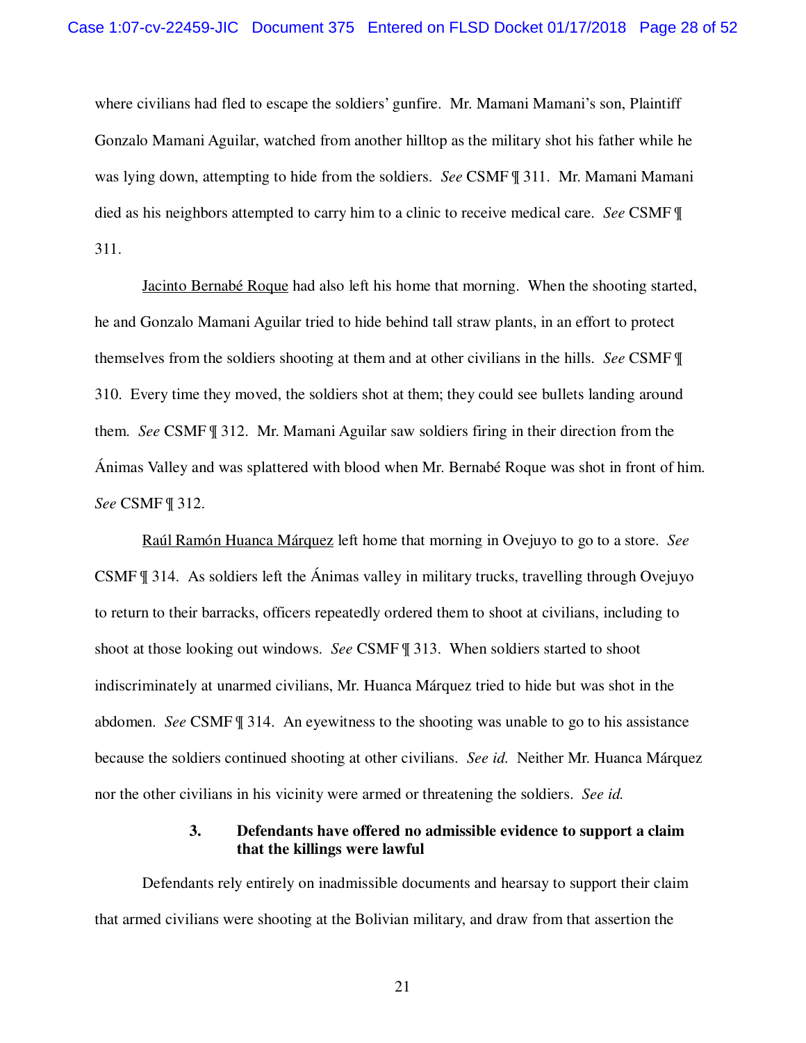where civilians had fled to escape the soldiers' gunfire. Mr. Mamani Mamani's son, Plaintiff Gonzalo Mamani Aguilar, watched from another hilltop as the military shot his father while he was lying down, attempting to hide from the soldiers. *See* CSMF ¶ 311. Mr. Mamani Mamani died as his neighbors attempted to carry him to a clinic to receive medical care. *See* CSMF ¶ 311.

<u>Jacinto Bernabé Roque</u> had also left his home that morning. When the shooting started, he and Gonzalo Mamani Aguilar tried to hide behind tall straw plants, in an effort to protect themselves from the soldiers shooting at them and at other civilians in the hills. *See* CSMF ¶ 310. Every time they moved, the soldiers shot at them; they could see bullets landing around them. *See* CSMF ¶ 312. Mr. Mamani Aguilar saw soldiers firing in their direction from the Ánimas Valley and was splattered with blood when Mr. Bernabé Roque was shot in front of him. *See* CSMF ¶ 312.

<u>Raúl Ramón Huanca Márquez</u> left home that morning in Ovejuyo to go to a store. *See* CSMF ¶ 314. As soldiers left the Ánimas valley in military trucks, travelling through Ovejuyo to return to their barracks, officers repeatedly ordered them to shoot at civilians, including to shoot at those looking out windows. *See* CSMF ¶ 313. When soldiers started to shoot indiscriminately at unarmed civilians, Mr. Huanca Márquez tried to hide but was shot in the abdomen. *See* CSMF ¶ 314. An eyewitness to the shooting was unable to go to his assistance because the soldiers continued shooting at other civilians. *See id.* Neither Mr. Huanca Márquez nor the other civilians in his vicinity were armed or threatening the soldiers. *See id.*

### 3. Defendants have offered no admissible evidence to support a claim that the killings were lawful

Defendants rely entirely on inadmissible documents and hearsay to support their claim that armed civilians were shooting at the Bolivian military, and draw from that assertion the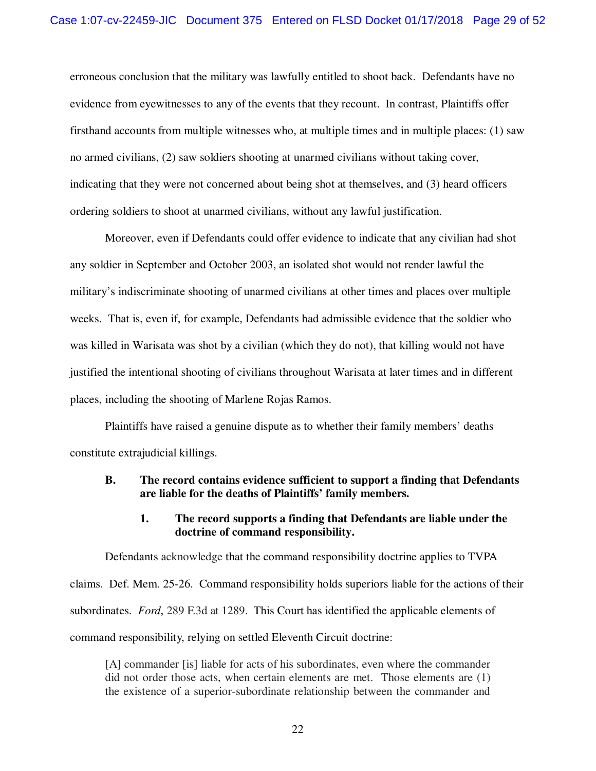erroneous conclusion that the military was lawfully entitled to shoot back. Defendants have no evidence from eyewitnesses to any of the events that they recount. In contrast, Plaintiffs offer firsthand accounts from multiple witnesses who, at multiple times and in multiple places: (1) saw no armed civilians, (2) saw soldiers shooting at unarmed civilians without taking cover, indicating that they were not concerned about being shot at themselves, and (3) heard officers ordering soldiers to shoot at unarmed civilians, without any lawful justification.

Moreover, even if Defendants could offer evidence to indicate that any civilian had shot any soldier in September and October 2003, an isolated shot would not render lawful the military's indiscriminate shooting of unarmed civilians at other times and places over multiple weeks. That is, even if, for example, Defendants had admissible evidence that the soldier who was killed in Warisata was shot by a civilian (which they do not), that killing would not have justified the intentional shooting of civilians throughout Warisata at later times and in different places, including the shooting of Marlene Rojas Ramos.

Plaintiffs have raised a genuine dispute as to whether their family members' deaths constitute extrajudicial killings.

**B. The record contains evidence sufficient to support a finding that Defendants are liable for the deaths of Plaintiffs' family members.**

**1. The record supports a finding that Defendants are liable under the doctrine of command responsibility.**

Defendants acknowledge that the command responsibility doctrine applies to TVPA claims. Def. Mem. 25-26. Command responsibility holds superiors liable for the actions of their subordinates. *Ford*, 289 F.3d at 1289. This Court has identified the applicable elements of command responsibility, relying on settled Eleventh Circuit doctrine:

> [A] commander [is] liable for acts of his subordinates, even where the commander did not order those acts, when certain elements are met. Those elements are (1) the existence of a superior-subordinate relationship between the commander and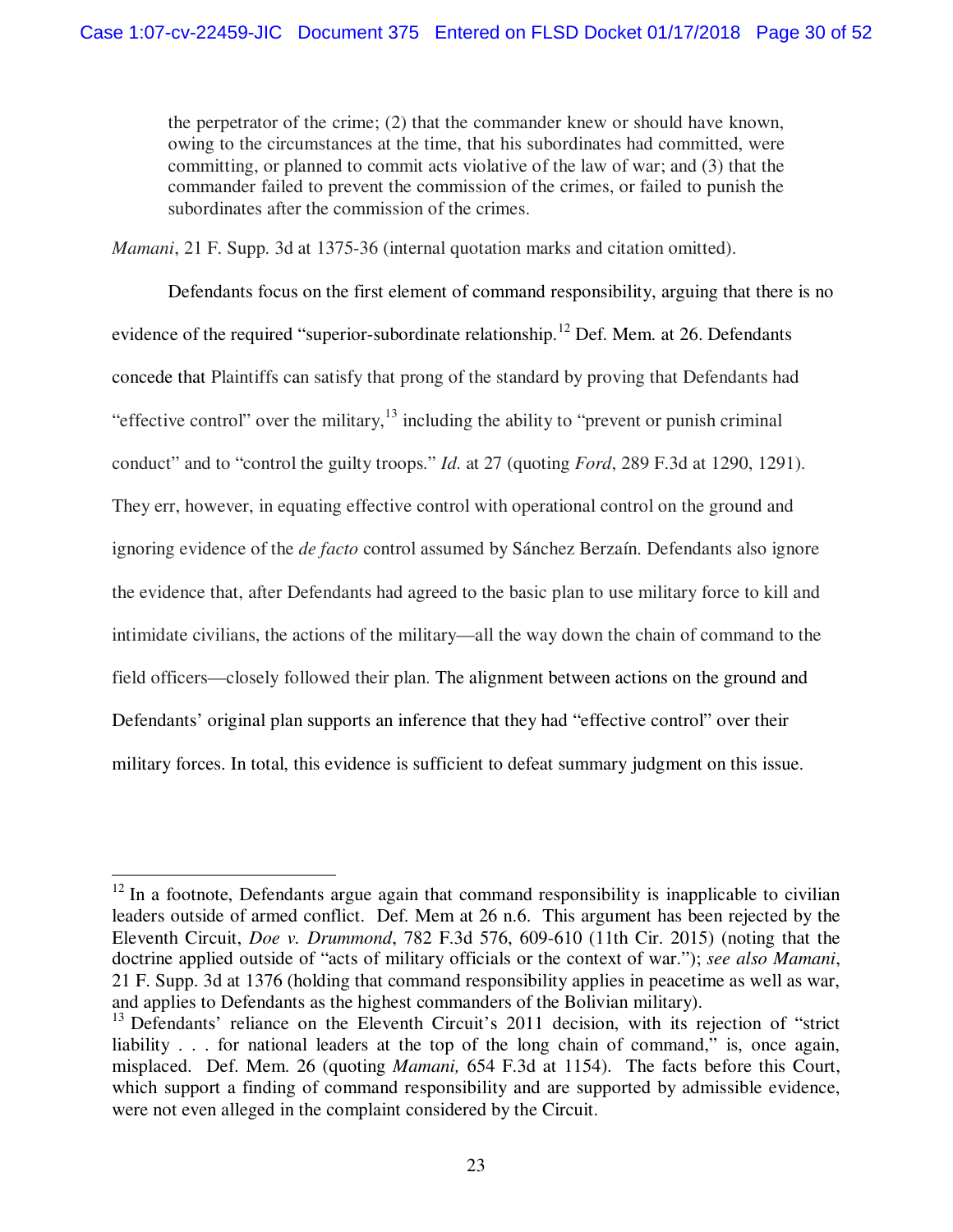> the perpetrator of the crime; (2) that the commander knew or should have known, owing to the circumstances at the time, that his subordinates had committed, were committing, or planned to commit acts violative of the law of war; and (3) that the commander failed to prevent the commission of the crimes, or failed to punish the subordinates after the commission of the crimes.

*Mamani*, 21 F. Supp. 3d at 1375-36 (internal quotation marks and citation omitted).

Defendants focus on the first element of command responsibility, arguing that there is no evidence of the required "superior-subordinate relationship.[12] Def. Mem. at 26. Defendants concede that Plaintiffs can satisfy that prong of the standard by proving that Defendants had "effective control" over the military,[13] including the ability to "prevent or punish criminal conduct" and to "control the guilty troops." *Id.* at 27 (quoting *Ford*, 289 F.3d at 1290, 1291). They err, however, in equating effective control with operational control on the ground and ignoring evidence of the *de facto* control assumed by Sánchez Berzaín. Defendants also ignore the evidence that, after Defendants had agreed to the basic plan to use military force to kill and intimidate civilians, the actions of the military—all the way down the chain of command to the field officers—closely followed their plan. The alignment between actions on the ground and Defendants' original plan supports an inference that they had "effective control" over their military forces. In total, this evidence is sufficient to defeat summary judgment on this issue.

---

[12] In a footnote, Defendants argue again that command responsibility is inapplicable to civilian leaders outside of armed conflict. Def. Mem at 26 n.6. This argument has been rejected by the Eleventh Circuit, *Doe v. Drummond*, 782 F.3d 576, 609-610 (11th Cir. 2015) (noting that the doctrine applied outside of "acts of military officials or the context of war."); *see also Mamani*, 21 F. Supp. 3d at 1376 (holding that command responsibility applies in peacetime as well as war, and applies to Defendants as the highest commanders of the Bolivian military).

[13] Defendants' reliance on the Eleventh Circuit's 2011 decision, with its rejection of "strict liability . . . for national leaders at the top of the long chain of command," is, once again, misplaced. Def. Mem. 26 (quoting *Mamani,* 654 F.3d at 1154). The facts before this Court, which support a finding of command responsibility and are supported by admissible evidence, were not even alleged in the complaint considered by the Circuit.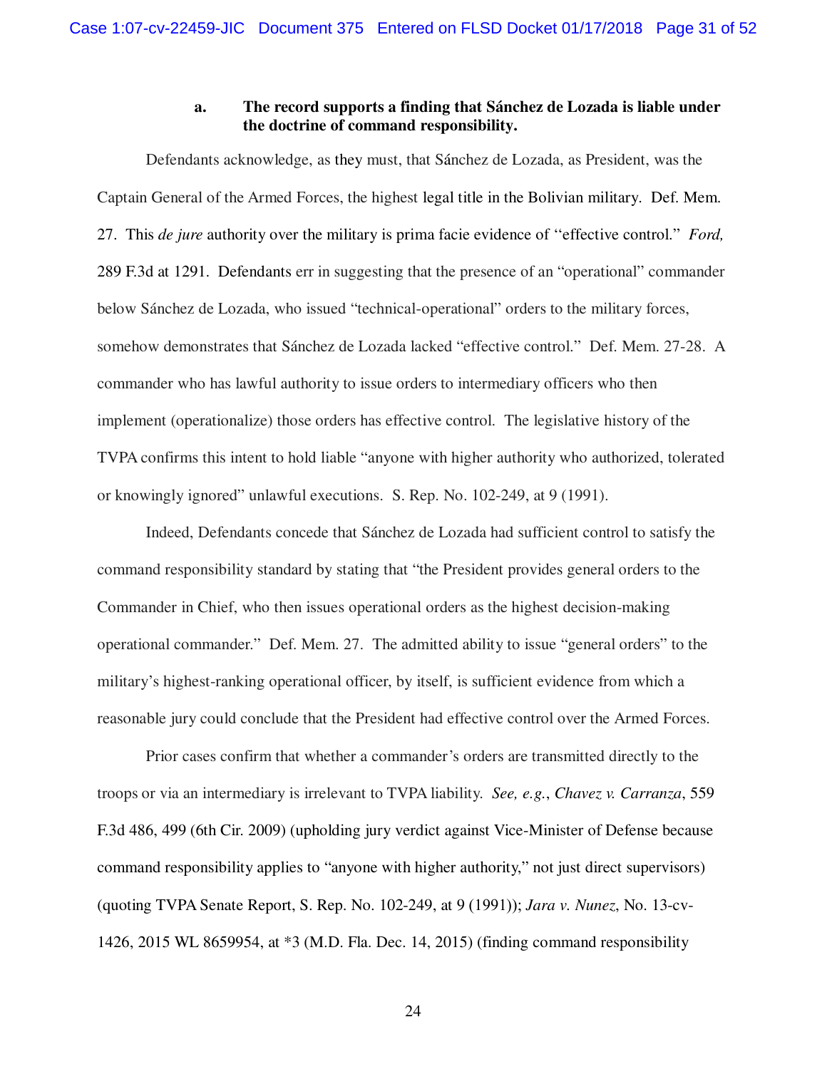### a. The record supports a finding that Sánchez de Lozada is liable under the doctrine of command responsibility.

Defendants acknowledge, as they must, that Sánchez de Lozada, as President, was the Captain General of the Armed Forces, the highest legal title in the Bolivian military. Def. Mem. 27. This *de jure* authority over the military is prima facie evidence of "effective control." *Ford,* 289 F.3d at 1291. Defendants err in suggesting that the presence of an "operational" commander below Sánchez de Lozada, who issued "technical-operational" orders to the military forces, somehow demonstrates that Sánchez de Lozada lacked "effective control." Def. Mem. 27-28. A commander who has lawful authority to issue orders to intermediary officers who then implement (operationalize) those orders has effective control. The legislative history of the TVPA confirms this intent to hold liable "anyone with higher authority who authorized, tolerated or knowingly ignored" unlawful executions. S. Rep. No. 102-249, at 9 (1991).

Indeed, Defendants concede that Sánchez de Lozada had sufficient control to satisfy the command responsibility standard by stating that "the President provides general orders to the Commander in Chief, who then issues operational orders as the highest decision-making operational commander." Def. Mem. 27. The admitted ability to issue "general orders" to the military's highest-ranking operational officer, by itself, is sufficient evidence from which a reasonable jury could conclude that the President had effective control over the Armed Forces.

Prior cases confirm that whether a commander's orders are transmitted directly to the troops or via an intermediary is irrelevant to TVPA liability. *See, e.g.*, *Chavez v. Carranza*, 559 F.3d 486, 499 (6th Cir. 2009) (upholding jury verdict against Vice-Minister of Defense because command responsibility applies to "anyone with higher authority," not just direct supervisors) (quoting TVPA Senate Report, S. Rep. No. 102-249, at 9 (1991)); *Jara v. Nunez*, No. 13-cv-1426, 2015 WL 8659954, at *3 (M.D. Fla. Dec. 14, 2015) (finding command responsibility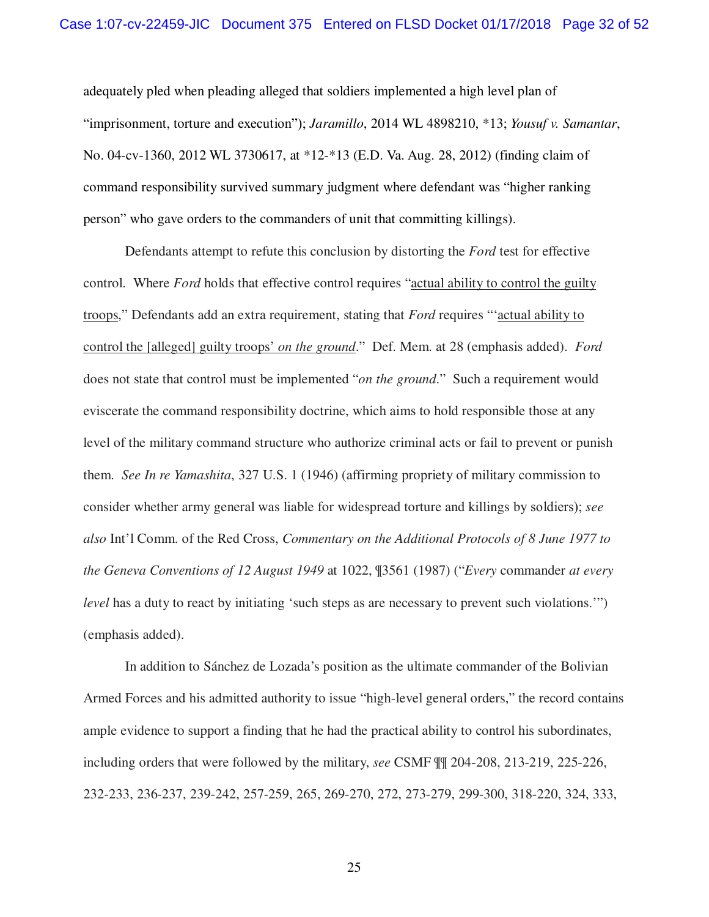adequately pled when pleading alleged that soldiers implemented a high level plan of "imprisonment, torture and execution"); *Jaramillo*, 2014 WL 4898210, *13; *Yousuf v. Samantar*, No. 04-cv-1360, 2012 WL 3730617, at *12-*13 (E.D. Va. Aug. 28, 2012) (finding claim of command responsibility survived summary judgment where defendant was "higher ranking person" who gave orders to the commanders of unit that committing killings).

Defendants attempt to refute this conclusion by distorting the *Ford* test for effective control. Where *Ford* holds that effective control requires "<u>actual ability to control the guilty troops</u>," Defendants add an extra requirement, stating that *Ford* requires "'<u>actual ability to control the [alleged] guilty troops' *on the ground*</u>." Def. Mem. at 28 (emphasis added). *Ford* does not state that control must be implemented "*on the ground*." Such a requirement would eviscerate the command responsibility doctrine, which aims to hold responsible those at any level of the military command structure who authorize criminal acts or fail to prevent or punish them. *See In re Yamashita*, 327 U.S. 1 (1946) (affirming propriety of military commission to consider whether army general was liable for widespread torture and killings by soldiers); *see also* Int'l Comm. of the Red Cross, *Commentary on the Additional Protocols of 8 June 1977 to the Geneva Conventions of 12 August 1949* at 1022, ¶3561 (1987) ("*Every* commander *at every level* has a duty to react by initiating 'such steps as are necessary to prevent such violations.'") (emphasis added).

In addition to Sánchez de Lozada's position as the ultimate commander of the Bolivian Armed Forces and his admitted authority to issue "high-level general orders," the record contains ample evidence to support a finding that he had the practical ability to control his subordinates, including orders that were followed by the military, *see* CSMF ¶¶ 204-208, 213-219, 225-226, 232-233, 236-237, 239-242, 257-259, 265, 269-270, 272, 273-279, 299-300, 318-220, 324, 333,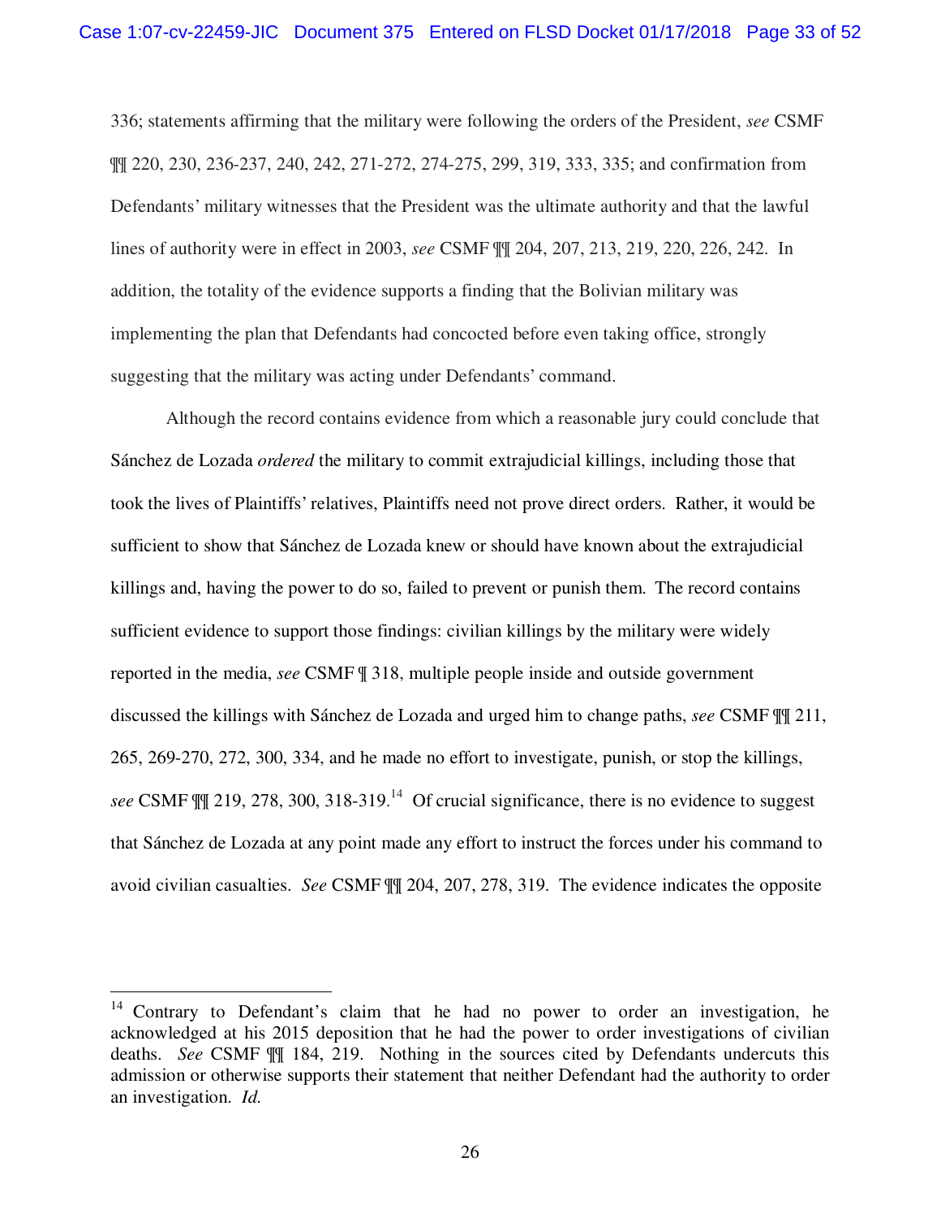336; statements affirming that the military were following the orders of the President, *see* CSMF ¶¶ 220, 230, 236-237, 240, 242, 271-272, 274-275, 299, 319, 333, 335; and confirmation from Defendants' military witnesses that the President was the ultimate authority and that the lawful lines of authority were in effect in 2003, *see* CSMF ¶¶ 204, 207, 213, 219, 220, 226, 242. In addition, the totality of the evidence supports a finding that the Bolivian military was implementing the plan that Defendants had concocted before even taking office, strongly suggesting that the military was acting under Defendants' command.

Although the record contains evidence from which a reasonable jury could conclude that Sánchez de Lozada *ordered* the military to commit extrajudicial killings, including those that took the lives of Plaintiffs' relatives, Plaintiffs need not prove direct orders. Rather, it would be sufficient to show that Sánchez de Lozada knew or should have known about the extrajudicial killings and, having the power to do so, failed to prevent or punish them. The record contains sufficient evidence to support those findings: civilian killings by the military were widely reported in the media, *see* CSMF ¶ 318, multiple people inside and outside government discussed the killings with Sánchez de Lozada and urged him to change paths, *see* CSMF ¶¶ 211, 265, 269-270, 272, 300, 334, and he made no effort to investigate, punish, or stop the killings, *see* CSMF ¶¶ 219, 278, 300, 318-319.[14] Of crucial significance, there is no evidence to suggest that Sánchez de Lozada at any point made any effort to instruct the forces under his command to avoid civilian casualties. *See* CSMF ¶¶ 204, 207, 278, 319. The evidence indicates the opposite

[14] Contrary to Defendant's claim that he had no power to order an investigation, he acknowledged at his 2015 deposition that he had the power to order investigations of civilian deaths. *See* CSMF ¶¶ 184, 219. Nothing in the sources cited by Defendants undercuts this admission or otherwise supports their statement that neither Defendant had the authority to order an investigation. *Id.*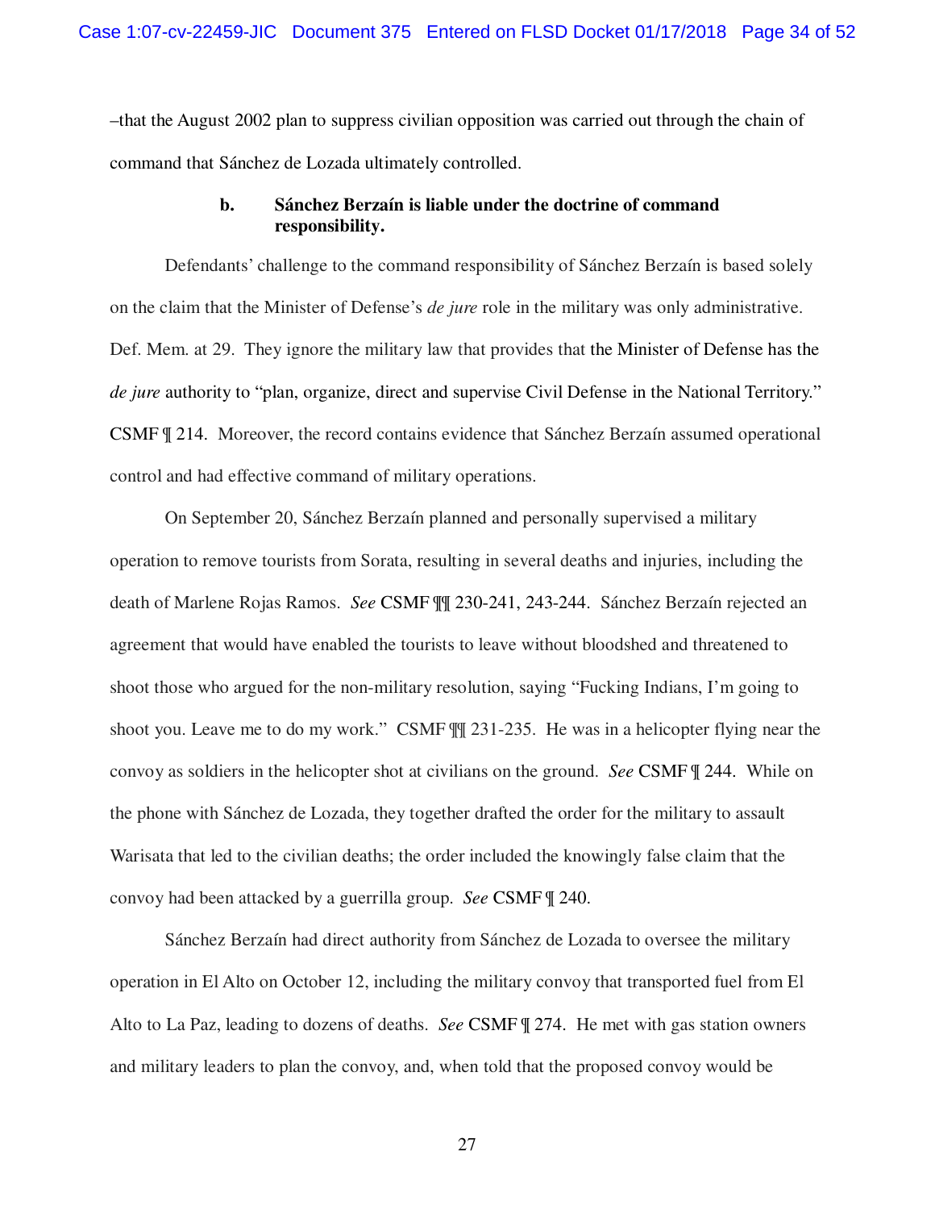–that the August 2002 plan to suppress civilian opposition was carried out through the chain of command that Sánchez de Lozada ultimately controlled.

**b. Sánchez Berzaín is liable under the doctrine of command responsibility.**

Defendants' challenge to the command responsibility of Sánchez Berzaín is based solely on the claim that the Minister of Defense's *de jure* role in the military was only administrative. Def. Mem. at 29. They ignore the military law that provides that the Minister of Defense has the *de jure* authority to "plan, organize, direct and supervise Civil Defense in the National Territory." CSMF ¶ 214. Moreover, the record contains evidence that Sánchez Berzaín assumed operational control and had effective command of military operations.

On September 20, Sánchez Berzaín planned and personally supervised a military operation to remove tourists from Sorata, resulting in several deaths and injuries, including the death of Marlene Rojas Ramos. *See* CSMF ¶¶ 230-241, 243-244. Sánchez Berzaín rejected an agreement that would have enabled the tourists to leave without bloodshed and threatened to shoot those who argued for the non-military resolution, saying "Fucking Indians, I'm going to shoot you. Leave me to do my work." CSMF ¶¶ 231-235. He was in a helicopter flying near the convoy as soldiers in the helicopter shot at civilians on the ground. *See* CSMF ¶ 244. While on the phone with Sánchez de Lozada, they together drafted the order for the military to assault Warisata that led to the civilian deaths; the order included the knowingly false claim that the convoy had been attacked by a guerrilla group. *See* CSMF ¶ 240.

Sánchez Berzaín had direct authority from Sánchez de Lozada to oversee the military operation in El Alto on October 12, including the military convoy that transported fuel from El Alto to La Paz, leading to dozens of deaths. *See* CSMF ¶ 274. He met with gas station owners and military leaders to plan the convoy, and, when told that the proposed convoy would be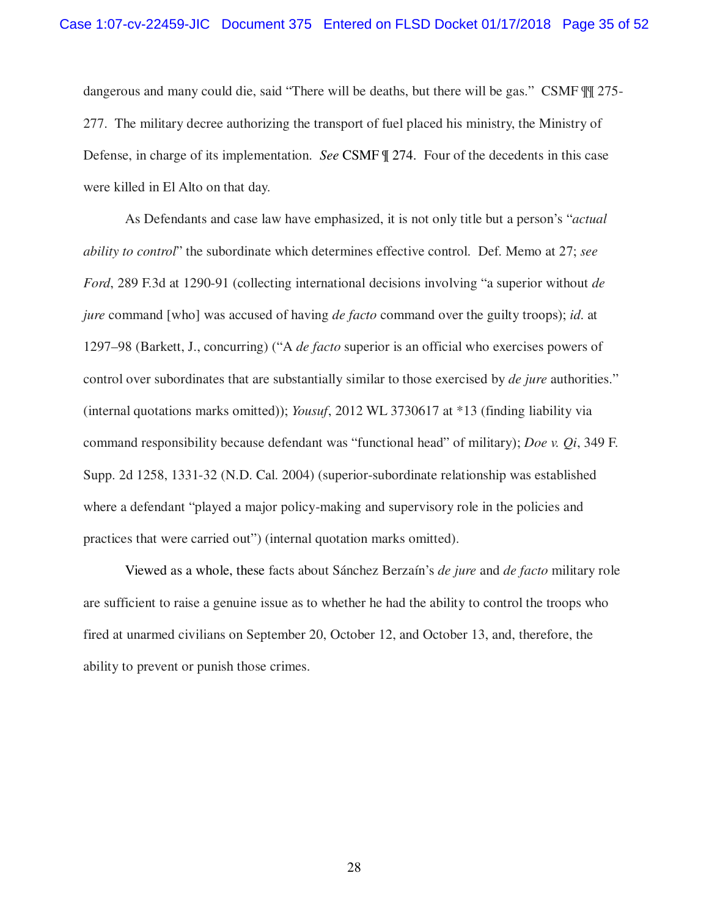dangerous and many could die, said "There will be deaths, but there will be gas." CSMF ¶¶ 275-277. The military decree authorizing the transport of fuel placed his ministry, the Ministry of Defense, in charge of its implementation. *See* CSMF ¶ 274. Four of the decedents in this case were killed in El Alto on that day.

As Defendants and case law have emphasized, it is not only title but a person's "*actual ability to control*" the subordinate which determines effective control. Def. Memo at 27; *see Ford*, 289 F.3d at 1290-91 (collecting international decisions involving "a superior without *de jure* command [who] was accused of having *de facto* command over the guilty troops); *id.* at 1297–98 (Barkett, J., concurring) ("A *de facto* superior is an official who exercises powers of control over subordinates that are substantially similar to those exercised by *de jure* authorities." (internal quotations marks omitted)); *Yousuf*, 2012 WL 3730617 at *13 (finding liability via command responsibility because defendant was "functional head" of military); *Doe v. Qi*, 349 F. Supp. 2d 1258, 1331-32 (N.D. Cal. 2004) (superior-subordinate relationship was established where a defendant "played a major policy-making and supervisory role in the policies and practices that were carried out") (internal quotation marks omitted).

Viewed as a whole, these facts about Sánchez Berzaín's *de jure* and *de facto* military role are sufficient to raise a genuine issue as to whether he had the ability to control the troops who fired at unarmed civilians on September 20, October 12, and October 13, and, therefore, the ability to prevent or punish those crimes.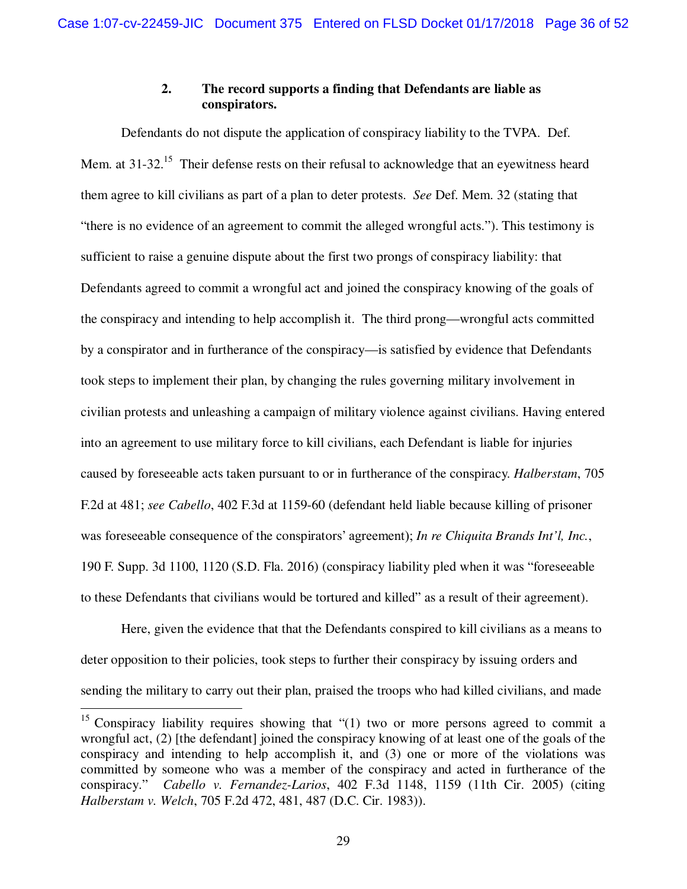### 2. The record supports a finding that Defendants are liable as conspirators.

Defendants do not dispute the application of conspiracy liability to the TVPA. Def. Mem. at 31-32.[15] Their defense rests on their refusal to acknowledge that an eyewitness heard them agree to kill civilians as part of a plan to deter protests. *See* Def. Mem. 32 (stating that "there is no evidence of an agreement to commit the alleged wrongful acts."). This testimony is sufficient to raise a genuine dispute about the first two prongs of conspiracy liability: that Defendants agreed to commit a wrongful act and joined the conspiracy knowing of the goals of the conspiracy and intending to help accomplish it. The third prong—wrongful acts committed by a conspirator and in furtherance of the conspiracy—is satisfied by evidence that Defendants took steps to implement their plan, by changing the rules governing military involvement in civilian protests and unleashing a campaign of military violence against civilians. Having entered into an agreement to use military force to kill civilians, each Defendant is liable for injuries caused by foreseeable acts taken pursuant to or in furtherance of the conspiracy. *Halberstam*, 705 F.2d at 481; *see Cabello*, 402 F.3d at 1159-60 (defendant held liable because killing of prisoner was foreseeable consequence of the conspirators' agreement); *In re Chiquita Brands Int'l, Inc.*, 190 F. Supp. 3d 1100, 1120 (S.D. Fla. 2016) (conspiracy liability pled when it was "foreseeable to these Defendants that civilians would be tortured and killed" as a result of their agreement).

Here, given the evidence that that the Defendants conspired to kill civilians as a means to deter opposition to their policies, took steps to further their conspiracy by issuing orders and sending the military to carry out their plan, praised the troops who had killed civilians, and made

---

[15] Conspiracy liability requires showing that "(1) two or more persons agreed to commit a wrongful act, (2) [the defendant] joined the conspiracy knowing of at least one of the goals of the conspiracy and intending to help accomplish it, and (3) one or more of the violations was committed by someone who was a member of the conspiracy and acted in furtherance of the conspiracy." *Cabello v. Fernandez-Larios*, 402 F.3d 1148, 1159 (11th Cir. 2005) (citing *Halberstam v. Welch*, 705 F.2d 472, 481, 487 (D.C. Cir. 1983)).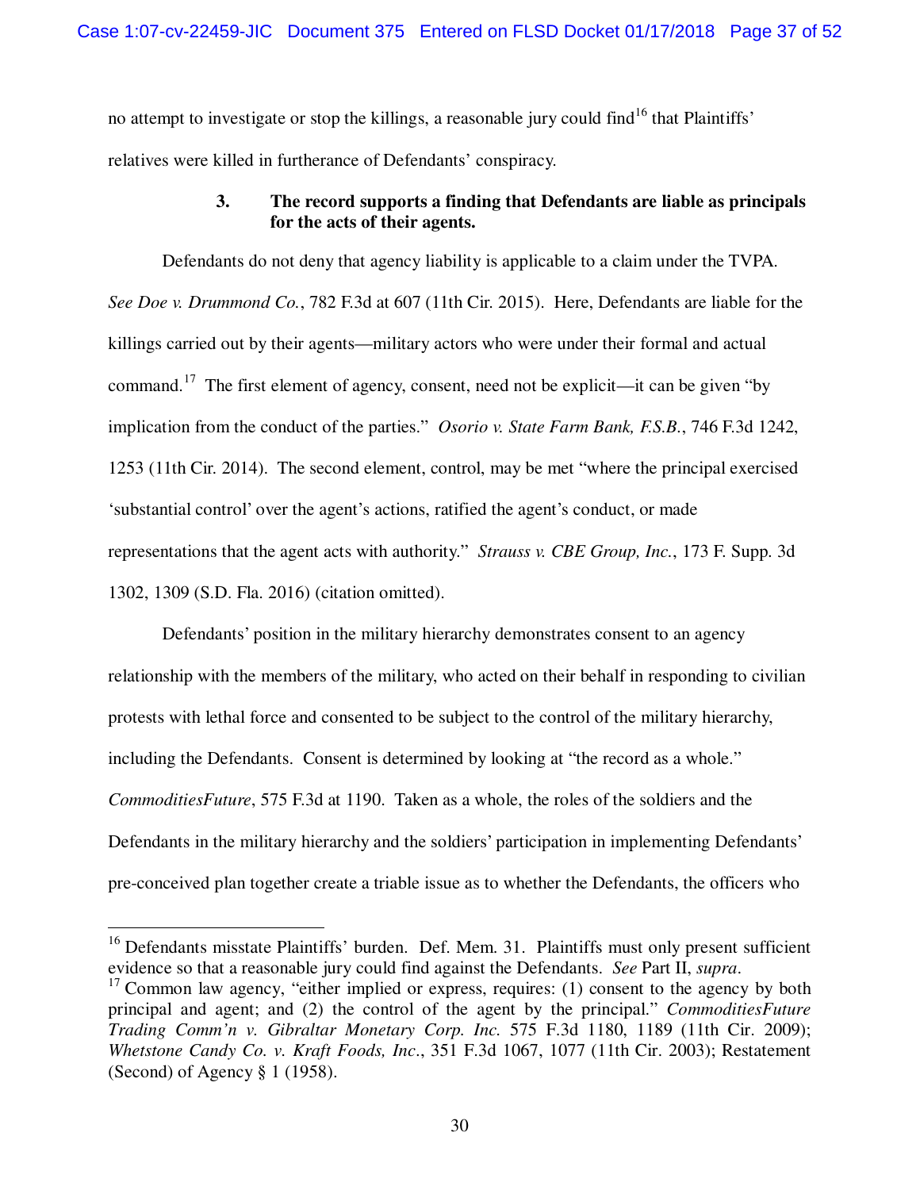no attempt to investigate or stop the killings, a reasonable jury could find[16] that Plaintiffs' relatives were killed in furtherance of Defendants' conspiracy.

**3. The record supports a finding that Defendants are liable as principals for the acts of their agents.**

Defendants do not deny that agency liability is applicable to a claim under the TVPA. *See Doe v. Drummond Co.*, 782 F.3d at 607 (11th Cir. 2015). Here, Defendants are liable for the killings carried out by their agents—military actors who were under their formal and actual command.[17] The first element of agency, consent, need not be explicit—it can be given "by implication from the conduct of the parties." *Osorio v. State Farm Bank, F.S.B.*, 746 F.3d 1242, 1253 (11th Cir. 2014). The second element, control, may be met "where the principal exercised 'substantial control' over the agent's actions, ratified the agent's conduct, or made representations that the agent acts with authority." *Strauss v. CBE Group, Inc.*, 173 F. Supp. 3d 1302, 1309 (S.D. Fla. 2016) (citation omitted).

Defendants' position in the military hierarchy demonstrates consent to an agency relationship with the members of the military, who acted on their behalf in responding to civilian protests with lethal force and consented to be subject to the control of the military hierarchy, including the Defendants. Consent is determined by looking at "the record as a whole." *CommoditiesFuture*, 575 F.3d at 1190. Taken as a whole, the roles of the soldiers and the Defendants in the military hierarchy and the soldiers' participation in implementing Defendants' pre-conceived plan together create a triable issue as to whether the Defendants, the officers who

---

[16] Defendants misstate Plaintiffs' burden. Def. Mem. 31. Plaintiffs must only present sufficient evidence so that a reasonable jury could find against the Defendants. *See* Part II, *supra*.

[17] Common law agency, "either implied or express, requires: (1) consent to the agency by both principal and agent; and (2) the control of the agent by the principal." *CommoditiesFuture Trading Comm'n v. Gibraltar Monetary Corp. Inc.* 575 F.3d 1180, 1189 (11th Cir. 2009); *Whetstone Candy Co. v. Kraft Foods, Inc.*, 351 F.3d 1067, 1077 (11th Cir. 2003); Restatement (Second) of Agency § 1 (1958).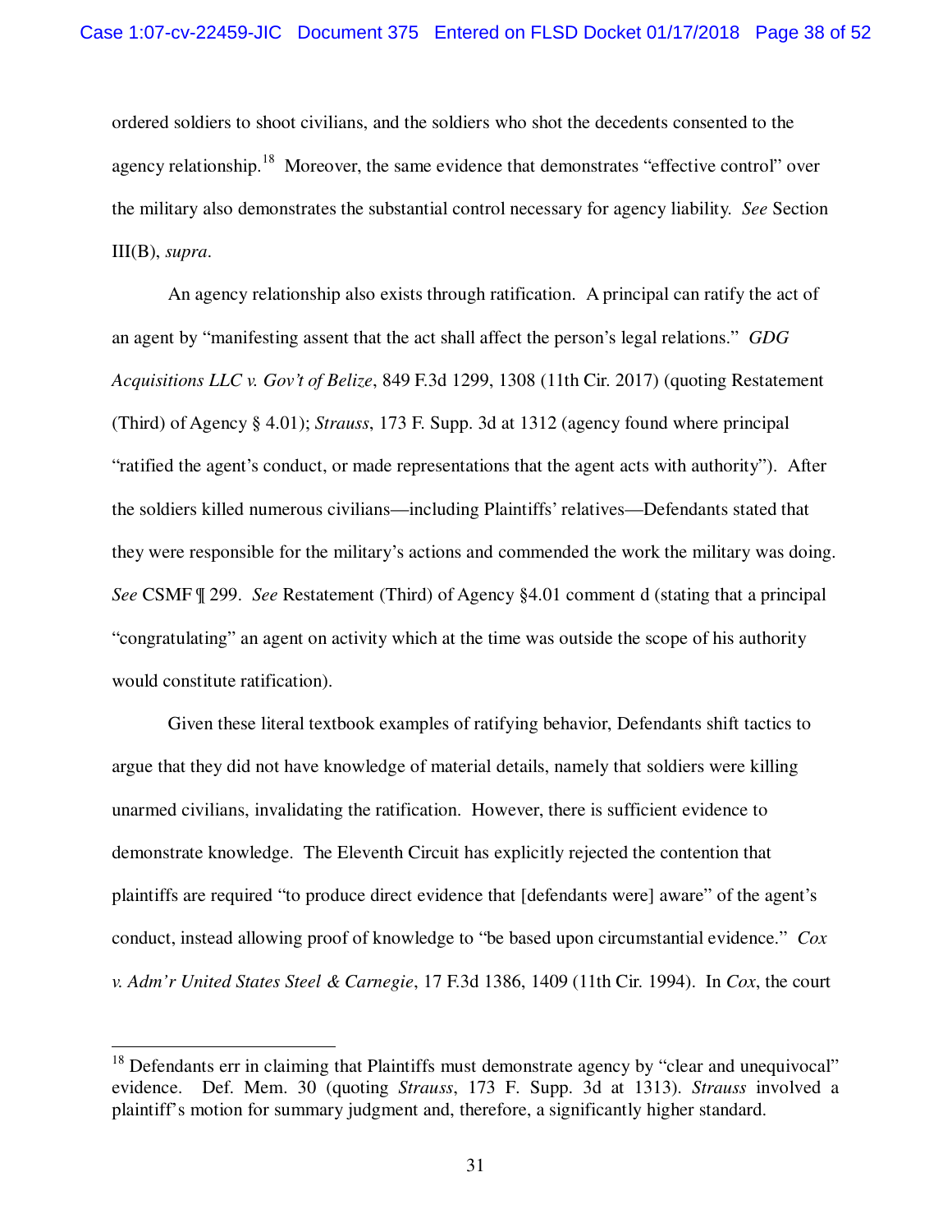ordered soldiers to shoot civilians, and the soldiers who shot the decedents consented to the agency relationship.[18] Moreover, the same evidence that demonstrates "effective control" over the military also demonstrates the substantial control necessary for agency liability. *See* Section III(B), *supra*.

An agency relationship also exists through ratification. A principal can ratify the act of an agent by "manifesting assent that the act shall affect the person's legal relations." *GDG Acquisitions LLC v. Gov't of Belize*, 849 F.3d 1299, 1308 (11th Cir. 2017) (quoting Restatement (Third) of Agency § 4.01); *Strauss*, 173 F. Supp. 3d at 1312 (agency found where principal "ratified the agent's conduct, or made representations that the agent acts with authority"). After the soldiers killed numerous civilians—including Plaintiffs' relatives—Defendants stated that they were responsible for the military's actions and commended the work the military was doing. *See* CSMF ¶ 299. *See* Restatement (Third) of Agency §4.01 comment d (stating that a principal "congratulating" an agent on activity which at the time was outside the scope of his authority would constitute ratification).

Given these literal textbook examples of ratifying behavior, Defendants shift tactics to argue that they did not have knowledge of material details, namely that soldiers were killing unarmed civilians, invalidating the ratification. However, there is sufficient evidence to demonstrate knowledge. The Eleventh Circuit has explicitly rejected the contention that plaintiffs are required "to produce direct evidence that [defendants were] aware" of the agent's conduct, instead allowing proof of knowledge to "be based upon circumstantial evidence." *Cox v. Adm'r United States Steel & Carnegie*, 17 F.3d 1386, 1409 (11th Cir. 1994). In *Cox*, the court

---

[18] Defendants err in claiming that Plaintiffs must demonstrate agency by "clear and unequivocal" evidence. Def. Mem. 30 (quoting *Strauss*, 173 F. Supp. 3d at 1313). *Strauss* involved a plaintiff's motion for summary judgment and, therefore, a significantly higher standard.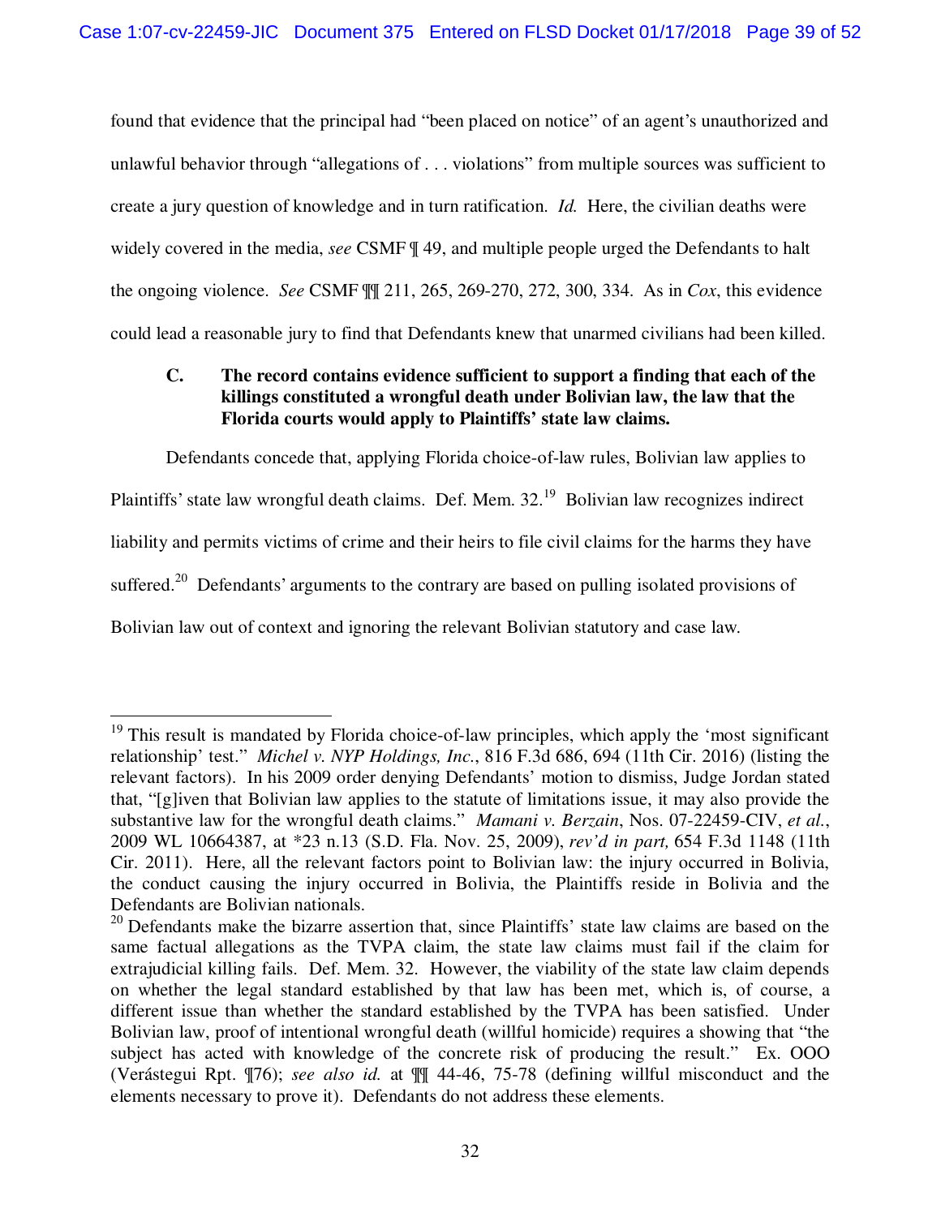found that evidence that the principal had "been placed on notice" of an agent's unauthorized and unlawful behavior through "allegations of . . . violations" from multiple sources was sufficient to create a jury question of knowledge and in turn ratification. *Id.* Here, the civilian deaths were widely covered in the media, *see* CSMF ¶ 49, and multiple people urged the Defendants to halt the ongoing violence. *See* CSMF ¶¶ 211, 265, 269-270, 272, 300, 334. As in *Cox*, this evidence could lead a reasonable jury to find that Defendants knew that unarmed civilians had been killed.

### C. The record contains evidence sufficient to support a finding that each of the killings constituted a wrongful death under Bolivian law, the law that the Florida courts would apply to Plaintiffs' state law claims.

Defendants concede that, applying Florida choice-of-law rules, Bolivian law applies to Plaintiffs' state law wrongful death claims. Def. Mem. 32.[19] Bolivian law recognizes indirect liability and permits victims of crime and their heirs to file civil claims for the harms they have suffered.[20] Defendants' arguments to the contrary are based on pulling isolated provisions of Bolivian law out of context and ignoring the relevant Bolivian statutory and case law.

---

[19] This result is mandated by Florida choice-of-law principles, which apply the 'most significant relationship' test." *Michel v. NYP Holdings, Inc.*, 816 F.3d 686, 694 (11th Cir. 2016) (listing the relevant factors). In his 2009 order denying Defendants' motion to dismiss, Judge Jordan stated that, "[g]iven that Bolivian law applies to the statute of limitations issue, it may also provide the substantive law for the wrongful death claims." *Mamani v. Berzain*, Nos. 07-22459-CIV, *et al.*, 2009 WL 10664387, at *23 n.13 (S.D. Fla. Nov. 25, 2009), *rev'd in part,* 654 F.3d 1148 (11th Cir. 2011). Here, all the relevant factors point to Bolivian law: the injury occurred in Bolivia, the conduct causing the injury occurred in Bolivia, the Plaintiffs reside in Bolivia and the Defendants are Bolivian nationals.

[20] Defendants make the bizarre assertion that, since Plaintiffs' state law claims are based on the same factual allegations as the TVPA claim, the state law claims must fail if the claim for extrajudicial killing fails. Def. Mem. 32. However, the viability of the state law claim depends on whether the legal standard established by that law has been met, which is, of course, a different issue than whether the standard established by the TVPA has been satisfied. Under Bolivian law, proof of intentional wrongful death (willful homicide) requires a showing that "the subject has acted with knowledge of the concrete risk of producing the result." Ex. OOO (Verástegui Rpt. ¶76); *see also id.* at ¶¶ 44-46, 75-78 (defining willful misconduct and the elements necessary to prove it). Defendants do not address these elements.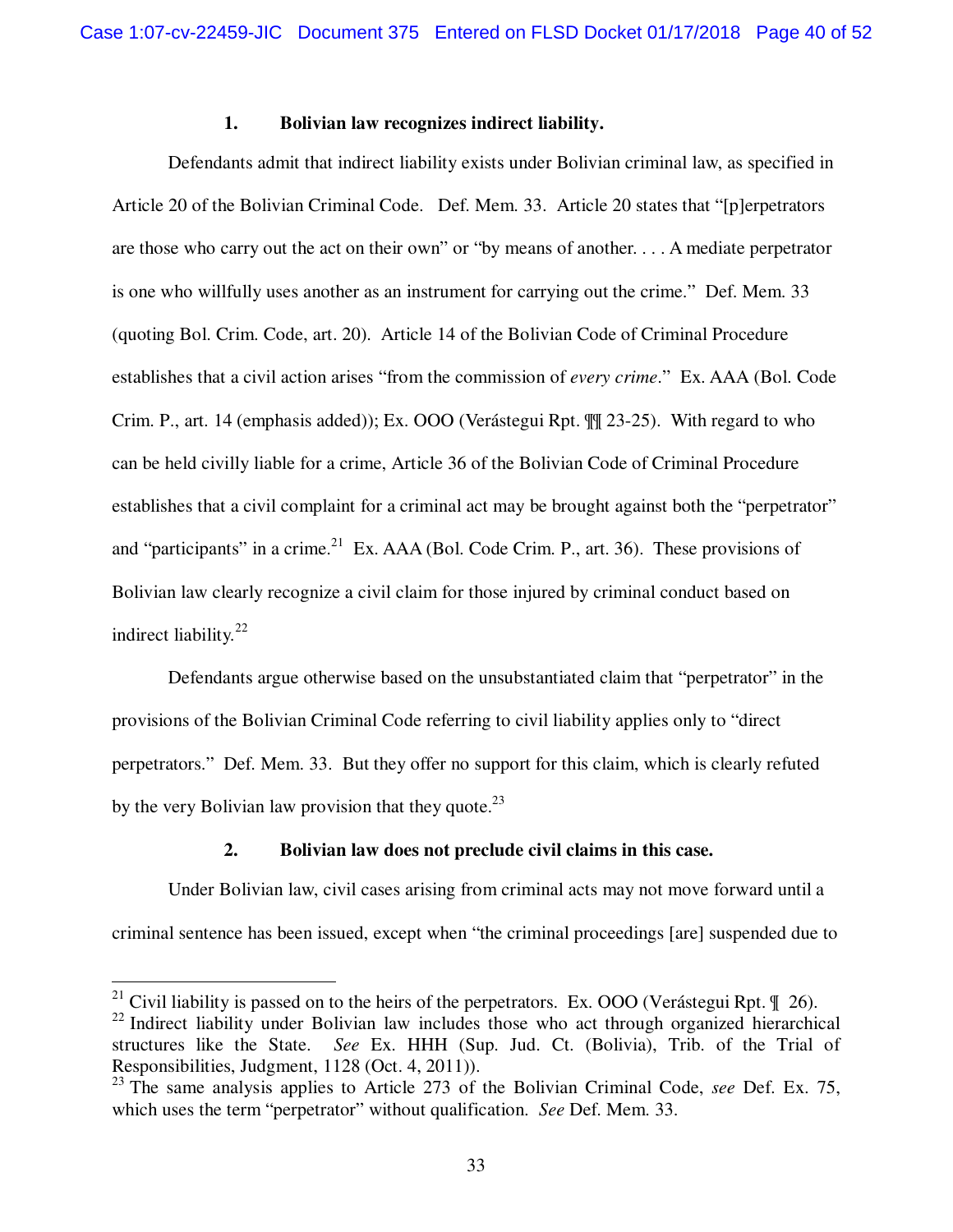### 1. Bolivian law recognizes indirect liability.

Defendants admit that indirect liability exists under Bolivian criminal law, as specified in Article 20 of the Bolivian Criminal Code. Def. Mem. 33. Article 20 states that "[p]erpetrators are those who carry out the act on their own" or "by means of another. . . . A mediate perpetrator is one who willfully uses another as an instrument for carrying out the crime." Def. Mem. 33 (quoting Bol. Crim. Code, art. 20). Article 14 of the Bolivian Code of Criminal Procedure establishes that a civil action arises "from the commission of *every crime*." Ex. AAA (Bol. Code Crim. P., art. 14 (emphasis added)); Ex. OOO (Verástegui Rpt. ¶¶ 23-25). With regard to who can be held civilly liable for a crime, Article 36 of the Bolivian Code of Criminal Procedure establishes that a civil complaint for a criminal act may be brought against both the "perpetrator" and "participants" in a crime.[21] Ex. AAA (Bol. Code Crim. P., art. 36). These provisions of Bolivian law clearly recognize a civil claim for those injured by criminal conduct based on indirect liability.[22]

Defendants argue otherwise based on the unsubstantiated claim that "perpetrator" in the provisions of the Bolivian Criminal Code referring to civil liability applies only to "direct perpetrators." Def. Mem. 33. But they offer no support for this claim, which is clearly refuted by the very Bolivian law provision that they quote.[23]

### 2. Bolivian law does not preclude civil claims in this case.

Under Bolivian law, civil cases arising from criminal acts may not move forward until a criminal sentence has been issued, except when "the criminal proceedings [are] suspended due to

---

[21] Civil liability is passed on to the heirs of the perpetrators. Ex. OOO (Verástegui Rpt. ¶ 26).

[22] Indirect liability under Bolivian law includes those who act through organized hierarchical structures like the State. *See* Ex. HHH (Sup. Jud. Ct. (Bolivia), Trib. of the Trial of Responsibilities, Judgment, 1128 (Oct. 4, 2011)).

[23] The same analysis applies to Article 273 of the Bolivian Criminal Code, *see* Def. Ex. 75, which uses the term "perpetrator" without qualification. *See* Def. Mem. 33.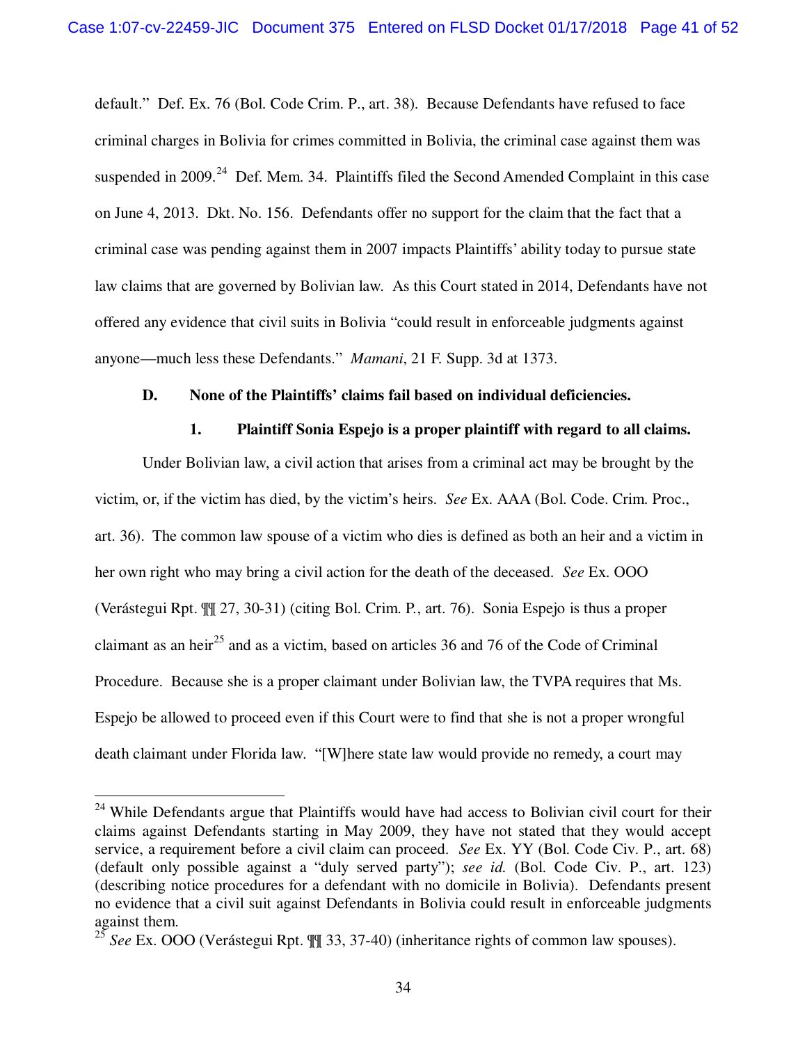default." Def. Ex. 76 (Bol. Code Crim. P., art. 38). Because Defendants have refused to face criminal charges in Bolivia for crimes committed in Bolivia, the criminal case against them was suspended in 2009.[24] Def. Mem. 34. Plaintiffs filed the Second Amended Complaint in this case on June 4, 2013. Dkt. No. 156. Defendants offer no support for the claim that the fact that a criminal case was pending against them in 2007 impacts Plaintiffs' ability today to pursue state law claims that are governed by Bolivian law. As this Court stated in 2014, Defendants have not offered any evidence that civil suits in Bolivia "could result in enforceable judgments against anyone—much less these Defendants." *Mamani*, 21 F. Supp. 3d at 1373.

### D. None of the Plaintiffs' claims fail based on individual deficiencies.

#### 1. Plaintiff Sonia Espejo is a proper plaintiff with regard to all claims.

Under Bolivian law, a civil action that arises from a criminal act may be brought by the victim, or, if the victim has died, by the victim's heirs. *See* Ex. AAA (Bol. Code. Crim. Proc., art. 36). The common law spouse of a victim who dies is defined as both an heir and a victim in her own right who may bring a civil action for the death of the deceased. *See* Ex. OOO (Verástegui Rpt. ¶¶ 27, 30-31) (citing Bol. Crim. P., art. 76). Sonia Espejo is thus a proper claimant as an heir[25] and as a victim, based on articles 36 and 76 of the Code of Criminal Procedure. Because she is a proper claimant under Bolivian law, the TVPA requires that Ms. Espejo be allowed to proceed even if this Court were to find that she is not a proper wrongful death claimant under Florida law. "[W]here state law would provide no remedy, a court may

---

[24] While Defendants argue that Plaintiffs would have had access to Bolivian civil court for their claims against Defendants starting in May 2009, they have not stated that they would accept service, a requirement before a civil claim can proceed. *See* Ex. YY (Bol. Code Civ. P., art. 68) (default only possible against a "duly served party"); *see id.* (Bol. Code Civ. P., art. 123) (describing notice procedures for a defendant with no domicile in Bolivia). Defendants present no evidence that a civil suit against Defendants in Bolivia could result in enforceable judgments against them.

[25] *See* Ex. OOO (Verástegui Rpt. ¶¶ 33, 37-40) (inheritance rights of common law spouses).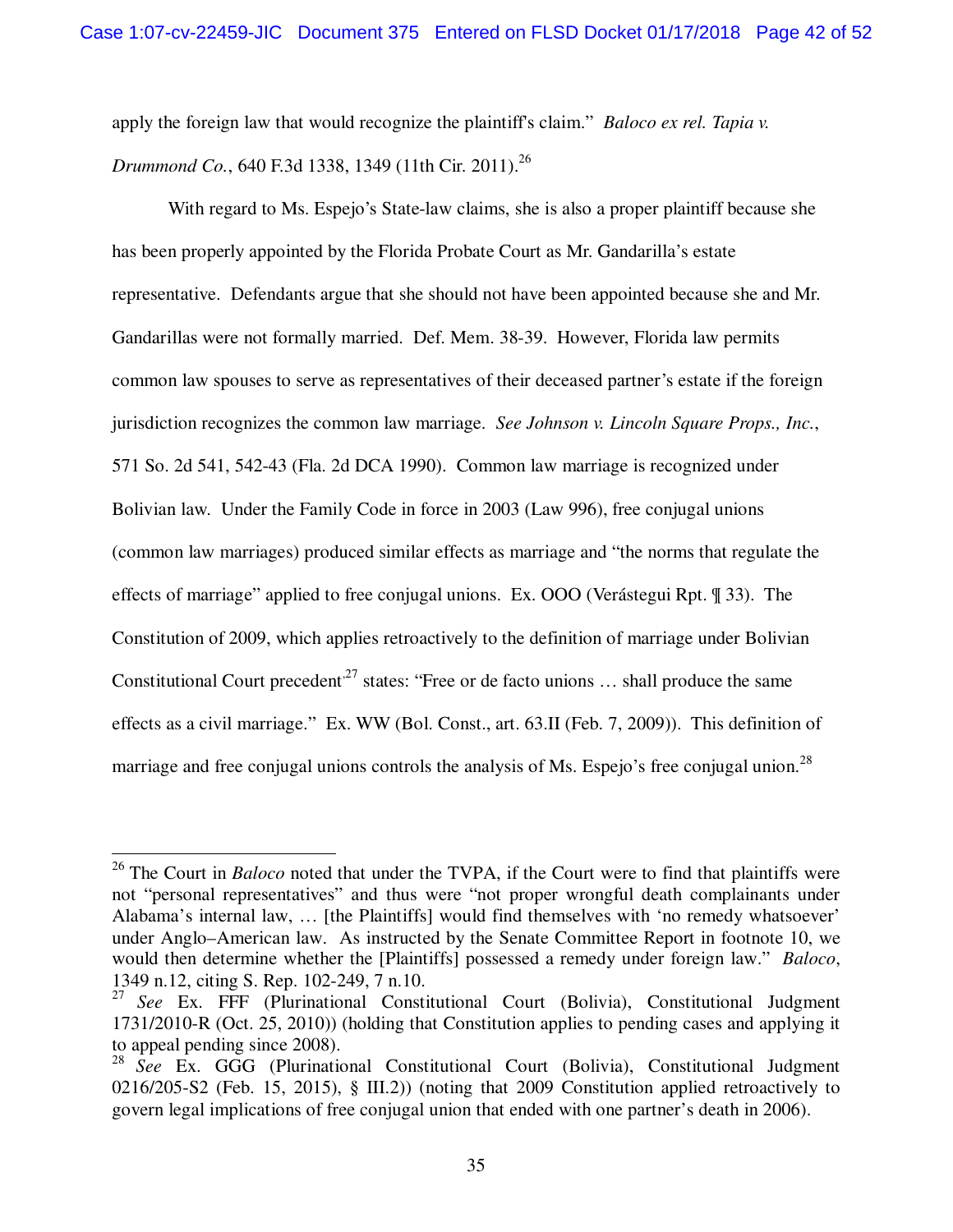apply the foreign law that would recognize the plaintiff's claim." *Baloco ex rel. Tapia v. Drummond Co.*, 640 F.3d 1338, 1349 (11th Cir. 2011).[26]

With regard to Ms. Espejo's State-law claims, she is also a proper plaintiff because she has been properly appointed by the Florida Probate Court as Mr. Gandarilla's estate representative. Defendants argue that she should not have been appointed because she and Mr. Gandarillas were not formally married. Def. Mem. 38-39. However, Florida law permits common law spouses to serve as representatives of their deceased partner's estate if the foreign jurisdiction recognizes the common law marriage. *See Johnson v. Lincoln Square Props., Inc.*, 571 So. 2d 541, 542-43 (Fla. 2d DCA 1990). Common law marriage is recognized under Bolivian law. Under the Family Code in force in 2003 (Law 996), free conjugal unions (common law marriages) produced similar effects as marriage and "the norms that regulate the effects of marriage" applied to free conjugal unions. Ex. OOO (Verástegui Rpt. ¶ 33). The Constitution of 2009, which applies retroactively to the definition of marriage under Bolivian Constitutional Court precedent[27] states: "Free or de facto unions … shall produce the same effects as a civil marriage." Ex. WW (Bol. Const., art. 63.II (Feb. 7, 2009)). This definition of marriage and free conjugal unions controls the analysis of Ms. Espejo's free conjugal union.[28]

---

[26] The Court in *Baloco* noted that under the TVPA, if the Court were to find that plaintiffs were not "personal representatives" and thus were "not proper wrongful death complainants under Alabama's internal law, … [the Plaintiffs] would find themselves with 'no remedy whatsoever' under Anglo–American law. As instructed by the Senate Committee Report in footnote 10, we would then determine whether the [Plaintiffs] possessed a remedy under foreign law." *Baloco*, 1349 n.12, citing S. Rep. 102-249, 7 n.10.

[27] *See* Ex. FFF (Plurinational Constitutional Court (Bolivia), Constitutional Judgment 1731/2010-R (Oct. 25, 2010)) (holding that Constitution applies to pending cases and applying it to appeal pending since 2008).

[28] *See* Ex. GGG (Plurinational Constitutional Court (Bolivia), Constitutional Judgment 0216/205-S2 (Feb. 15, 2015), § III.2)) (noting that 2009 Constitution applied retroactively to govern legal implications of free conjugal union that ended with one partner's death in 2006).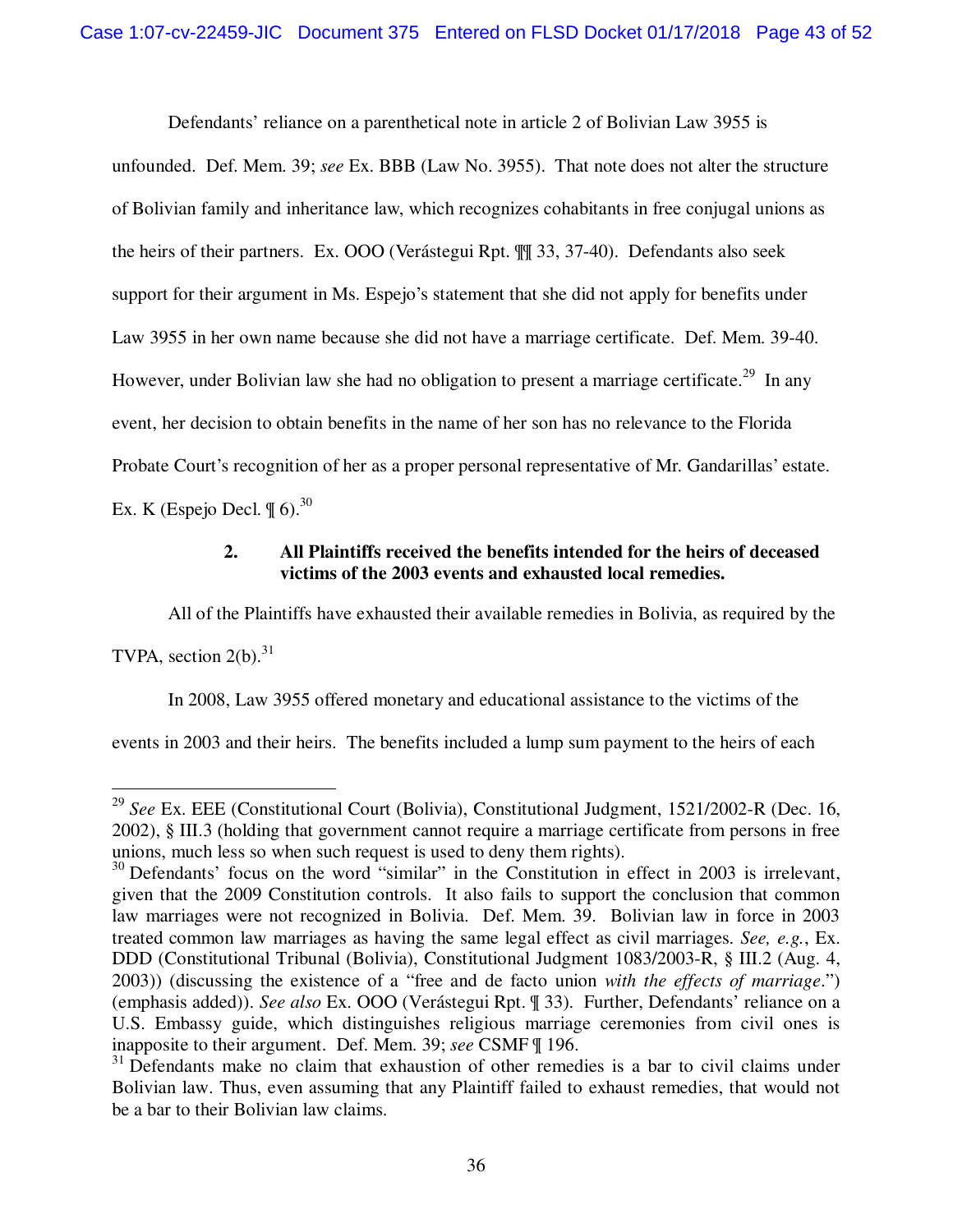Defendants' reliance on a parenthetical note in article 2 of Bolivian Law 3955 is unfounded. Def. Mem. 39; *see* Ex. BBB (Law No. 3955). That note does not alter the structure of Bolivian family and inheritance law, which recognizes cohabitants in free conjugal unions as the heirs of their partners. Ex. OOO (Verástegui Rpt. ¶¶ 33, 37-40). Defendants also seek support for their argument in Ms. Espejo's statement that she did not apply for benefits under Law 3955 in her own name because she did not have a marriage certificate. Def. Mem. 39-40. However, under Bolivian law she had no obligation to present a marriage certificate.[29] In any event, her decision to obtain benefits in the name of her son has no relevance to the Florida Probate Court's recognition of her as a proper personal representative of Mr. Gandarillas' estate. Ex. K (Espejo Decl. ¶ 6).[30]

### 2. All Plaintiffs received the benefits intended for the heirs of deceased victims of the 2003 events and exhausted local remedies.

All of the Plaintiffs have exhausted their available remedies in Bolivia, as required by the TVPA, section 2(b).[31]

In 2008, Law 3955 offered monetary and educational assistance to the victims of the events in 2003 and their heirs. The benefits included a lump sum payment to the heirs of each

---

[29] *See* Ex. EEE (Constitutional Court (Bolivia), Constitutional Judgment, 1521/2002-R (Dec. 16, 2002), § III.3 (holding that government cannot require a marriage certificate from persons in free unions, much less so when such request is used to deny them rights).

[30] Defendants' focus on the word "similar" in the Constitution in effect in 2003 is irrelevant, given that the 2009 Constitution controls. It also fails to support the conclusion that common law marriages were not recognized in Bolivia. Def. Mem. 39. Bolivian law in force in 2003 treated common law marriages as having the same legal effect as civil marriages. *See, e.g.*, Ex. DDD (Constitutional Tribunal (Bolivia), Constitutional Judgment 1083/2003-R, § III.2 (Aug. 4, 2003)) (discussing the existence of a "free and de facto union *with the effects of marriage*.") (emphasis added)). *See also* Ex. OOO (Verástegui Rpt. ¶ 33). Further, Defendants' reliance on a U.S. Embassy guide, which distinguishes religious marriage ceremonies from civil ones is inapposite to their argument. Def. Mem. 39; *see* CSMF ¶ 196.

[31] Defendants make no claim that exhaustion of other remedies is a bar to civil claims under Bolivian law. Thus, even assuming that any Plaintiff failed to exhaust remedies, that would not be a bar to their Bolivian law claims.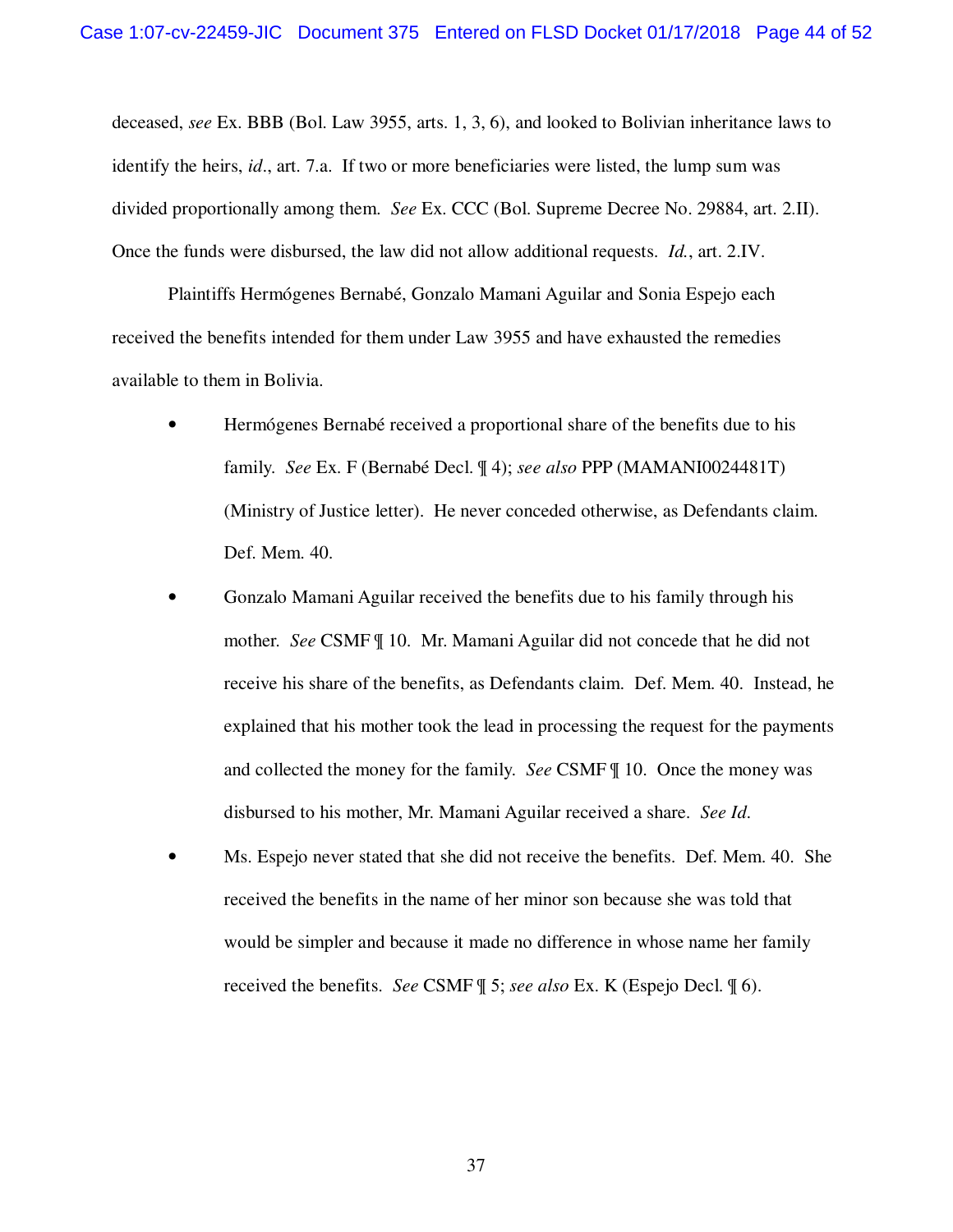deceased, *see* Ex. BBB (Bol. Law 3955, arts. 1, 3, 6), and looked to Bolivian inheritance laws to identify the heirs, *id*., art. 7.a. If two or more beneficiaries were listed, the lump sum was divided proportionally among them. *See* Ex. CCC (Bol. Supreme Decree No. 29884, art. 2.II). Once the funds were disbursed, the law did not allow additional requests. *Id.*, art. 2.IV.

Plaintiffs Hermógenes Bernabé, Gonzalo Mamani Aguilar and Sonia Espejo each received the benefits intended for them under Law 3955 and have exhausted the remedies available to them in Bolivia.

- Hermógenes Bernabé received a proportional share of the benefits due to his family. *See* Ex. F (Bernabé Decl. ¶ 4); *see also* PPP (MAMANI0024481T) (Ministry of Justice letter). He never conceded otherwise, as Defendants claim. Def. Mem. 40.
- Gonzalo Mamani Aguilar received the benefits due to his family through his mother. *See* CSMF ¶ 10. Mr. Mamani Aguilar did not concede that he did not receive his share of the benefits, as Defendants claim. Def. Mem. 40. Instead, he explained that his mother took the lead in processing the request for the payments and collected the money for the family. *See* CSMF ¶ 10. Once the money was disbursed to his mother, Mr. Mamani Aguilar received a share. *See Id.*
- Ms. Espejo never stated that she did not receive the benefits. Def. Mem. 40. She received the benefits in the name of her minor son because she was told that would be simpler and because it made no difference in whose name her family received the benefits. *See* CSMF ¶ 5; *see also* Ex. K (Espejo Decl. ¶ 6).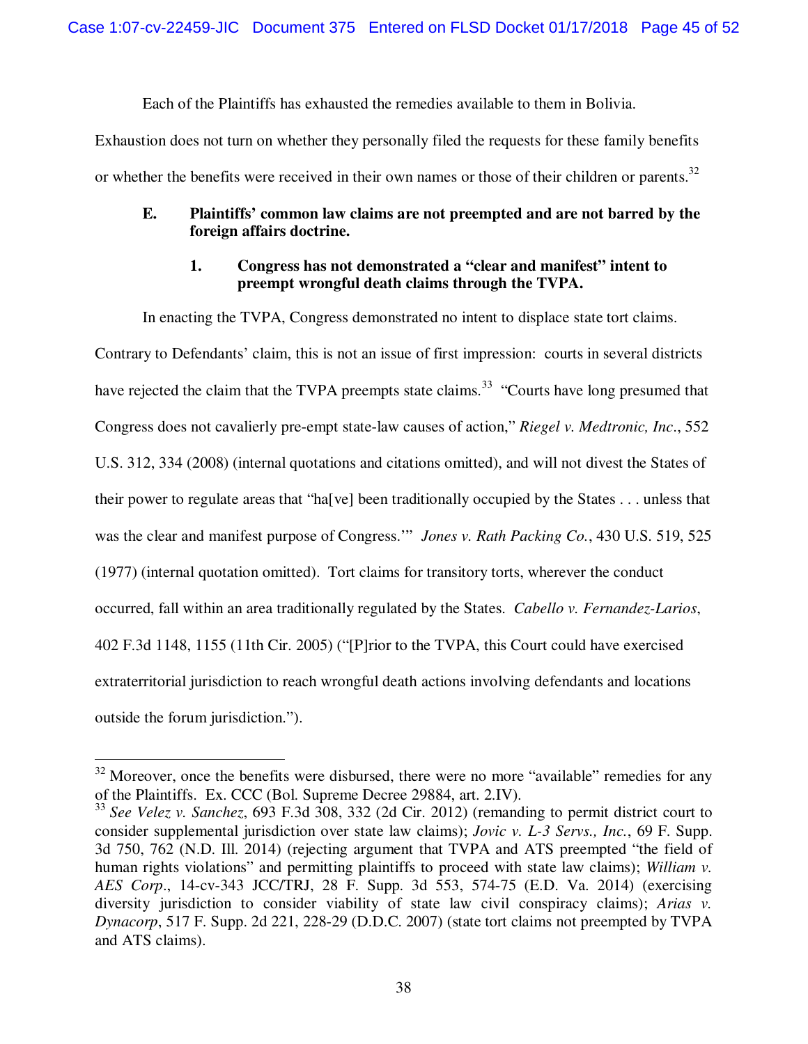Each of the Plaintiffs has exhausted the remedies available to them in Bolivia. Exhaustion does not turn on whether they personally filed the requests for these family benefits or whether the benefits were received in their own names or those of their children or parents.[32]

### E. Plaintiffs' common law claims are not preempted and are not barred by the foreign affairs doctrine.

#### 1. Congress has not demonstrated a "clear and manifest" intent to preempt wrongful death claims through the TVPA.

In enacting the TVPA, Congress demonstrated no intent to displace state tort claims. Contrary to Defendants' claim, this is not an issue of first impression: courts in several districts have rejected the claim that the TVPA preempts state claims.[33] "Courts have long presumed that Congress does not cavalierly pre-empt state-law causes of action," *Riegel v. Medtronic, Inc.*, 552 U.S. 312, 334 (2008) (internal quotations and citations omitted), and will not divest the States of their power to regulate areas that "ha[ve] been traditionally occupied by the States . . . unless that was the clear and manifest purpose of Congress.'" *Jones v. Rath Packing Co.*, 430 U.S. 519, 525 (1977) (internal quotation omitted). Tort claims for transitory torts, wherever the conduct occurred, fall within an area traditionally regulated by the States. *Cabello v. Fernandez-Larios*, 402 F.3d 1148, 1155 (11th Cir. 2005) ("[P]rior to the TVPA, this Court could have exercised extraterritorial jurisdiction to reach wrongful death actions involving defendants and locations outside the forum jurisdiction.").

---

[32] Moreover, once the benefits were disbursed, there were no more "available" remedies for any of the Plaintiffs. Ex. CCC (Bol. Supreme Decree 29884, art. 2.IV).

[33] *See Velez v. Sanchez*, 693 F.3d 308, 332 (2d Cir. 2012) (remanding to permit district court to consider supplemental jurisdiction over state law claims); *Jovic v. L-3 Servs., Inc.*, 69 F. Supp. 3d 750, 762 (N.D. Ill. 2014) (rejecting argument that TVPA and ATS preempted "the field of human rights violations" and permitting plaintiffs to proceed with state law claims); *William v. AES Corp*., 14-cv-343 JCC/TRJ, 28 F. Supp. 3d 553, 574-75 (E.D. Va. 2014) (exercising diversity jurisdiction to consider viability of state law civil conspiracy claims); *Arias v. Dynacorp*, 517 F. Supp. 2d 221, 228-29 (D.D.C. 2007) (state tort claims not preempted by TVPA and ATS claims).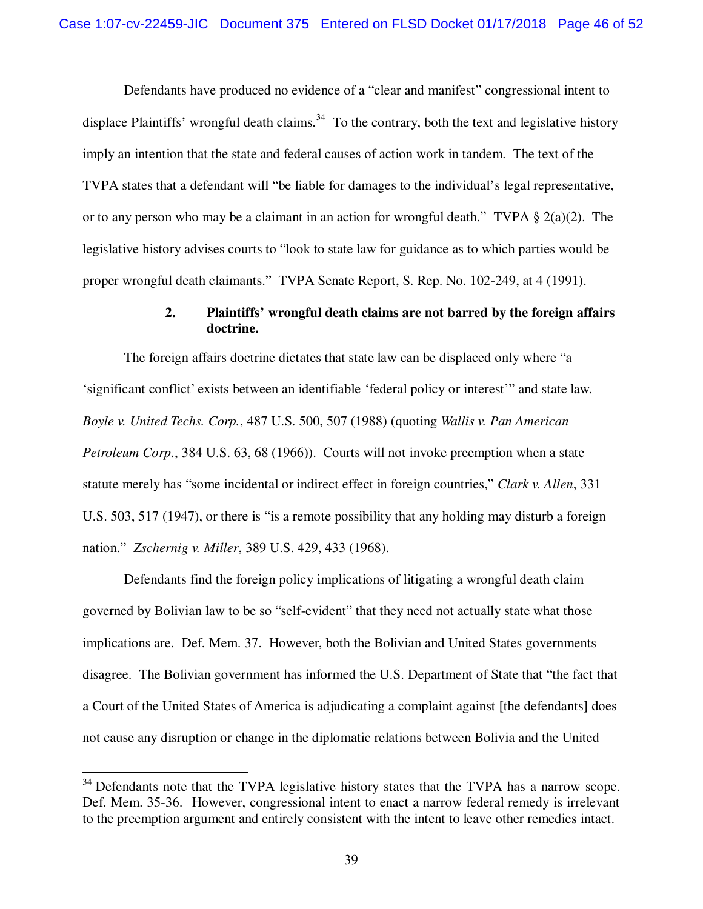Defendants have produced no evidence of a "clear and manifest" congressional intent to displace Plaintiffs' wrongful death claims.[34] To the contrary, both the text and legislative history imply an intention that the state and federal causes of action work in tandem. The text of the TVPA states that a defendant will "be liable for damages to the individual's legal representative, or to any person who may be a claimant in an action for wrongful death." TVPA § 2(a)(2). The legislative history advises courts to "look to state law for guidance as to which parties would be proper wrongful death claimants." TVPA Senate Report, S. Rep. No. 102-249, at 4 (1991).

**2. Plaintiffs' wrongful death claims are not barred by the foreign affairs doctrine.**

The foreign affairs doctrine dictates that state law can be displaced only where "a 'significant conflict' exists between an identifiable 'federal policy or interest'" and state law. *Boyle v. United Techs. Corp.*, 487 U.S. 500, 507 (1988) (quoting *Wallis v. Pan American Petroleum Corp.*, 384 U.S. 63, 68 (1966)). Courts will not invoke preemption when a state statute merely has "some incidental or indirect effect in foreign countries," *Clark v. Allen*, 331 U.S. 503, 517 (1947), or there is "is a remote possibility that any holding may disturb a foreign nation." *Zschernig v. Miller*, 389 U.S. 429, 433 (1968).

Defendants find the foreign policy implications of litigating a wrongful death claim governed by Bolivian law to be so "self-evident" that they need not actually state what those implications are. Def. Mem. 37. However, both the Bolivian and United States governments disagree. The Bolivian government has informed the U.S. Department of State that "the fact that a Court of the United States of America is adjudicating a complaint against [the defendants] does not cause any disruption or change in the diplomatic relations between Bolivia and the United

---

[34] Defendants note that the TVPA legislative history states that the TVPA has a narrow scope. Def. Mem. 35-36. However, congressional intent to enact a narrow federal remedy is irrelevant to the preemption argument and entirely consistent with the intent to leave other remedies intact.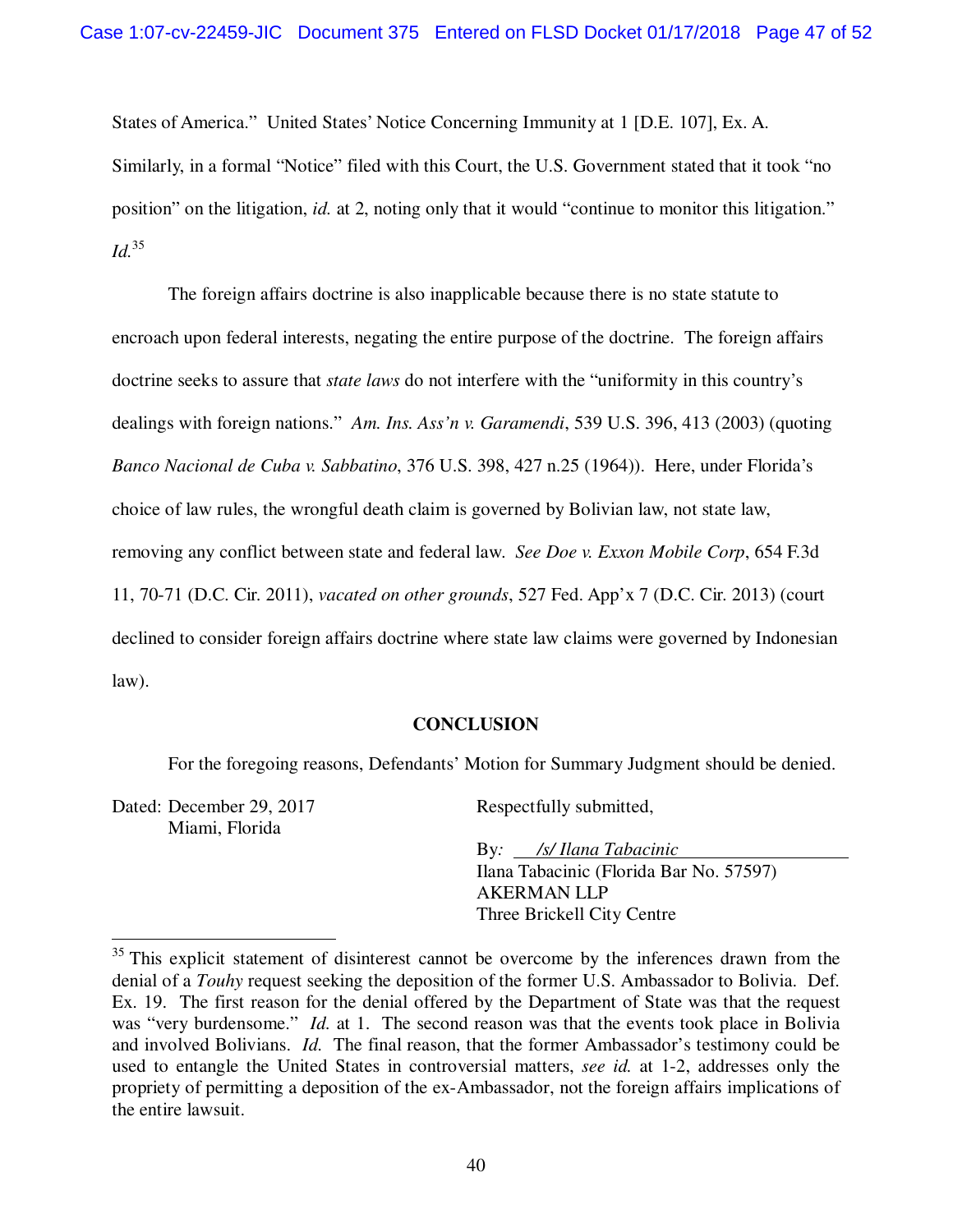States of America." United States' Notice Concerning Immunity at 1 [D.E. 107], Ex. A. Similarly, in a formal "Notice" filed with this Court, the U.S. Government stated that it took "no position" on the litigation, *id.* at 2, noting only that it would "continue to monitor this litigation." *Id.*[35]

The foreign affairs doctrine is also inapplicable because there is no state statute to encroach upon federal interests, negating the entire purpose of the doctrine. The foreign affairs doctrine seeks to assure that *state laws* do not interfere with the "uniformity in this country's dealings with foreign nations." *Am. Ins. Ass'n v. Garamendi*, 539 U.S. 396, 413 (2003) (quoting *Banco Nacional de Cuba v. Sabbatino*, 376 U.S. 398, 427 n.25 (1964)). Here, under Florida's choice of law rules, the wrongful death claim is governed by Bolivian law, not state law, removing any conflict between state and federal law. *See Doe v. Exxon Mobile Corp*, 654 F.3d 11, 70-71 (D.C. Cir. 2011), *vacated on other grounds*, 527 Fed. App'x 7 (D.C. Cir. 2013) (court declined to consider foreign affairs doctrine where state law claims were governed by Indonesian law).

**CONCLUSION**

For the foregoing reasons, Defendants' Motion for Summary Judgment should be denied.

Dated: December 29, 2017
Miami, Florida

Respectfully submitted,

By: */s/ Ilana Tabacinic*
Ilana Tabacinic (Florida Bar No. 57597)
AKERMAN LLP
Three Brickell City Centre

---

[35] This explicit statement of disinterest cannot be overcome by the inferences drawn from the denial of a *Touhy* request seeking the deposition of the former U.S. Ambassador to Bolivia. Def. Ex. 19. The first reason for the denial offered by the Department of State was that the request was "very burdensome." *Id.* at 1. The second reason was that the events took place in Bolivia and involved Bolivians. *Id.* The final reason, that the former Ambassador's testimony could be used to entangle the United States in controversial matters, *see id.* at 1-2, addresses only the propriety of permitting a deposition of the ex-Ambassador, not the foreign affairs implications of the entire lawsuit.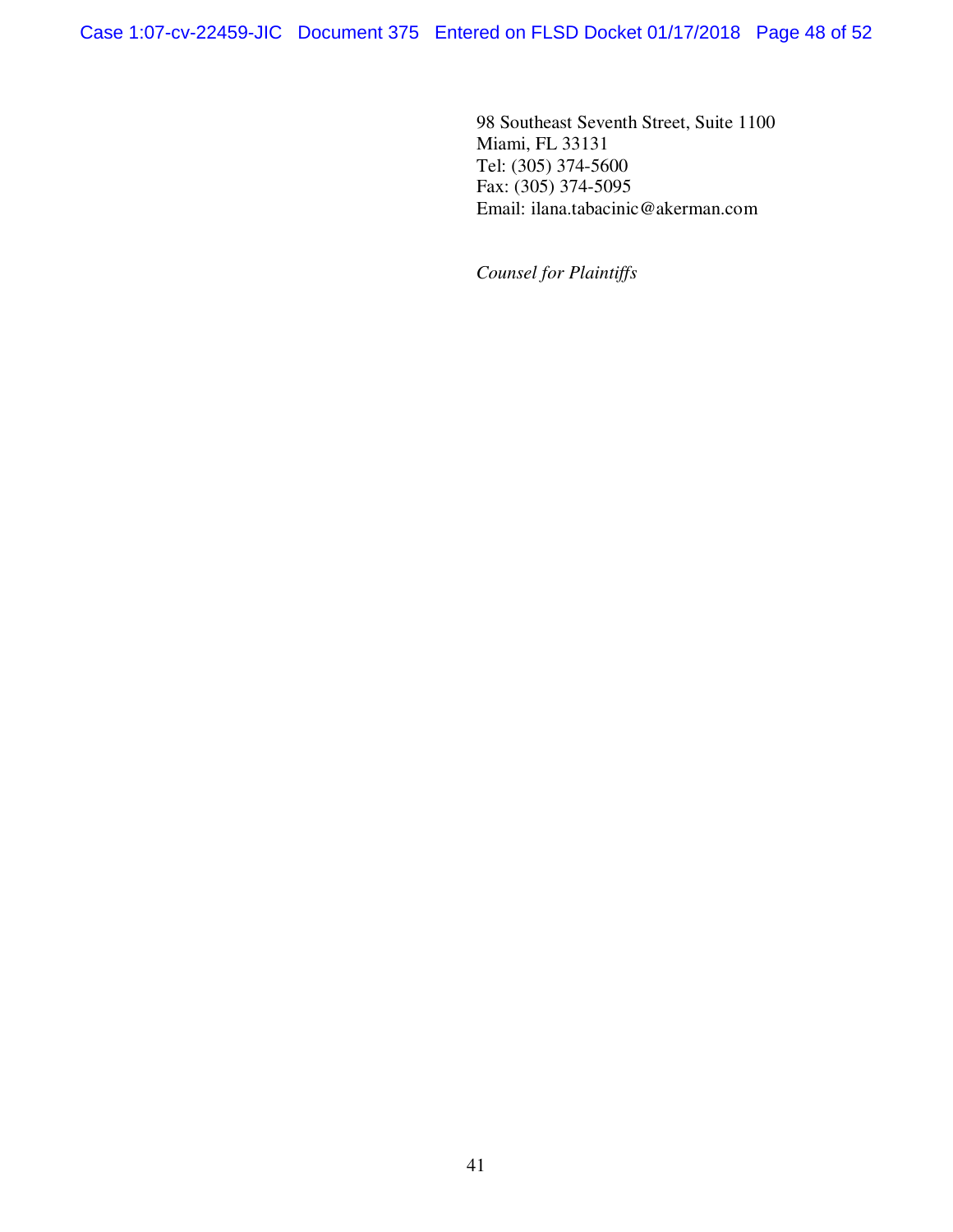98 Southeast Seventh Street, Suite 1100
Miami, FL 33131
Tel: (305) 374-5600
Fax: (305) 374-5095
Email: ilana.tabacinic@akerman.com

*Counsel for Plaintiffs*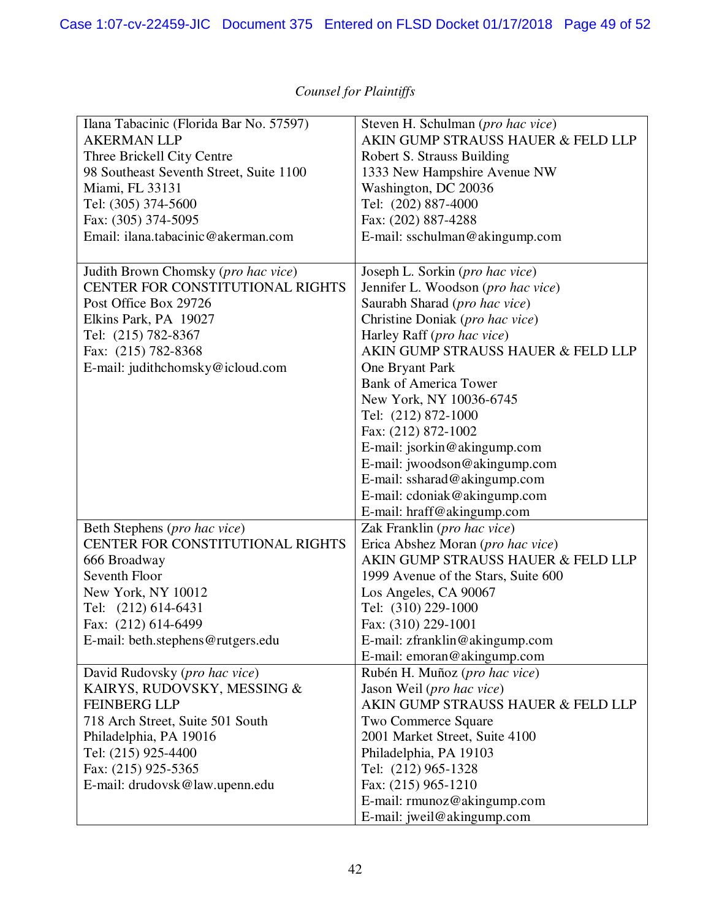*Counsel for Plaintiffs*

| | |
|---|---|
| Ilana Tabacinic (Florida Bar No. 57597)<br>AKERMAN LLP<br>Three Brickell City Centre<br>98 Southeast Seventh Street, Suite 1100<br>Miami, FL 33131<br>Tel: (305) 374-5600<br>Fax: (305) 374-5095<br>Email: ilana.tabacinic@akerman.com | Steven H. Schulman (*pro hac vice*)<br>AKIN GUMP STRAUSS HAUER & FELD LLP<br>Robert S. Strauss Building<br>1333 New Hampshire Avenue NW<br>Washington, DC 20036<br>Tel: (202) 887-4000<br>Fax: (202) 887-4288<br>E-mail: sschulman@akingump.com |
| Judith Brown Chomsky (*pro hac vice*)<br>CENTER FOR CONSTITUTIONAL RIGHTS<br>Post Office Box 29726<br>Elkins Park, PA 19027<br>Tel: (215) 782-8367<br>Fax: (215) 782-8368<br>E-mail: judithchomsky@icloud.com | Joseph L. Sorkin (*pro hac vice*)<br>Jennifer L. Woodson (*pro hac vice*)<br>Saurabh Sharad (*pro hac vice*)<br>Christine Doniak (*pro hac vice*)<br>Harley Raff (*pro hac vice*)<br>AKIN GUMP STRAUSS HAUER & FELD LLP<br>One Bryant Park<br>Bank of America Tower<br>New York, NY 10036-6745<br>Tel: (212) 872-1000<br>Fax: (212) 872-1002<br>E-mail: jsorkin@akingump.com<br>E-mail: jwoodson@akingump.com<br>E-mail: ssharad@akingump.com<br>E-mail: cdoniak@akingump.com<br>E-mail: hraff@akingump.com |
| Beth Stephens (*pro hac vice*)<br>CENTER FOR CONSTITUTIONAL RIGHTS<br>666 Broadway<br>Seventh Floor<br>New York, NY 10012<br>Tel: (212) 614-6431<br>Fax: (212) 614-6499<br>E-mail: beth.stephens@rutgers.edu | Zak Franklin (*pro hac vice*)<br>Erica Abshez Moran (*pro hac vice*)<br>AKIN GUMP STRAUSS HAUER & FELD LLP<br>1999 Avenue of the Stars, Suite 600<br>Los Angeles, CA 90067<br>Tel: (310) 229-1000<br>Fax: (310) 229-1001<br>E-mail: zfranklin@akingump.com<br>E-mail: emoran@akingump.com |
| David Rudovsky (*pro hac vice*)<br>KAIRYS, RUDOVSKY, MESSING &<br>FEINBERG LLP<br>718 Arch Street, Suite 501 South<br>Philadelphia, PA 19016<br>Tel: (215) 925-4400<br>Fax: (215) 925-5365<br>E-mail: drudovsk@law.upenn.edu | Rubén H. Muñoz (*pro hac vice*)<br>Jason Weil (*pro hac vice*)<br>AKIN GUMP STRAUSS HAUER & FELD LLP<br>Two Commerce Square<br>2001 Market Street, Suite 4100<br>Philadelphia, PA 19103<br>Tel: (212) 965-1328<br>Fax: (215) 965-1210<br>E-mail: rmunoz@akingump.com<br>E-mail: jweil@akingump.com |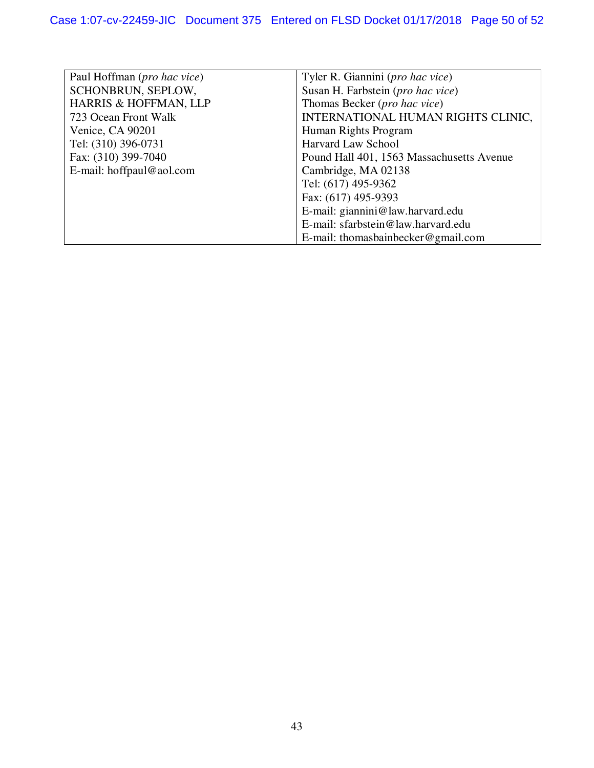| Paul Hoffman (*pro hac vice*)<br>SCHONBRUN, SEPLOW,<br>HARRIS & HOFFMAN, LLP<br>723 Ocean Front Walk<br>Venice, CA 90201<br>Tel: (310) 396-0731<br>Fax: (310) 399-7040<br>E-mail: hoffpaul@aol.com | Tyler R. Giannini (*pro hac vice*)<br>Susan H. Farbstein (*pro hac vice*)<br>Thomas Becker (*pro hac vice*)<br>INTERNATIONAL HUMAN RIGHTS CLINIC,<br>Human Rights Program<br>Harvard Law School<br>Pound Hall 401, 1563 Massachusetts Avenue<br>Cambridge, MA 02138<br>Tel: (617) 495-9362<br>Fax: (617) 495-9393<br>E-mail: giannini@law.harvard.edu<br>E-mail: sfarbstein@law.harvard.edu<br>E-mail: thomasbainbecker@gmail.com |
|---|---|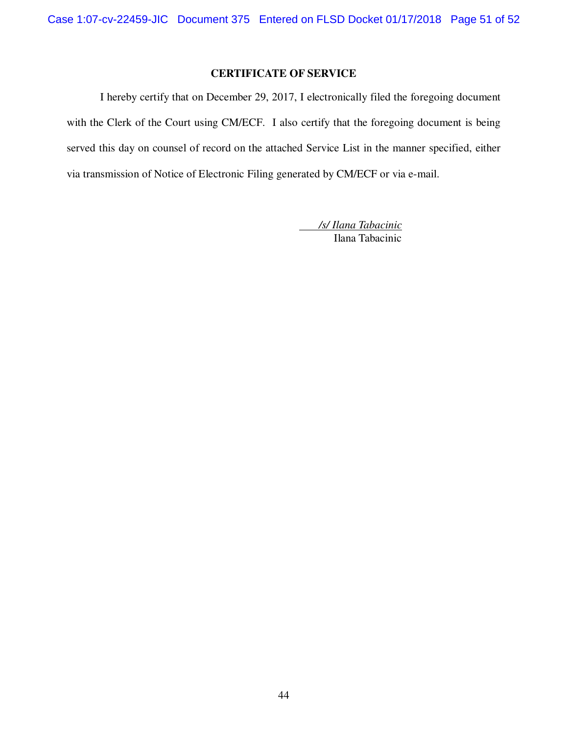## CERTIFICATE OF SERVICE

I hereby certify that on December 29, 2017, I electronically filed the foregoing document with the Clerk of the Court using CM/ECF. I also certify that the foregoing document is being served this day on counsel of record on the attached Service List in the manner specified, either via transmission of Notice of Electronic Filing generated by CM/ECF or via e-mail.

*/s/ Ilana Tabacinic*
Ilana Tabacinic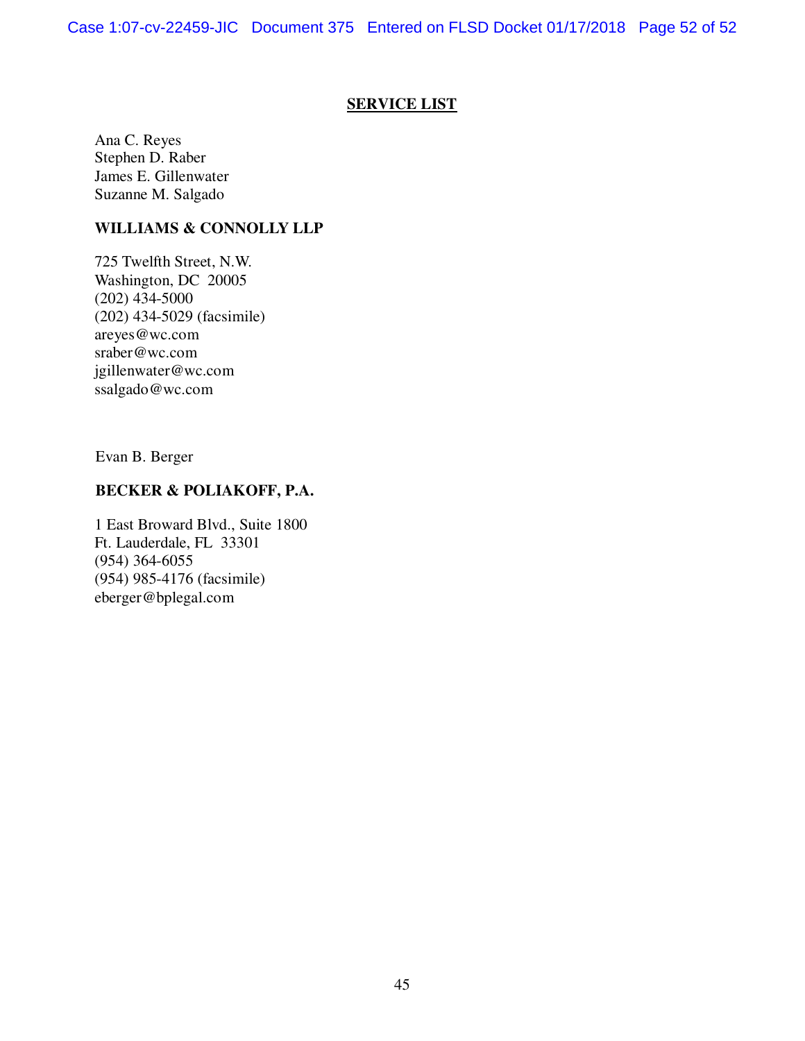## SERVICE LIST

Ana C. Reyes
Stephen D. Raber
James E. Gillenwater
Suzanne M. Salgado

**WILLIAMS & CONNOLLY LLP**

725 Twelfth Street, N.W.
Washington, DC 20005
(202) 434-5000
(202) 434-5029 (facsimile)
areyes@wc.com
sraber@wc.com
jgillenwater@wc.com
ssalgado@wc.com

Evan B. Berger

**BECKER & POLIAKOFF, P.A.**

1 East Broward Blvd., Suite 1800
Ft. Lauderdale, FL 33301
(954) 364-6055
(954) 985-4176 (facsimile)
eberger@bplegal.com